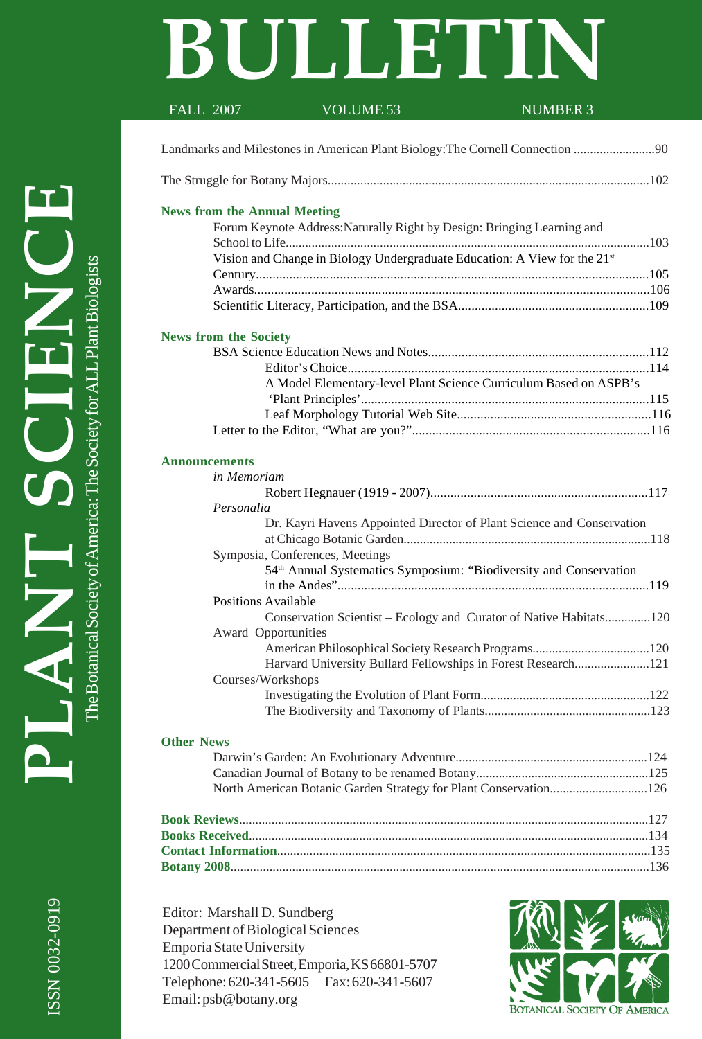# PLANT SCIENCE BULLETIN

The Botanical Society of America: The Society for ALL Plant Biologists

FALL 2007 VOLUME 53 NUMBER 3

Landmarks and Milestones in American Plant Biology: The Cornell Connection .........................90

The Struggle for Botany Majors.................................................................................................102

**News from the Annual Meeting**

Forum Keynote Address: Naturally Right by Design: Bringing Learning and School to Life...........................................................................................................103

Vision and Change in Biology Undergraduate Education: A View for the 21st Century..................................................................................................................105

Awards...................................................................................................................106

Scientific Literacy, Participation, and the BSA.........................................................109

**News from the Society**

BSA Science Education News and Notes.................................................................112

Editor's Choice.........................................................................................114

A Model Elementary-level Plant Science Curriculum Based on ASPB's 'Plant Principles'.......................................................................................115

Leaf Morphology Tutorial Web Site..........................................................116

Letter to the Editor, "What are you?".......................................................................116

**Announcements**

*in Memoriam*

Robert Hegnauer (1919 - 2007).................................................................117

*Personalia*

Dr. Kayri Havens Appointed Director of Plant Science and Conservation at Chicago Botanic Garden...........................................................................118

Symposia, Conferences, Meetings

54th Annual Systematics Symposium: "Biodiversity and Conservation in the Andes"............................................................................................119

Positions Available

Conservation Scientist – Ecology and Curator of Native Habitats..............120

Award Opportunities

American Philosophical Society Research Programs...................................120

Harvard University Bullard Fellowships in Forest Research.......................121

Courses/Workshops

Investigating the Evolution of Plant Form...................................................122

The Biodiversity and Taxonomy of Plants...................................................123

**Other News**

Darwin's Garden: An Evolutionary Adventure..........................................................124

Canadian Journal of Botany to be renamed Botany....................................................125

North American Botanic Garden Strategy for Plant Conservation.............................126

**Book Reviews**.............................................................................................................127

**Books Received**..........................................................................................................134

**Contact Information**...................................................................................................135

**Botany 2008**...............................................................................................................136

Editor: Marshall D. Sundberg
Department of Biological Sciences
Emporia State University
1200 Commercial Street, Emporia, KS 66801-5707
Telephone: 620-341-5605 Fax: 620-341-5607
Email: psb@botany.org

Botanical Society of America

ISSN 0032-0919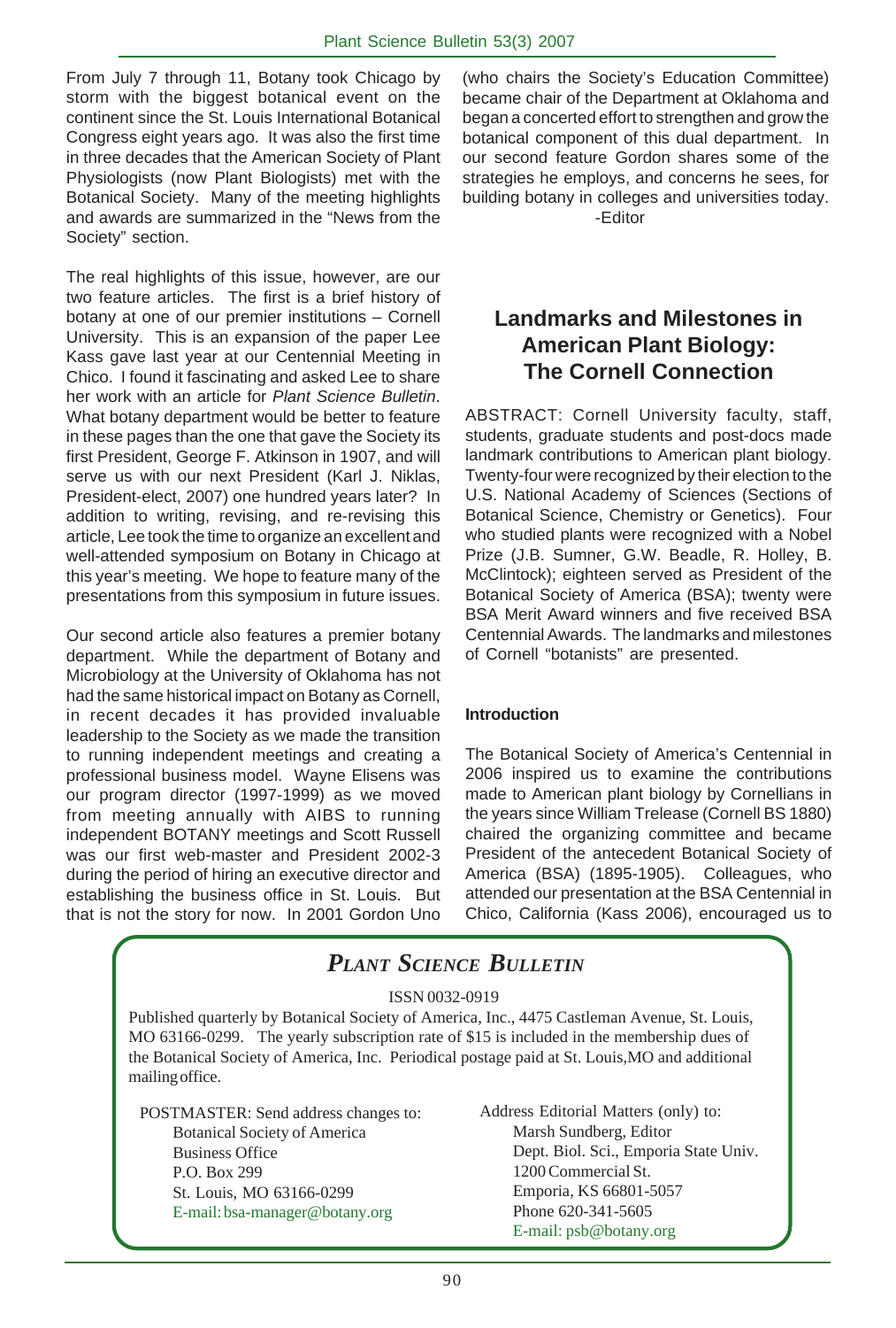From July 7 through 11, Botany took Chicago by storm with the biggest botanical event on the continent since the St. Louis International Botanical Congress eight years ago. It was also the first time in three decades that the American Society of Plant Physiologists (now Plant Biologists) met with the Botanical Society. Many of the meeting highlights and awards are summarized in the "News from the Society" section.

The real highlights of this issue, however, are our two feature articles. The first is a brief history of botany at one of our premier institutions – Cornell University. This is an expansion of the paper Lee Kass gave last year at our Centennial Meeting in Chico. I found it fascinating and asked Lee to share her work with an article for *Plant Science Bulletin*. What botany department would be better to feature in these pages than the one that gave the Society its first President, George F. Atkinson in 1907, and will serve us with our next President (Karl J. Niklas, President-elect, 2007) one hundred years later? In addition to writing, revising, and re-revising this article, Lee took the time to organize an excellent and well-attended symposium on Botany in Chicago at this year's meeting. We hope to feature many of the presentations from this symposium in future issues.

Our second article also features a premier botany department. While the department of Botany and Microbiology at the University of Oklahoma has not had the same historical impact on Botany as Cornell, in recent decades it has provided invaluable leadership to the Society as we made the transition to running independent meetings and creating a professional business model. Wayne Elisens was our program director (1997-1999) as we moved from meeting annually with AIBS to running independent BOTANY meetings and Scott Russell was our first web-master and President 2002-3 during the period of hiring an executive director and establishing the business office in St. Louis. But that is not the story for now. In 2001 Gordon Uno (who chairs the Society's Education Committee) became chair of the Department at Oklahoma and began a concerted effort to strengthen and grow the botanical component of this dual department. In our second feature Gordon shares some of the strategies he employs, and concerns he sees, for building botany in colleges and universities today.

-Editor

## Landmarks and Milestones in American Plant Biology: The Cornell Connection

ABSTRACT: Cornell University faculty, staff, students, graduate students and post-docs made landmark contributions to American plant biology. Twenty-four were recognized by their election to the U.S. National Academy of Sciences (Sections of Botanical Science, Chemistry or Genetics). Four who studied plants were recognized with a Nobel Prize (J.B. Sumner, G.W. Beadle, R. Holley, B. McClintock); eighteen served as President of the Botanical Society of America (BSA); twenty were BSA Merit Award winners and five received BSA Centennial Awards. The landmarks and milestones of Cornell "botanists" are presented.

### Introduction

The Botanical Society of America's Centennial in 2006 inspired us to examine the contributions made to American plant biology by Cornellians in the years since William Trelease (Cornell BS 1880) chaired the organizing committee and became President of the antecedent Botanical Society of America (BSA) (1895-1905). Colleagues, who attended our presentation at the BSA Centennial in Chico, California (Kass 2006), encouraged us to

## *PLANT SCIENCE BULLETIN*

ISSN 0032-0919

Published quarterly by Botanical Society of America, Inc., 4475 Castleman Avenue, St. Louis, MO 63166-0299. The yearly subscription rate of $15 is included in the membership dues of the Botanical Society of America, Inc. Periodical postage paid at St. Louis,MO and additional mailing office.

POSTMASTER: Send address changes to:
Botanical Society of America
Business Office
P.O. Box 299
St. Louis, MO 63166-0299
E-mail: bsa-manager@botany.org

Address Editorial Matters (only) to:
Marsh Sundberg, Editor
Dept. Biol. Sci., Emporia State Univ.
1200 Commercial St.
Emporia, KS 66801-5057
Phone 620-341-5605
E-mail: psb@botany.org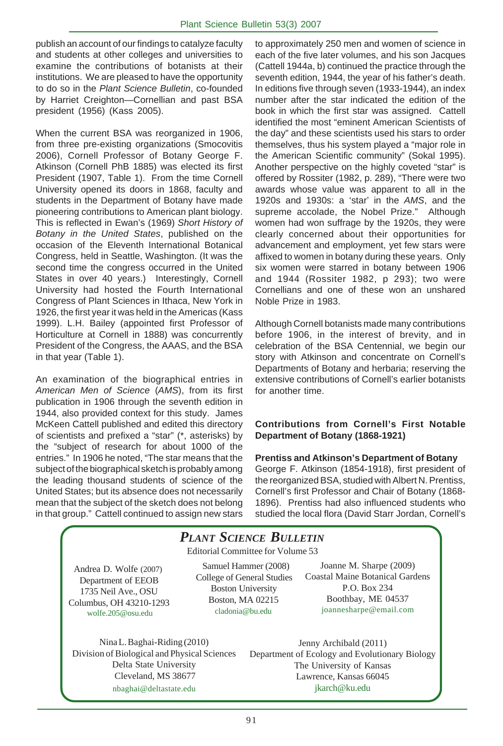publish an account of our findings to catalyze faculty and students at other colleges and universities to examine the contributions of botanists at their institutions. We are pleased to have the opportunity to do so in the *Plant Science Bulletin*, co-founded by Harriet Creighton—Cornellian and past BSA president (1956) (Kass 2005).

When the current BSA was reorganized in 1906, from three pre-existing organizations (Smocovitis 2006), Cornell Professor of Botany George F. Atkinson (Cornell PhB 1885) was elected its first President (1907, Table 1). From the time Cornell University opened its doors in 1868, faculty and students in the Department of Botany have made pioneering contributions to American plant biology. This is reflected in Ewan's (1969) *Short History of Botany in the United States*, published on the occasion of the Eleventh International Botanical Congress, held in Seattle, Washington. (It was the second time the congress occurred in the United States in over 40 years.) Interestingly, Cornell University had hosted the Fourth International Congress of Plant Sciences in Ithaca, New York in 1926, the first year it was held in the Americas (Kass 1999). L.H. Bailey (appointed first Professor of Horticulture at Cornell in 1888) was concurrently President of the Congress, the AAAS, and the BSA in that year (Table 1).

An examination of the biographical entries in *American Men of Science* (*AMS*), from its first publication in 1906 through the seventh edition in 1944, also provided context for this study. James McKeen Cattell published and edited this directory of scientists and prefixed a "star" (*, asterisks) by the "subject of research for about 1000 of the entries." In 1906 he noted, "The star means that the subject of the biographical sketch is probably among the leading thousand students of science of the United States; but its absence does not necessarily mean that the subject of the sketch does not belong in that group." Cattell continued to assign new stars to approximately 250 men and women of science in each of the five later volumes, and his son Jacques (Cattell 1944a, b) continued the practice through the seventh edition, 1944, the year of his father's death. In editions five through seven (1933-1944), an index number after the star indicated the edition of the book in which the first star was assigned. Cattell identified the most "eminent American Scientists of the day" and these scientists used his stars to order themselves, thus his system played a "major role in the American Scientific community" (Sokal 1995). Another perspective on the highly coveted "star" is offered by Rossiter (1982, p. 289), "There were two awards whose value was apparent to all in the 1920s and 1930s: a 'star' in the *AMS*, and the supreme accolade, the Nobel Prize." Although women had won suffrage by the 1920s, they were clearly concerned about their opportunities for advancement and employment, yet few stars were affixed to women in botany during these years. Only six women were starred in botany between 1906 and 1944 (Rossiter 1982, p 293); two were Cornellians and one of these won an unshared Noble Prize in 1983.

Although Cornell botanists made many contributions before 1906, in the interest of brevity, and in celebration of the BSA Centennial, we begin our story with Atkinson and concentrate on Cornell's Departments of Botany and herbaria; reserving the extensive contributions of Cornell's earlier botanists for another time.

### Contributions from Cornell's First Notable Department of Botany (1868-1921)

#### Prentiss and Atkinson's Department of Botany

George F. Atkinson (1854-1918), first president of the reorganized BSA, studied with Albert N. Prentiss, Cornell's first Professor and Chair of Botany (1868-1896). Prentiss had also influenced students who studied the local flora (David Starr Jordan, Cornell's

---

***PLANT SCIENCE BULLETIN***

Editorial Committee for Volume 53

Andrea D. Wolfe (2007)
Department of EEOB
1735 Neil Ave., OSU
Columbus, OH 43210-1293
wolfe.205@osu.edu

Samuel Hammer (2008)
College of General Studies
Boston University
Boston, MA 02215
cladonia@bu.edu

Joanne M. Sharpe (2009)
Coastal Maine Botanical Gardens
P.O. Box 234
Boothbay, ME 04537
joannesharpe@email.com

Nina L. Baghai-Riding (2010)
Division of Biological and Physical Sciences
Delta State University
Cleveland, MS 38677
nbaghai@deltastate.edu

Jenny Archibald (2011)
Department of Ecology and Evolutionary Biology
The University of Kansas
Lawrence, Kansas 66045
jkarch@ku.edu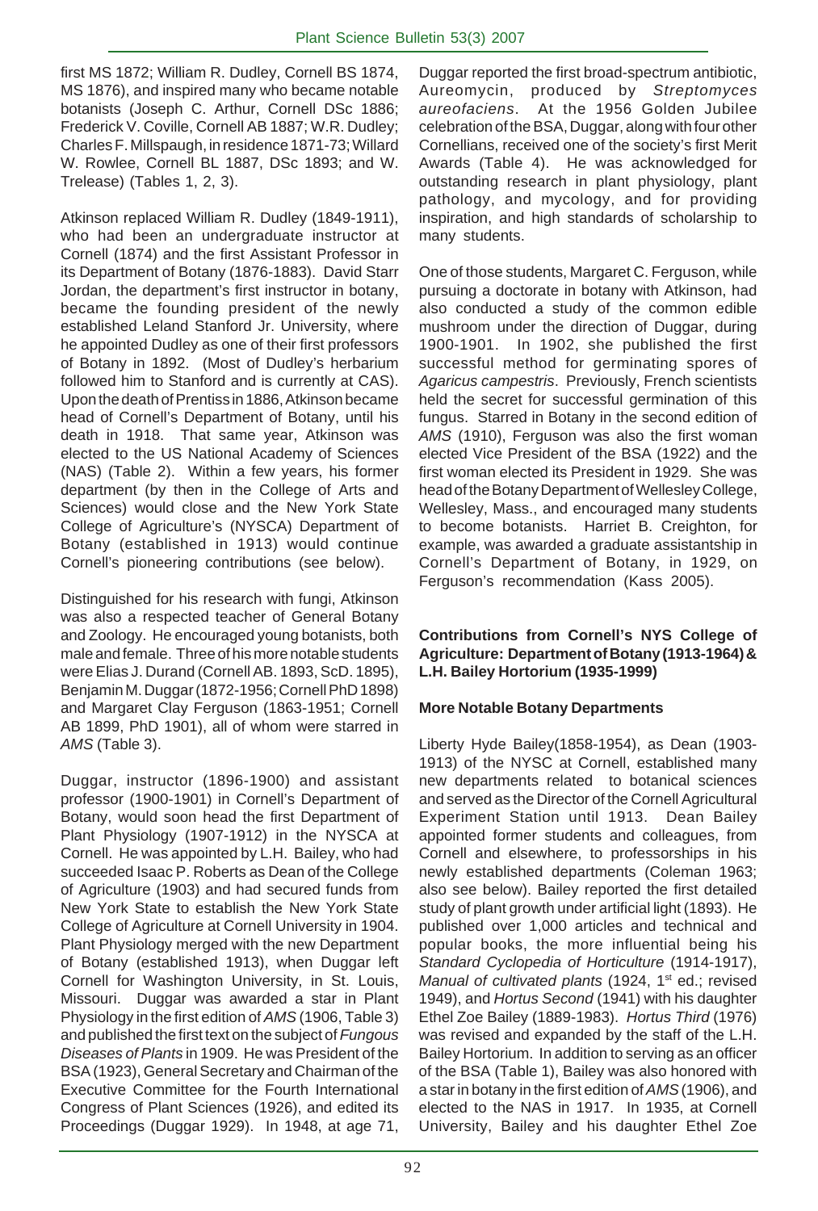first MS 1872; William R. Dudley, Cornell BS 1874, MS 1876), and inspired many who became notable botanists (Joseph C. Arthur, Cornell DSc 1886; Frederick V. Coville, Cornell AB 1887; W.R. Dudley; Charles F. Millspaugh, in residence 1871-73; Willard W. Rowlee, Cornell BL 1887, DSc 1893; and W. Trelease) (Tables 1, 2, 3).

Atkinson replaced William R. Dudley (1849-1911), who had been an undergraduate instructor at Cornell (1874) and the first Assistant Professor in its Department of Botany (1876-1883). David Starr Jordan, the department's first instructor in botany, became the founding president of the newly established Leland Stanford Jr. University, where he appointed Dudley as one of their first professors of Botany in 1892. (Most of Dudley's herbarium followed him to Stanford and is currently at CAS). Upon the death of Prentiss in 1886, Atkinson became head of Cornell's Department of Botany, until his death in 1918. That same year, Atkinson was elected to the US National Academy of Sciences (NAS) (Table 2). Within a few years, his former department (by then in the College of Arts and Sciences) would close and the New York State College of Agriculture's (NYSCA) Department of Botany (established in 1913) would continue Cornell's pioneering contributions (see below).

Distinguished for his research with fungi, Atkinson was also a respected teacher of General Botany and Zoology. He encouraged young botanists, both male and female. Three of his more notable students were Elias J. Durand (Cornell AB. 1893, ScD. 1895), Benjamin M. Duggar (1872-1956; Cornell PhD 1898) and Margaret Clay Ferguson (1863-1951; Cornell AB 1899, PhD 1901), all of whom were starred in *AMS* (Table 3).

Duggar, instructor (1896-1900) and assistant professor (1900-1901) in Cornell's Department of Botany, would soon head the first Department of Plant Physiology (1907-1912) in the NYSCA at Cornell. He was appointed by L.H. Bailey, who had succeeded Isaac P. Roberts as Dean of the College of Agriculture (1903) and had secured funds from New York State to establish the New York State College of Agriculture at Cornell University in 1904. Plant Physiology merged with the new Department of Botany (established 1913), when Duggar left Cornell for Washington University, in St. Louis, Missouri. Duggar was awarded a star in Plant Physiology in the first edition of *AMS* (1906, Table 3) and published the first text on the subject of *Fungous Diseases of Plants* in 1909. He was President of the BSA (1923), General Secretary and Chairman of the Executive Committee for the Fourth International Congress of Plant Sciences (1926), and edited its Proceedings (Duggar 1929). In 1948, at age 71, Duggar reported the first broad-spectrum antibiotic, Aureomycin, produced by *Streptomyces aureofaciens*. At the 1956 Golden Jubilee celebration of the BSA, Duggar, along with four other Cornellians, received one of the society's first Merit Awards (Table 4). He was acknowledged for outstanding research in plant physiology, plant pathology, and mycology, and for providing inspiration, and high standards of scholarship to many students.

One of those students, Margaret C. Ferguson, while pursuing a doctorate in botany with Atkinson, had also conducted a study of the common edible mushroom under the direction of Duggar, during 1900-1901. In 1902, she published the first successful method for germinating spores of *Agaricus campestris*. Previously, French scientists held the secret for successful germination of this fungus. Starred in Botany in the second edition of *AMS* (1910), Ferguson was also the first woman elected Vice President of the BSA (1922) and the first woman elected its President in 1929. She was head of the Botany Department of Wellesley College, Wellesley, Mass., and encouraged many students to become botanists. Harriet B. Creighton, for example, was awarded a graduate assistantship in Cornell's Department of Botany, in 1929, on Ferguson's recommendation (Kass 2005).

**Contributions from Cornell's NYS College of Agriculture: Department of Botany (1913-1964) & L.H. Bailey Hortorium (1935-1999)**

**More Notable Botany Departments**

Liberty Hyde Bailey(1858-1954), as Dean (1903-1913) of the NYSC at Cornell, established many new departments related to botanical sciences and served as the Director of the Cornell Agricultural Experiment Station until 1913. Dean Bailey appointed former students and colleagues, from Cornell and elsewhere, to professorships in his newly established departments (Coleman 1963; also see below). Bailey reported the first detailed study of plant growth under artificial light (1893). He published over 1,000 articles and technical and popular books, the more influential being his *Standard Cyclopedia of Horticulture* (1914-1917), *Manual of cultivated plants* (1924, 1st ed.; revised 1949), and *Hortus Second* (1941) with his daughter Ethel Zoe Bailey (1889-1983). *Hortus Third* (1976) was revised and expanded by the staff of the L.H. Bailey Hortorium. In addition to serving as an officer of the BSA (Table 1), Bailey was also honored with a star in botany in the first edition of *AMS* (1906), and elected to the NAS in 1917. In 1935, at Cornell University, Bailey and his daughter Ethel Zoe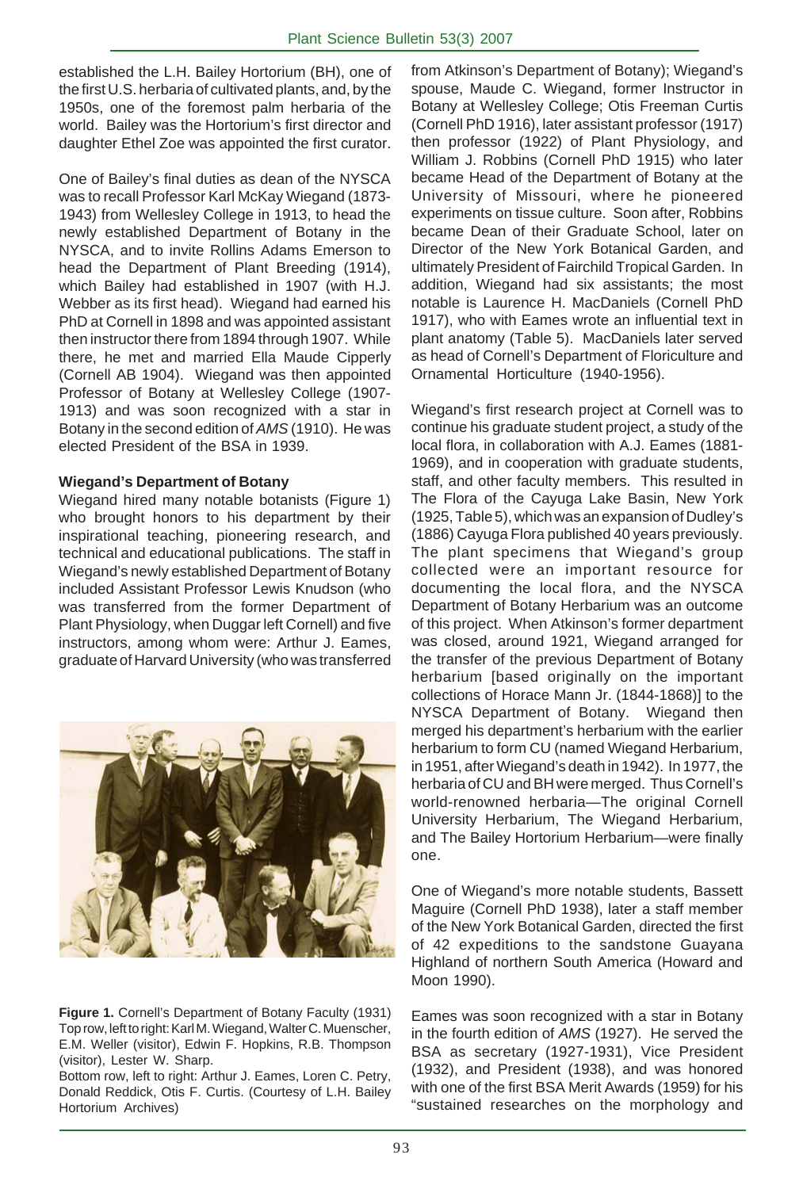established the L.H. Bailey Hortorium (BH), one of the first U.S. herbaria of cultivated plants, and, by the 1950s, one of the foremost palm herbaria of the world. Bailey was the Hortorium's first director and daughter Ethel Zoe was appointed the first curator.

One of Bailey's final duties as dean of the NYSCA was to recall Professor Karl McKay Wiegand (1873-1943) from Wellesley College in 1913, to head the newly established Department of Botany in the NYSCA, and to invite Rollins Adams Emerson to head the Department of Plant Breeding (1914), which Bailey had established in 1907 (with H.J. Webber as its first head). Wiegand had earned his PhD at Cornell in 1898 and was appointed assistant then instructor there from 1894 through 1907. While there, he met and married Ella Maude Cipperly (Cornell AB 1904). Wiegand was then appointed Professor of Botany at Wellesley College (1907-1913) and was soon recognized with a star in Botany in the second edition of *AMS* (1910). He was elected President of the BSA in 1939.

**Wiegand's Department of Botany**

Wiegand hired many notable botanists (Figure 1) who brought honors to his department by their inspirational teaching, pioneering research, and technical and educational publications. The staff in Wiegand's newly established Department of Botany included Assistant Professor Lewis Knudson (who was transferred from the former Department of Plant Physiology, when Duggar left Cornell) and five instructors, among whom were: Arthur J. Eames, graduate of Harvard University (who was transferred from Atkinson's Department of Botany); Wiegand's spouse, Maude C. Wiegand, former Instructor in Botany at Wellesley College; Otis Freeman Curtis (Cornell PhD 1916), later assistant professor (1917) then professor (1922) of Plant Physiology, and William J. Robbins (Cornell PhD 1915) who later became Head of the Department of Botany at the University of Missouri, where he pioneered experiments on tissue culture. Soon after, Robbins became Dean of their Graduate School, later on Director of the New York Botanical Garden, and ultimately President of Fairchild Tropical Garden. In addition, Wiegand had six assistants; the most notable is Laurence H. MacDaniels (Cornell PhD 1917), who with Eames wrote an influential text in plant anatomy (Table 5). MacDaniels later served as head of Cornell's Department of Floriculture and Ornamental Horticulture (1940-1956).

**Figure 1.** Cornell's Department of Botany Faculty (1931) Top row, left to right: Karl M. Wiegand, Walter C. Muenscher, E.M. Weller (visitor), Edwin F. Hopkins, R.B. Thompson (visitor), Lester W. Sharp.
Bottom row, left to right: Arthur J. Eames, Loren C. Petry, Donald Reddick, Otis F. Curtis. (Courtesy of L.H. Bailey Hortorium Archives)

Wiegand's first research project at Cornell was to continue his graduate student project, a study of the local flora, in collaboration with A.J. Eames (1881-1969), and in cooperation with graduate students, staff, and other faculty members. This resulted in The Flora of the Cayuga Lake Basin, New York (1925, Table 5), which was an expansion of Dudley's (1886) Cayuga Flora published 40 years previously. The plant specimens that Wiegand's group collected were an important resource for documenting the local flora, and the NYSCA Department of Botany Herbarium was an outcome of this project. When Atkinson's former department was closed, around 1921, Wiegand arranged for the transfer of the previous Department of Botany herbarium [based originally on the important collections of Horace Mann Jr. (1844-1868)] to the NYSCA Department of Botany. Wiegand then merged his department's herbarium with the earlier herbarium to form CU (named Wiegand Herbarium, in 1951, after Wiegand's death in 1942). In 1977, the herbaria of CU and BH were merged. Thus Cornell's world-renowned herbaria—The original Cornell University Herbarium, The Wiegand Herbarium, and The Bailey Hortorium Herbarium—were finally one.

One of Wiegand's more notable students, Bassett Maguire (Cornell PhD 1938), later a staff member of the New York Botanical Garden, directed the first of 42 expeditions to the sandstone Guayana Highland of northern South America (Howard and Moon 1990).

Eames was soon recognized with a star in Botany in the fourth edition of *AMS* (1927). He served the BSA as secretary (1927-1931), Vice President (1932), and President (1938), and was honored with one of the first BSA Merit Awards (1959) for his "sustained researches on the morphology and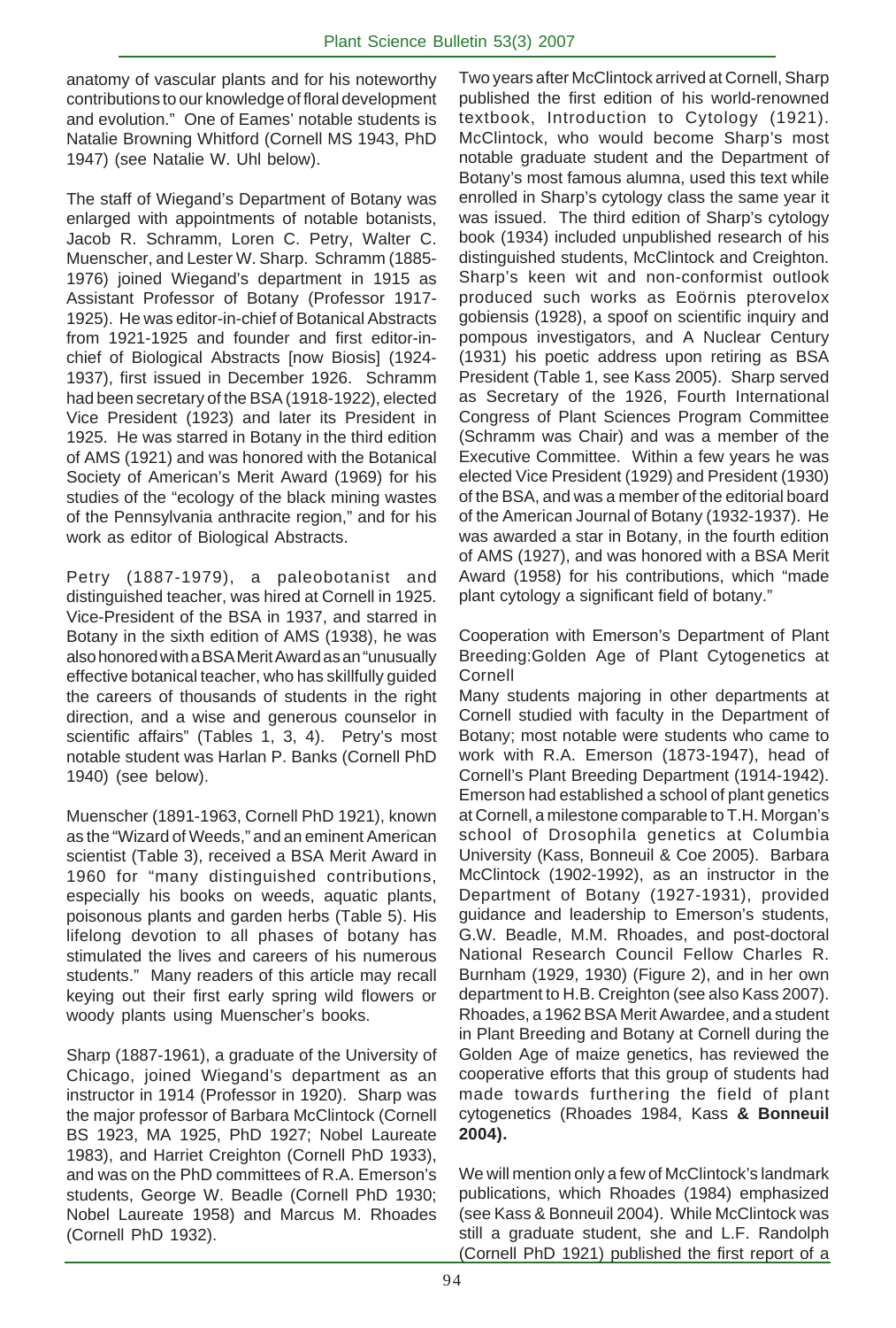anatomy of vascular plants and for his noteworthy contributions to our knowledge of floral development and evolution." One of Eames' notable students is Natalie Browning Whitford (Cornell MS 1943, PhD 1947) (see Natalie W. Uhl below).

The staff of Wiegand's Department of Botany was enlarged with appointments of notable botanists, Jacob R. Schramm, Loren C. Petry, Walter C. Muenscher, and Lester W. Sharp. Schramm (1885-1976) joined Wiegand's department in 1915 as Assistant Professor of Botany (Professor 1917-1925). He was editor-in-chief of Botanical Abstracts from 1921-1925 and founder and first editor-in-chief of Biological Abstracts [now Biosis] (1924-1937), first issued in December 1926. Schramm had been secretary of the BSA (1918-1922), elected Vice President (1923) and later its President in 1925. He was starred in Botany in the third edition of AMS (1921) and was honored with the Botanical Society of American's Merit Award (1969) for his studies of the "ecology of the black mining wastes of the Pennsylvania anthracite region," and for his work as editor of Biological Abstracts.

Petry (1887-1979), a paleobotanist and distinguished teacher, was hired at Cornell in 1925. Vice-President of the BSA in 1937, and starred in Botany in the sixth edition of AMS (1938), he was also honored with a BSA Merit Award as an "unusually effective botanical teacher, who has skillfully guided the careers of thousands of students in the right direction, and a wise and generous counselor in scientific affairs" (Tables 1, 3, 4). Petry's most notable student was Harlan P. Banks (Cornell PhD 1940) (see below).

Muenscher (1891-1963, Cornell PhD 1921), known as the "Wizard of Weeds," and an eminent American scientist (Table 3), received a BSA Merit Award in 1960 for "many distinguished contributions, especially his books on weeds, aquatic plants, poisonous plants and garden herbs (Table 5). His lifelong devotion to all phases of botany has stimulated the lives and careers of his numerous students." Many readers of this article may recall keying out their first early spring wild flowers or woody plants using Muenscher's books.

Sharp (1887-1961), a graduate of the University of Chicago, joined Wiegand's department as an instructor in 1914 (Professor in 1920). Sharp was the major professor of Barbara McClintock (Cornell BS 1923, MA 1925, PhD 1927; Nobel Laureate 1983), and Harriet Creighton (Cornell PhD 1933), and was on the PhD committees of R.A. Emerson's students, George W. Beadle (Cornell PhD 1930; Nobel Laureate 1958) and Marcus M. Rhoades (Cornell PhD 1932).

Two years after McClintock arrived at Cornell, Sharp published the first edition of his world-renowned textbook, Introduction to Cytology (1921). McClintock, who would become Sharp's most notable graduate student and the Department of Botany's most famous alumna, used this text while enrolled in Sharp's cytology class the same year it was issued. The third edition of Sharp's cytology book (1934) included unpublished research of his distinguished students, McClintock and Creighton. Sharp's keen wit and non-conformist outlook produced such works as Eoörnis pterovelox gobiensis (1928), a spoof on scientific inquiry and pompous investigators, and A Nuclear Century (1931) his poetic address upon retiring as BSA President (Table 1, see Kass 2005). Sharp served as Secretary of the 1926, Fourth International Congress of Plant Sciences Program Committee (Schramm was Chair) and was a member of the Executive Committee. Within a few years he was elected Vice President (1929) and President (1930) of the BSA, and was a member of the editorial board of the American Journal of Botany (1932-1937). He was awarded a star in Botany, in the fourth edition of AMS (1927), and was honored with a BSA Merit Award (1958) for his contributions, which "made plant cytology a significant field of botany."

## Cooperation with Emerson's Department of Plant Breeding: Golden Age of Plant Cytogenetics at Cornell

Many students majoring in other departments at Cornell studied with faculty in the Department of Botany; most notable were students who came to work with R.A. Emerson (1873-1947), head of Cornell's Plant Breeding Department (1914-1942). Emerson had established a school of plant genetics at Cornell, a milestone comparable to T.H. Morgan's school of Drosophila genetics at Columbia University (Kass, Bonneuil & Coe 2005). Barbara McClintock (1902-1992), as an instructor in the Department of Botany (1927-1931), provided guidance and leadership to Emerson's students, G.W. Beadle, M.M. Rhoades, and post-doctoral National Research Council Fellow Charles R. Burnham (1929, 1930) (Figure 2), and in her own department to H.B. Creighton (see also Kass 2007). Rhoades, a 1962 BSA Merit Awardee, and a student in Plant Breeding and Botany at Cornell during the Golden Age of maize genetics, has reviewed the cooperative efforts that this group of students had made towards furthering the field of plant cytogenetics (Rhoades 1984, Kass **& Bonneuil 2004).**

We will mention only a few of McClintock's landmark publications, which Rhoades (1984) emphasized (see Kass & Bonneuil 2004). While McClintock was still a graduate student, she and L.F. Randolph (Cornell PhD 1921) published the first report of a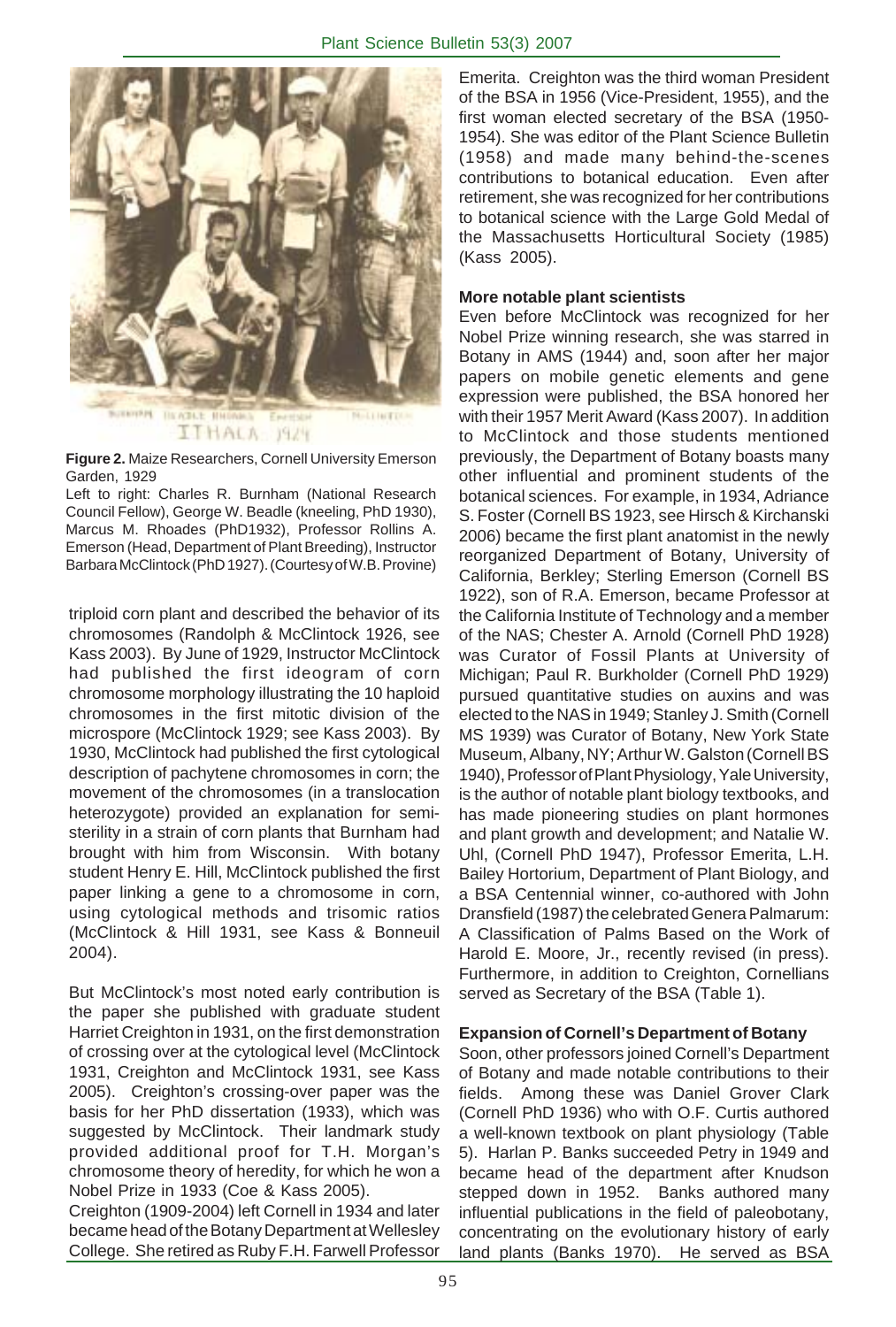**Figure 2.** Maize Researchers, Cornell University Emerson Garden, 1929
Left to right: Charles R. Burnham (National Research Council Fellow), George W. Beadle (kneeling, PhD 1930), Marcus M. Rhoades (PhD1932), Professor Rollins A. Emerson (Head, Department of Plant Breeding), Instructor Barbara McClintock (PhD 1927). (Courtesy of W.B. Provine)

triploid corn plant and described the behavior of its chromosomes (Randolph & McClintock 1926, see Kass 2003). By June of 1929, Instructor McClintock had published the first ideogram of corn chromosome morphology illustrating the 10 haploid chromosomes in the first mitotic division of the microspore (McClintock 1929; see Kass 2003). By 1930, McClintock had published the first cytological description of pachytene chromosomes in corn; the movement of the chromosomes (in a translocation heterozygote) provided an explanation for semi-sterility in a strain of corn plants that Burnham had brought with him from Wisconsin. With botany student Henry E. Hill, McClintock published the first paper linking a gene to a chromosome in corn, using cytological methods and trisomic ratios (McClintock & Hill 1931, see Kass & Bonneuil 2004).

But McClintock's most noted early contribution is the paper she published with graduate student Harriet Creighton in 1931, on the first demonstration of crossing over at the cytological level (McClintock 1931, Creighton and McClintock 1931, see Kass 2005). Creighton's crossing-over paper was the basis for her PhD dissertation (1933), which was suggested by McClintock. Their landmark study provided additional proof for T.H. Morgan's chromosome theory of heredity, for which he won a Nobel Prize in 1933 (Coe & Kass 2005).

Creighton (1909-2004) left Cornell in 1934 and later became head of the Botany Department at Wellesley College. She retired as Ruby F.H. Farwell Professor Emerita. Creighton was the third woman President of the BSA in 1956 (Vice-President, 1955), and the first woman elected secretary of the BSA (1950-1954). She was editor of the Plant Science Bulletin (1958) and made many behind-the-scenes contributions to botanical education. Even after retirement, she was recognized for her contributions to botanical science with the Large Gold Medal of the Massachusetts Horticultural Society (1985) (Kass 2005).

**More notable plant scientists**

Even before McClintock was recognized for her Nobel Prize winning research, she was starred in Botany in AMS (1944) and, soon after her major papers on mobile genetic elements and gene expression were published, the BSA honored her with their 1957 Merit Award (Kass 2007). In addition to McClintock and those students mentioned previously, the Department of Botany boasts many other influential and prominent students of the botanical sciences. For example, in 1934, Adriance S. Foster (Cornell BS 1923, see Hirsch & Kirchanski 2006) became the first plant anatomist in the newly reorganized Department of Botany, University of California, Berkley; Sterling Emerson (Cornell BS 1922), son of R.A. Emerson, became Professor at the California Institute of Technology and a member of the NAS; Chester A. Arnold (Cornell PhD 1928) was Curator of Fossil Plants at University of Michigan; Paul R. Burkholder (Cornell PhD 1929) pursued quantitative studies on auxins and was elected to the NAS in 1949; Stanley J. Smith (Cornell MS 1939) was Curator of Botany, New York State Museum, Albany, NY; Arthur W. Galston (Cornell BS 1940), Professor of Plant Physiology, Yale University, is the author of notable plant biology textbooks, and has made pioneering studies on plant hormones and plant growth and development; and Natalie W. Uhl, (Cornell PhD 1947), Professor Emerita, L.H. Bailey Hortorium, Department of Plant Biology, and a BSA Centennial winner, co-authored with John Dransfield (1987) the celebrated Genera Palmarum: A Classification of Palms Based on the Work of Harold E. Moore, Jr., recently revised (in press). Furthermore, in addition to Creighton, Cornellians served as Secretary of the BSA (Table 1).

**Expansion of Cornell's Department of Botany**

Soon, other professors joined Cornell's Department of Botany and made notable contributions to their fields. Among these was Daniel Grover Clark (Cornell PhD 1936) who with O.F. Curtis authored a well-known textbook on plant physiology (Table 5). Harlan P. Banks succeeded Petry in 1949 and became head of the department after Knudson stepped down in 1952. Banks authored many influential publications in the field of paleobotany, concentrating on the evolutionary history of early land plants (Banks 1970). He served as BSA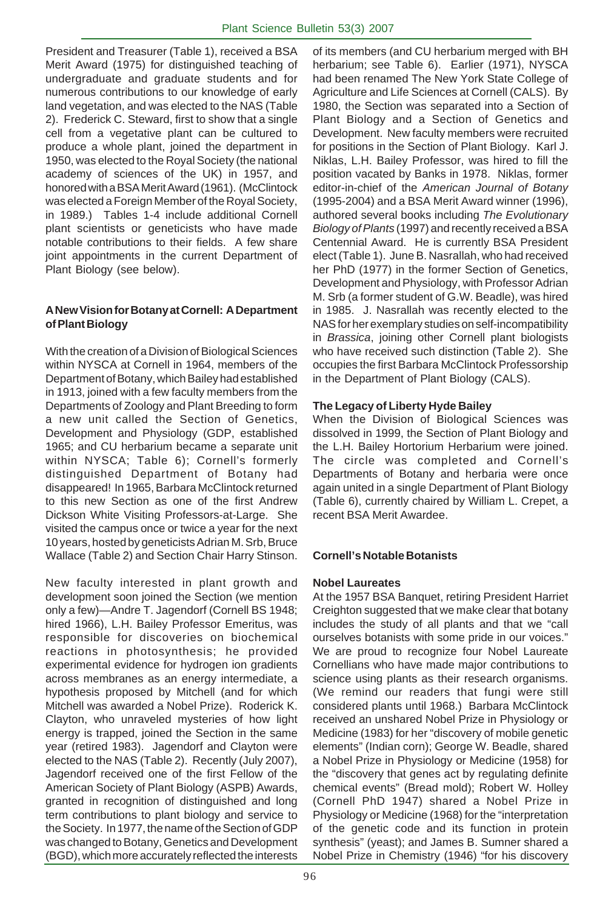President and Treasurer (Table 1), received a BSA Merit Award (1975) for distinguished teaching of undergraduate and graduate students and for numerous contributions to our knowledge of early land vegetation, and was elected to the NAS (Table 2). Frederick C. Steward, first to show that a single cell from a vegetative plant can be cultured to produce a whole plant, joined the department in 1950, was elected to the Royal Society (the national academy of sciences of the UK) in 1957, and honored with a BSA Merit Award (1961). (McClintock was elected a Foreign Member of the Royal Society, in 1989.) Tables 1-4 include additional Cornell plant scientists or geneticists who have made notable contributions to their fields. A few share joint appointments in the current Department of Plant Biology (see below).

### A New Vision for Botany at Cornell: A Department of Plant Biology

With the creation of a Division of Biological Sciences within NYSCA at Cornell in 1964, members of the Department of Botany, which Bailey had established in 1913, joined with a few faculty members from the Departments of Zoology and Plant Breeding to form a new unit called the Section of Genetics, Development and Physiology (GDP, established 1965; and CU herbarium became a separate unit within NYSCA; Table 6); Cornell's formerly distinguished Department of Botany had disappeared! In 1965, Barbara McClintock returned to this new Section as one of the first Andrew Dickson White Visiting Professors-at-Large. She visited the campus once or twice a year for the next 10 years, hosted by geneticists Adrian M. Srb, Bruce Wallace (Table 2) and Section Chair Harry Stinson.

New faculty interested in plant growth and development soon joined the Section (we mention only a few)—Andre T. Jagendorf (Cornell BS 1948; hired 1966), L.H. Bailey Professor Emeritus, was responsible for discoveries on biochemical reactions in photosynthesis; he provided experimental evidence for hydrogen ion gradients across membranes as an energy intermediate, a hypothesis proposed by Mitchell (and for which Mitchell was awarded a Nobel Prize). Roderick K. Clayton, who unraveled mysteries of how light energy is trapped, joined the Section in the same year (retired 1983). Jagendorf and Clayton were elected to the NAS (Table 2). Recently (July 2007), Jagendorf received one of the first Fellow of the American Society of Plant Biology (ASPB) Awards, granted in recognition of distinguished and long term contributions to plant biology and service to the Society. In 1977, the name of the Section of GDP was changed to Botany, Genetics and Development (BGD), which more accurately reflected the interests of its members (and CU herbarium merged with BH herbarium; see Table 6). Earlier (1971), NYSCA had been renamed The New York State College of Agriculture and Life Sciences at Cornell (CALS). By 1980, the Section was separated into a Section of Plant Biology and a Section of Genetics and Development. New faculty members were recruited for positions in the Section of Plant Biology. Karl J. Niklas, L.H. Bailey Professor, was hired to fill the position vacated by Banks in 1978. Niklas, former editor-in-chief of the *American Journal of Botany* (1995-2004) and a BSA Merit Award winner (1996), authored several books including *The Evolutionary Biology of Plants* (1997) and recently received a BSA Centennial Award. He is currently BSA President elect (Table 1). June B. Nasrallah, who had received her PhD (1977) in the former Section of Genetics, Development and Physiology, with Professor Adrian M. Srb (a former student of G.W. Beadle), was hired in 1985. J. Nasrallah was recently elected to the NAS for her exemplary studies on self-incompatibility in *Brassica*, joining other Cornell plant biologists who have received such distinction (Table 2). She occupies the first Barbara McClintock Professorship in the Department of Plant Biology (CALS).

### The Legacy of Liberty Hyde Bailey

When the Division of Biological Sciences was dissolved in 1999, the Section of Plant Biology and the L.H. Bailey Hortorium Herbarium were joined. The circle was completed and Cornell's Departments of Botany and herbaria were once again united in a single Department of Plant Biology (Table 6), currently chaired by William L. Crepet, a recent BSA Merit Awardee.

## Cornell's Notable Botanists

### Nobel Laureates

At the 1957 BSA Banquet, retiring President Harriet Creighton suggested that we make clear that botany includes the study of all plants and that we "call ourselves botanists with some pride in our voices." We are proud to recognize four Nobel Laureate Cornellians who have made major contributions to science using plants as their research organisms. (We remind our readers that fungi were still considered plants until 1968.) Barbara McClintock received an unshared Nobel Prize in Physiology or Medicine (1983) for her "discovery of mobile genetic elements" (Indian corn); George W. Beadle, shared a Nobel Prize in Physiology or Medicine (1958) for the "discovery that genes act by regulating definite chemical events" (Bread mold); Robert W. Holley (Cornell PhD 1947) shared a Nobel Prize in Physiology or Medicine (1968) for the "interpretation of the genetic code and its function in protein synthesis" (yeast); and James B. Sumner shared a Nobel Prize in Chemistry (1946) "for his discovery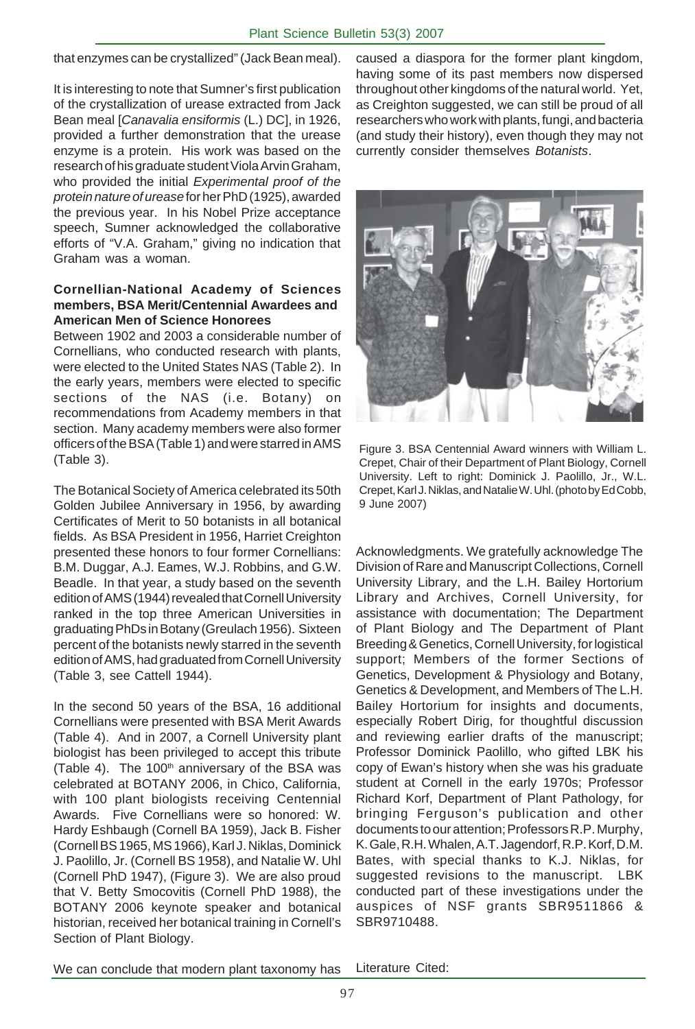that enzymes can be crystallized" (Jack Bean meal).

It is interesting to note that Sumner's first publication of the crystallization of urease extracted from Jack Bean meal [*Canavalia ensiformis* (L.) DC], in 1926, provided a further demonstration that the urease enzyme is a protein. His work was based on the research of his graduate student Viola Arvin Graham, who provided the initial *Experimental proof of the protein nature of urease* for her PhD (1925), awarded the previous year. In his Nobel Prize acceptance speech, Sumner acknowledged the collaborative efforts of "V.A. Graham," giving no indication that Graham was a woman.

**Cornellian-National Academy of Sciences members, BSA Merit/Centennial Awardees and American Men of Science Honorees**

Between 1902 and 2003 a considerable number of Cornellians, who conducted research with plants, were elected to the United States NAS (Table 2). In the early years, members were elected to specific sections of the NAS (i.e. Botany) on recommendations from Academy members in that section. Many academy members were also former officers of the BSA (Table 1) and were starred in AMS (Table 3).

The Botanical Society of America celebrated its 50th Golden Jubilee Anniversary in 1956, by awarding Certificates of Merit to 50 botanists in all botanical fields. As BSA President in 1956, Harriet Creighton presented these honors to four former Cornellians: B.M. Duggar, A.J. Eames, W.J. Robbins, and G.W. Beadle. In that year, a study based on the seventh edition of AMS (1944) revealed that Cornell University ranked in the top three American Universities in graduating PhDs in Botany (Greulach 1956). Sixteen percent of the botanists newly starred in the seventh edition of AMS, had graduated from Cornell University (Table 3, see Cattell 1944).

In the second 50 years of the BSA, 16 additional Cornellians were presented with BSA Merit Awards (Table 4). And in 2007, a Cornell University plant biologist has been privileged to accept this tribute (Table 4). The 100th anniversary of the BSA was celebrated at BOTANY 2006, in Chico, California, with 100 plant biologists receiving Centennial Awards. Five Cornellians were so honored: W. Hardy Eshbaugh (Cornell BA 1959), Jack B. Fisher (Cornell BS 1965, MS 1966), Karl J. Niklas, Dominick J. Paolillo, Jr. (Cornell BS 1958), and Natalie W. Uhl (Cornell PhD 1947), (Figure 3). We are also proud that V. Betty Smocovitis (Cornell PhD 1988), the BOTANY 2006 keynote speaker and botanical historian, received her botanical training in Cornell's Section of Plant Biology.

We can conclude that modern plant taxonomy has caused a diaspora for the former plant kingdom, having some of its past members now dispersed throughout other kingdoms of the natural world. Yet, as Creighton suggested, we can still be proud of all researchers who work with plants, fungi, and bacteria (and study their history), even though they may not currently consider themselves *Botanists*.

Figure 3. BSA Centennial Award winners with William L. Crepet, Chair of their Department of Plant Biology, Cornell University. Left to right: Dominick J. Paolillo, Jr., W.L. Crepet, Karl J. Niklas, and Natalie W. Uhl. (photo by Ed Cobb, 9 June 2007)

Acknowledgments. We gratefully acknowledge The Division of Rare and Manuscript Collections, Cornell University Library, and the L.H. Bailey Hortorium Library and Archives, Cornell University, for assistance with documentation; The Department of Plant Biology and The Department of Plant Breeding & Genetics, Cornell University, for logistical support; Members of the former Sections of Genetics, Development & Physiology and Botany, Genetics & Development, and Members of The L.H. Bailey Hortorium for insights and documents, especially Robert Dirig, for thoughtful discussion and reviewing earlier drafts of the manuscript; Professor Dominick Paolillo, who gifted LBK his copy of Ewan's history when she was his graduate student at Cornell in the early 1970s; Professor Richard Korf, Department of Plant Pathology, for bringing Ferguson's publication and other documents to our attention; Professors R.P. Murphy, K. Gale, R.H. Whalen, A.T. Jagendorf, R.P. Korf, D.M. Bates, with special thanks to K.J. Niklas, for suggested revisions to the manuscript. LBK conducted part of these investigations under the auspices of NSF grants SBR9511866 & SBR9710488.

Literature Cited: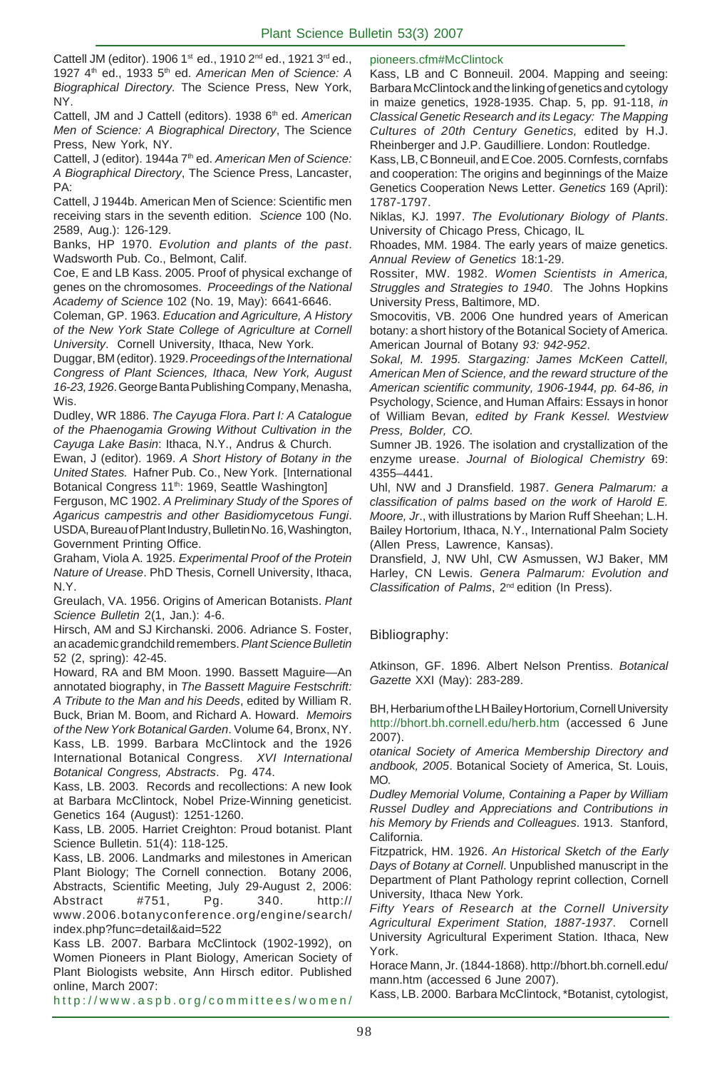Cattell JM (editor). 1906 1st ed., 1910 2nd ed., 1921 3rd ed., 1927 4th ed., 1933 5th ed. *American Men of Science: A Biographical Directory.* The Science Press, New York, NY.

Cattell, JM and J Cattell (editors). 1938 6th ed. *American Men of Science: A Biographical Directory*, The Science Press, New York, NY.

Cattell, J (editor). 1944a 7th ed. *American Men of Science: A Biographical Directory*, The Science Press, Lancaster, PA:

Cattell, J 1944b. American Men of Science: Scientific men receiving stars in the seventh edition. *Science* 100 (No. 2589, Aug.): 126-129.

Banks, HP 1970. *Evolution and plants of the past*. Wadsworth Pub. Co., Belmont, Calif.

Coe, E and LB Kass. 2005. Proof of physical exchange of genes on the chromosomes. *Proceedings of the National Academy of Science* 102 (No. 19, May): 6641-6646.

Coleman, GP. 1963. *Education and Agriculture, A History of the New York State College of Agriculture at Cornell University*. Cornell University, Ithaca, New York.

Duggar, BM (editor). 1929. *Proceedings of the International Congress of Plant Sciences, Ithaca, New York, August 16-23, 1926*. George Banta Publishing Company, Menasha, Wis.

Dudley, WR 1886. *The Cayuga Flora*. *Part I: A Catalogue of the Phaenogamia Growing Without Cultivation in the Cayuga Lake Basin*: Ithaca, N.Y., Andrus & Church.

Ewan, J (editor). 1969. *A Short History of Botany in the United States.* Hafner Pub. Co., New York. [International Botanical Congress 11th: 1969, Seattle Washington]

Ferguson, MC 1902. *A Preliminary Study of the Spores of Agaricus campestris and other Basidiomycetous Fungi*. USDA, Bureau of Plant Industry, Bulletin No. 16, Washington, Government Printing Office.

Graham, Viola A. 1925. *Experimental Proof of the Protein Nature of Urease*. PhD Thesis, Cornell University, Ithaca, N.Y.

Greulach, VA. 1956. Origins of American Botanists. *Plant Science Bulletin* 2(1, Jan.): 4-6.

Hirsch, AM and SJ Kirchanski. 2006. Adriance S. Foster, an academic grandchild remembers. *Plant Science Bulletin* 52 (2, spring): 42-45.

Howard, RA and BM Moon. 1990. Bassett Maguire—An annotated biography, in *The Bassett Maguire Festschrift: A Tribute to the Man and his Deeds*, edited by William R. Buck, Brian M. Boom, and Richard A. Howard. *Memoirs of the New York Botanical Garden*. Volume 64, Bronx, NY.

Kass, LB. 1999. Barbara McClintock and the 1926 International Botanical Congress. *XVI International Botanical Congress, Abstracts*. Pg. 474.

Kass, LB. 2003. Records and recollections: A new look at Barbara McClintock, Nobel Prize-Winning geneticist. Genetics 164 (August): 1251-1260.

Kass, LB. 2005. Harriet Creighton: Proud botanist. Plant Science Bulletin. 51(4): 118-125.

Kass, LB. 2006. Landmarks and milestones in American Plant Biology; The Cornell connection. Botany 2006, Abstracts, Scientific Meeting, July 29-August 2, 2006: Abstract #751, Pg. 340. http://www.2006.botanyconference.org/engine/search/index.php?func=detail&aid=522

Kass LB. 2007. Barbara McClintock (1902-1992), on Women Pioneers in Plant Biology, American Society of Plant Biologists website, Ann Hirsch editor. Published online, March 2007: http://www.aspb.org/committees/women/pioneers.cfm#McClintock

Kass, LB and C Bonneuil. 2004. Mapping and seeing: Barbara McClintock and the linking of genetics and cytology in maize genetics, 1928-1935. Chap. 5, pp. 91-118, *in Classical Genetic Research and its Legacy: The Mapping Cultures of 20th Century Genetics,* edited by H.J. Rheinberger and J.P. Gaudilliere. London: Routledge.

Kass, LB, C Bonneuil, and E Coe. 2005. Cornfests, cornfabs and cooperation: The origins and beginnings of the Maize Genetics Cooperation News Letter. *Genetics* 169 (April): 1787-1797.

Niklas, KJ. 1997. *The Evolutionary Biology of Plants*. University of Chicago Press, Chicago, IL

Rhoades, MM. 1984. The early years of maize genetics. *Annual Review of Genetics* 18:1-29.

Rossiter, MW. 1982. *Women Scientists in America, Struggles and Strategies to 1940*. The Johns Hopkins University Press, Baltimore, MD.

Smocovitis, VB. 2006 One hundred years of American botany: a short history of the Botanical Society of America. American Journal of Botany *93: 942-952*.

*Sokal, M. 1995. Stargazing: James McKeen Cattell, American Men of Science, and the reward structure of the American scientific community, 1906-1944, pp. 64-86, in* Psychology, Science, and Human Affairs: Essays in honor of William Bevan*, edited by Frank Kessel. Westview Press, Bolder, CO.*

Sumner JB. 1926. The isolation and crystallization of the enzyme urease. *Journal of Biological Chemistry* 69: 4355–4441.

Uhl, NW and J Dransfield. 1987. *Genera Palmarum: a classification of palms based on the work of Harold E. Moore, Jr*., with illustrations by Marion Ruff Sheehan; L.H. Bailey Hortorium, Ithaca, N.Y., International Palm Society (Allen Press, Lawrence, Kansas).

Dransfield, J, NW Uhl, CW Asmussen, WJ Baker, MM Harley, CN Lewis. *Genera Palmarum: Evolution and Classification of Palms*, 2nd edition (In Press).

## Bibliography:

Atkinson, GF. 1896. Albert Nelson Prentiss. *Botanical Gazette* XXI (May): 283-289.

BH, Herbarium of the LH Bailey Hortorium, Cornell University http://bhort.bh.cornell.edu/herb.htm (accessed 6 June 2007).

*otanical Society of America Membership Directory and andbook, 2005*. Botanical Society of America, St. Louis, MO.

*Dudley Memorial Volume, Containing a Paper by William Russel Dudley and Appreciations and Contributions in his Memory by Friends and Colleagues*. 1913. Stanford, California.

Fitzpatrick, HM. 1926. *An Historical Sketch of the Early Days of Botany at Cornell*. Unpublished manuscript in the Department of Plant Pathology reprint collection, Cornell University, Ithaca New York.

*Fifty Years of Research at the Cornell University Agricultural Experiment Station, 1887-1937*. Cornell University Agricultural Experiment Station. Ithaca, New York.

Horace Mann, Jr. (1844-1868). http://bhort.bh.cornell.edu/mann.htm (accessed 6 June 2007).

Kass, LB. 2000. Barbara McClintock, *Botanist, cytologist,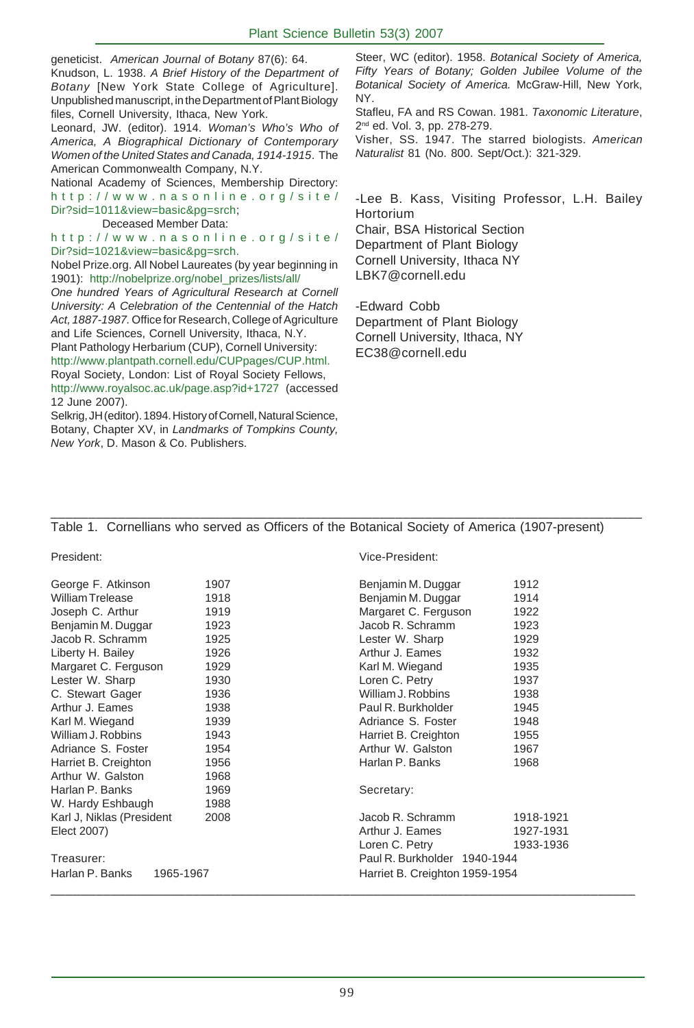geneticist. *American Journal of Botany* 87(6): 64.

Knudson, L. 1938. *A Brief History of the Department of Botany* [New York State College of Agriculture]. Unpublished manuscript, in the Department of Plant Biology files, Cornell University, Ithaca, New York.

Leonard, JW. (editor). 1914. *Woman's Who's Who of America, A Biographical Dictionary of Contemporary Women of the United States and Canada, 1914-1915*. The American Commonwealth Company, N.Y.

National Academy of Sciences, Membership Directory: http://www.nasonline.org/site/Dir?sid=1011&view=basic&pg=srch;

Deceased Member Data:

http://www.nasonline.org/site/Dir?sid=1021&view=basic&pg=srch.

Nobel Prize.org. All Nobel Laureates (by year beginning in 1901): http://nobelprize.org/nobel_prizes/lists/all/

*One hundred Years of Agricultural Research at Cornell University: A Celebration of the Centennial of the Hatch Act, 1887-1987.* Office for Research, College of Agriculture and Life Sciences, Cornell University, Ithaca, N.Y.

Plant Pathology Herbarium (CUP), Cornell University: http://www.plantpath.cornell.edu/CUPpages/CUP.html.

Royal Society, London: List of Royal Society Fellows, http://www.royalsoc.ac.uk/page.asp?id+1727 (accessed 12 June 2007).

Selkrig, JH (editor). 1894. History of Cornell, Natural Science, Botany, Chapter XV, in *Landmarks of Tompkins County, New York*, D. Mason & Co. Publishers.

Steer, WC (editor). 1958. *Botanical Society of America, Fifty Years of Botany; Golden Jubilee Volume of the Botanical Society of America.* McGraw-Hill, New York, NY.

Stafleu, FA and RS Cowan. 1981. *Taxonomic Literature*, 2nd ed. Vol. 3, pp. 278-279.

Visher, SS. 1947. The starred biologists. *American Naturalist* 81 (No. 800. Sept/Oct.): 321-329.

-Lee B. Kass, Visiting Professor, L.H. Bailey Hortorium
Chair, BSA Historical Section
Department of Plant Biology
Cornell University, Ithaca NY
LBK7@cornell.edu

-Edward Cobb
Department of Plant Biology
Cornell University, Ithaca, NY
EC38@cornell.edu

Table 1. Cornellians who served as Officers of the Botanical Society of America (1907-present)

President:

| Name | Year |
|---|---|
| George F. Atkinson | 1907 |
| William Trelease | 1918 |
| Joseph C. Arthur | 1919 |
| Benjamin M. Duggar | 1923 |
| Jacob R. Schramm | 1925 |
| Liberty H. Bailey | 1926 |
| Margaret C. Ferguson | 1929 |
| Lester W. Sharp | 1930 |
| C. Stewart Gager | 1936 |
| Arthur J. Eames | 1938 |
| Karl M. Wiegand | 1939 |
| William J. Robbins | 1943 |
| Adriance S. Foster | 1954 |
| Harriet B. Creighton | 1956 |
| Arthur W. Galston | 1968 |
| Harlan P. Banks | 1969 |
| W. Hardy Eshbaugh | 1988 |
| Karl J, Niklas (President Elect 2007) | 2008 |

Treasurer:

| Name | Years |
|---|---|
| Harlan P. Banks | 1965-1967 |

Vice-President:

| Name | Year |
|---|---|
| Benjamin M. Duggar | 1912 |
| Benjamin M. Duggar | 1914 |
| Margaret C. Ferguson | 1922 |
| Jacob R. Schramm | 1923 |
| Lester W. Sharp | 1929 |
| Arthur J. Eames | 1932 |
| Karl M. Wiegand | 1935 |
| Loren C. Petry | 1937 |
| William J. Robbins | 1938 |
| Paul R. Burkholder | 1945 |
| Adriance S. Foster | 1948 |
| Harriet B. Creighton | 1955 |
| Arthur W. Galston | 1967 |
| Harlan P. Banks | 1968 |

Secretary:

| Name | Years |
|---|---|
| Jacob R. Schramm | 1918-1921 |
| Arthur J. Eames | 1927-1931 |
| Loren C. Petry | 1933-1936 |
| Paul R. Burkholder | 1940-1944 |
| Harriet B. Creighton | 1959-1954 |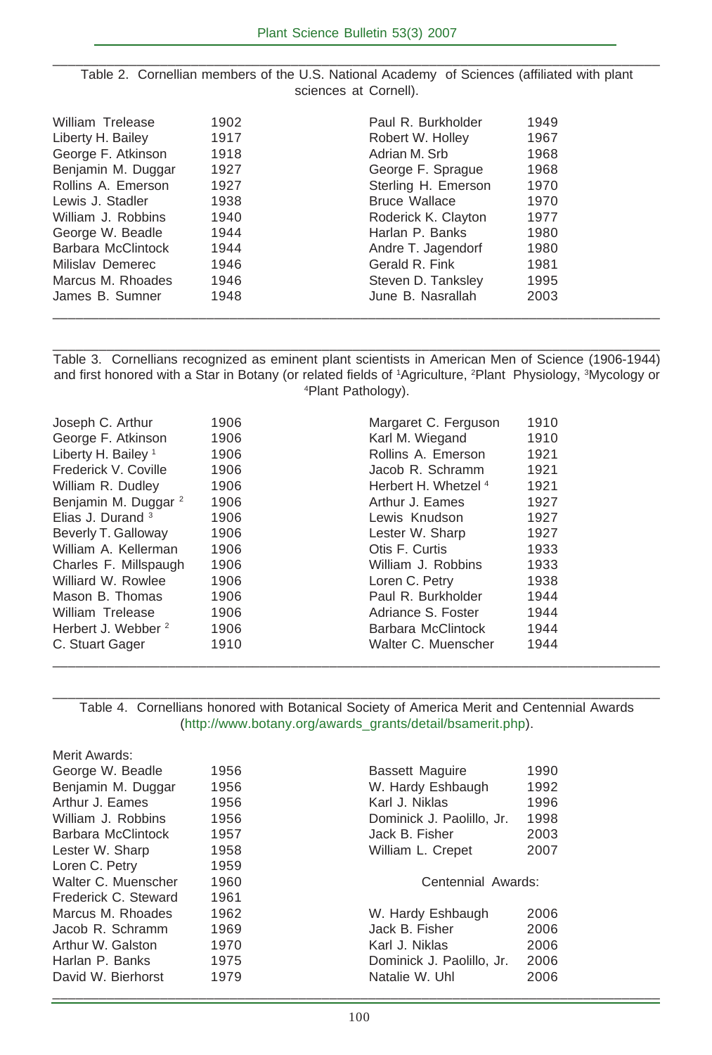Table 2. Cornellian members of the U.S. National Academy of Sciences (affiliated with plant sciences at Cornell).

| Name | Year | Name | Year |
|---|---|---|---|
| William Trelease | 1902 | Paul R. Burkholder | 1949 |
| Liberty H. Bailey | 1917 | Robert W. Holley | 1967 |
| George F. Atkinson | 1918 | Adrian M. Srb | 1968 |
| Benjamin M. Duggar | 1927 | George F. Sprague | 1968 |
| Rollins A. Emerson | 1927 | Sterling H. Emerson | 1970 |
| Lewis J. Stadler | 1938 | Bruce Wallace | 1970 |
| William J. Robbins | 1940 | Roderick K. Clayton | 1977 |
| George W. Beadle | 1944 | Harlan P. Banks | 1980 |
| Barbara McClintock | 1944 | Andre T. Jagendorf | 1980 |
| Milislav Demerec | 1946 | Gerald R. Fink | 1981 |
| Marcus M. Rhoades | 1946 | Steven D. Tanksley | 1995 |
| James B. Sumner | 1948 | June B. Nasrallah | 2003 |

Table 3. Cornellians recognized as eminent plant scientists in American Men of Science (1906-1944) and first honored with a Star in Botany (or related fields of [1]Agriculture, [2]Plant Physiology, [3]Mycology or [4]Plant Pathology).

| Name | Year | Name | Year |
|---|---|---|---|
| Joseph C. Arthur | 1906 | Margaret C. Ferguson | 1910 |
| George F. Atkinson | 1906 | Karl M. Wiegand | 1910 |
| Liberty H. Bailey [1] | 1906 | Rollins A. Emerson | 1921 |
| Frederick V. Coville | 1906 | Jacob R. Schramm | 1921 |
| William R. Dudley | 1906 | Herbert H. Whetzel [4] | 1921 |
| Benjamin M. Duggar [2] | 1906 | Arthur J. Eames | 1927 |
| Elias J. Durand [3] | 1906 | Lewis Knudson | 1927 |
| Beverly T. Galloway | 1906 | Lester W. Sharp | 1927 |
| William A. Kellerman | 1906 | Otis F. Curtis | 1933 |
| Charles F. Millspaugh | 1906 | William J. Robbins | 1933 |
| Williard W. Rowlee | 1906 | Loren C. Petry | 1938 |
| Mason B. Thomas | 1906 | Paul R. Burkholder | 1944 |
| William Trelease | 1906 | Adriance S. Foster | 1944 |
| Herbert J. Webber [2] | 1906 | Barbara McClintock | 1944 |
| C. Stuart Gager | 1910 | Walter C. Muenscher | 1944 |

Table 4. Cornellians honored with Botanical Society of America Merit and Centennial Awards (http://www.botany.org/awards_grants/detail/bsamerit.php).

| Merit Awards: | | | |
|---|---|---|---|
| George W. Beadle | 1956 | Bassett Maguire | 1990 |
| Benjamin M. Duggar | 1956 | W. Hardy Eshbaugh | 1992 |
| Arthur J. Eames | 1956 | Karl J. Niklas | 1996 |
| William J. Robbins | 1956 | Dominick J. Paolillo, Jr. | 1998 |
| Barbara McClintock | 1957 | Jack B. Fisher | 2003 |
| Lester W. Sharp | 1958 | William L. Crepet | 2007 |
| Loren C. Petry | 1959 | | |
| Walter C. Muenscher | 1960 | Centennial Awards: | |
| Frederick C. Steward | 1961 | | |
| Marcus M. Rhoades | 1962 | W. Hardy Eshbaugh | 2006 |
| Jacob R. Schramm | 1969 | Jack B. Fisher | 2006 |
| Arthur W. Galston | 1970 | Karl J. Niklas | 2006 |
| Harlan P. Banks | 1975 | Dominick J. Paolillo, Jr. | 2006 |
| David W. Bierhorst | 1979 | Natalie W. Uhl | 2006 |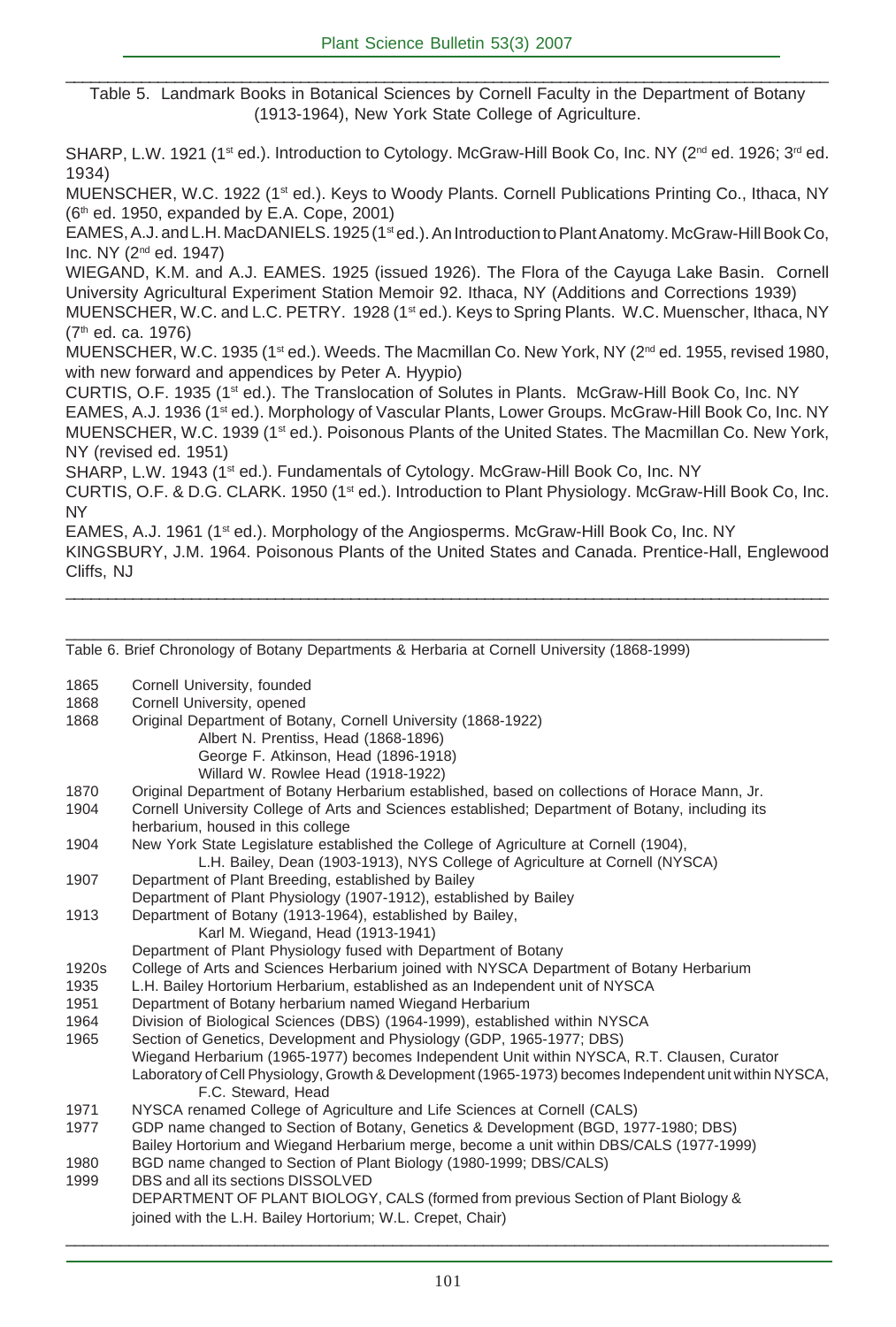Table 5. Landmark Books in Botanical Sciences by Cornell Faculty in the Department of Botany (1913-1964), New York State College of Agriculture.

SHARP, L.W. 1921 (1st ed.). Introduction to Cytology. McGraw-Hill Book Co, Inc. NY (2nd ed. 1926; 3rd ed. 1934)

MUENSCHER, W.C. 1922 (1st ed.). Keys to Woody Plants. Cornell Publications Printing Co., Ithaca, NY (6th ed. 1950, expanded by E.A. Cope, 2001)

EAMES, A.J. and L.H. MacDANIELS. 1925 (1st ed.). An Introduction to Plant Anatomy. McGraw-Hill Book Co, Inc. NY (2nd ed. 1947)

WIEGAND, K.M. and A.J. EAMES. 1925 (issued 1926). The Flora of the Cayuga Lake Basin. Cornell University Agricultural Experiment Station Memoir 92. Ithaca, NY (Additions and Corrections 1939)

MUENSCHER, W.C. and L.C. PETRY. 1928 (1st ed.). Keys to Spring Plants. W.C. Muenscher, Ithaca, NY (7th ed. ca. 1976)

MUENSCHER, W.C. 1935 (1st ed.). Weeds. The Macmillan Co. New York, NY (2nd ed. 1955, revised 1980, with new forward and appendices by Peter A. Hyypio)

CURTIS, O.F. 1935 (1st ed.). The Translocation of Solutes in Plants. McGraw-Hill Book Co, Inc. NY

EAMES, A.J. 1936 (1st ed.). Morphology of Vascular Plants, Lower Groups. McGraw-Hill Book Co, Inc. NY

MUENSCHER, W.C. 1939 (1st ed.). Poisonous Plants of the United States. The Macmillan Co. New York, NY (revised ed. 1951)

SHARP, L.W. 1943 (1st ed.). Fundamentals of Cytology. McGraw-Hill Book Co, Inc. NY

CURTIS, O.F. & D.G. CLARK. 1950 (1st ed.). Introduction to Plant Physiology. McGraw-Hill Book Co, Inc. NY

EAMES, A.J. 1961 (1st ed.). Morphology of the Angiosperms. McGraw-Hill Book Co, Inc. NY

KINGSBURY, J.M. 1964. Poisonous Plants of the United States and Canada. Prentice-Hall, Englewood Cliffs, NJ

Table 6. Brief Chronology of Botany Departments & Herbaria at Cornell University (1868-1999)

| Year | Event |
|---|---|
| 1865 | Cornell University, founded |
| 1868 | Cornell University, opened |
| 1868 | Original Department of Botany, Cornell University (1868-1922)<br>Albert N. Prentiss, Head (1868-1896)<br>George F. Atkinson, Head (1896-1918)<br>Willard W. Rowlee Head (1918-1922) |
| 1870 | Original Department of Botany Herbarium established, based on collections of Horace Mann, Jr. |
| 1904 | Cornell University College of Arts and Sciences established; Department of Botany, including its herbarium, housed in this college |
| 1904 | New York State Legislature established the College of Agriculture at Cornell (1904),<br>L.H. Bailey, Dean (1903-1913), NYS College of Agriculture at Cornell (NYSCA) |
| 1907 | Department of Plant Breeding, established by Bailey<br>Department of Plant Physiology (1907-1912), established by Bailey |
| 1913 | Department of Botany (1913-1964), established by Bailey,<br>Karl M. Wiegand, Head (1913-1941)<br>Department of Plant Physiology fused with Department of Botany |
| 1920s | College of Arts and Sciences Herbarium joined with NYSCA Department of Botany Herbarium |
| 1935 | L.H. Bailey Hortorium Herbarium, established as an Independent unit of NYSCA |
| 1951 | Department of Botany herbarium named Wiegand Herbarium |
| 1964 | Division of Biological Sciences (DBS) (1964-1999), established within NYSCA |
| 1965 | Section of Genetics, Development and Physiology (GDP, 1965-1977; DBS)<br>Wiegand Herbarium (1965-1977) becomes Independent Unit within NYSCA, R.T. Clausen, Curator<br>Laboratory of Cell Physiology, Growth & Development (1965-1973) becomes Independent unit within NYSCA,<br>F.C. Steward, Head |
| 1971 | NYSCA renamed College of Agriculture and Life Sciences at Cornell (CALS) |
| 1977 | GDP name changed to Section of Botany, Genetics & Development (BGD, 1977-1980; DBS)<br>Bailey Hortorium and Wiegand Herbarium merge, become a unit within DBS/CALS (1977-1999) |
| 1980 | BGD name changed to Section of Plant Biology (1980-1999; DBS/CALS) |
| 1999 | DBS and all its sections DISSOLVED<br>DEPARTMENT OF PLANT BIOLOGY, CALS (formed from previous Section of Plant Biology & joined with the L.H. Bailey Hortorium; W.L. Crepet, Chair) |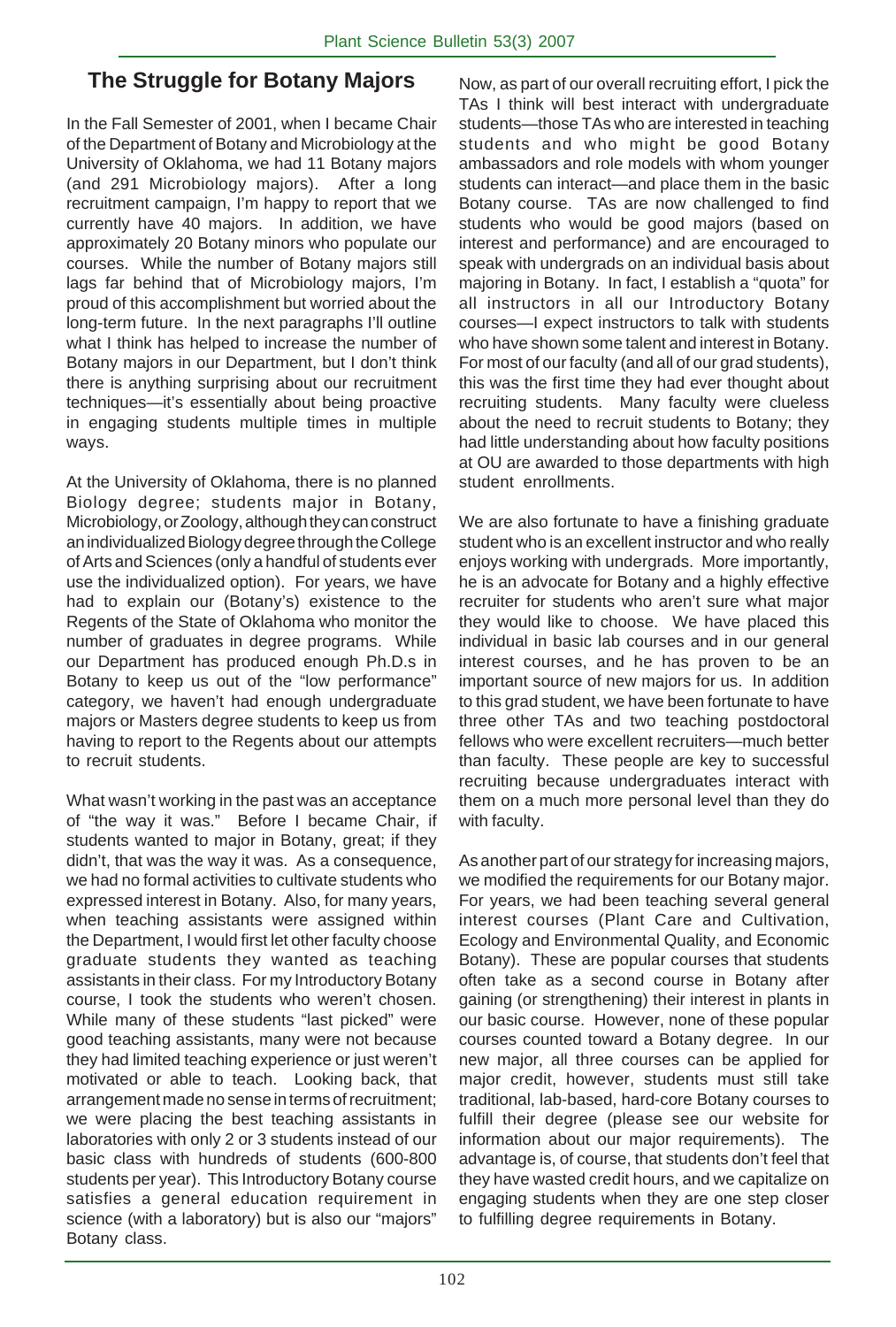## The Struggle for Botany Majors

In the Fall Semester of 2001, when I became Chair of the Department of Botany and Microbiology at the University of Oklahoma, we had 11 Botany majors (and 291 Microbiology majors). After a long recruitment campaign, I'm happy to report that we currently have 40 majors. In addition, we have approximately 20 Botany minors who populate our courses. While the number of Botany majors still lags far behind that of Microbiology majors, I'm proud of this accomplishment but worried about the long-term future. In the next paragraphs I'll outline what I think has helped to increase the number of Botany majors in our Department, but I don't think there is anything surprising about our recruitment techniques—it's essentially about being proactive in engaging students multiple times in multiple ways.

At the University of Oklahoma, there is no planned Biology degree; students major in Botany, Microbiology, or Zoology, although they can construct an individualized Biology degree through the College of Arts and Sciences (only a handful of students ever use the individualized option). For years, we have had to explain our (Botany's) existence to the Regents of the State of Oklahoma who monitor the number of graduates in degree programs. While our Department has produced enough Ph.D.s in Botany to keep us out of the "low performance" category, we haven't had enough undergraduate majors or Masters degree students to keep us from having to report to the Regents about our attempts to recruit students.

What wasn't working in the past was an acceptance of "the way it was." Before I became Chair, if students wanted to major in Botany, great; if they didn't, that was the way it was. As a consequence, we had no formal activities to cultivate students who expressed interest in Botany. Also, for many years, when teaching assistants were assigned within the Department, I would first let other faculty choose graduate students they wanted as teaching assistants in their class. For my Introductory Botany course, I took the students who weren't chosen. While many of these students "last picked" were good teaching assistants, many were not because they had limited teaching experience or just weren't motivated or able to teach. Looking back, that arrangement made no sense in terms of recruitment; we were placing the best teaching assistants in laboratories with only 2 or 3 students instead of our basic class with hundreds of students (600-800 students per year). This Introductory Botany course satisfies a general education requirement in science (with a laboratory) but is also our "majors" Botany class.

Now, as part of our overall recruiting effort, I pick the TAs I think will best interact with undergraduate students—those TAs who are interested in teaching students and who might be good Botany ambassadors and role models with whom younger students can interact—and place them in the basic Botany course. TAs are now challenged to find students who would be good majors (based on interest and performance) and are encouraged to speak with undergrads on an individual basis about majoring in Botany. In fact, I establish a "quota" for all instructors in all our Introductory Botany courses—I expect instructors to talk with students who have shown some talent and interest in Botany. For most of our faculty (and all of our grad students), this was the first time they had ever thought about recruiting students. Many faculty were clueless about the need to recruit students to Botany; they had little understanding about how faculty positions at OU are awarded to those departments with high student enrollments.

We are also fortunate to have a finishing graduate student who is an excellent instructor and who really enjoys working with undergrads. More importantly, he is an advocate for Botany and a highly effective recruiter for students who aren't sure what major they would like to choose. We have placed this individual in basic lab courses and in our general interest courses, and he has proven to be an important source of new majors for us. In addition to this grad student, we have been fortunate to have three other TAs and two teaching postdoctoral fellows who were excellent recruiters—much better than faculty. These people are key to successful recruiting because undergraduates interact with them on a much more personal level than they do with faculty.

As another part of our strategy for increasing majors, we modified the requirements for our Botany major. For years, we had been teaching several general interest courses (Plant Care and Cultivation, Ecology and Environmental Quality, and Economic Botany). These are popular courses that students often take as a second course in Botany after gaining (or strengthening) their interest in plants in our basic course. However, none of these popular courses counted toward a Botany degree. In our new major, all three courses can be applied for major credit, however, students must still take traditional, lab-based, hard-core Botany courses to fulfill their degree (please see our website for information about our major requirements). The advantage is, of course, that students don't feel that they have wasted credit hours, and we capitalize on engaging students when they are one step closer to fulfilling degree requirements in Botany.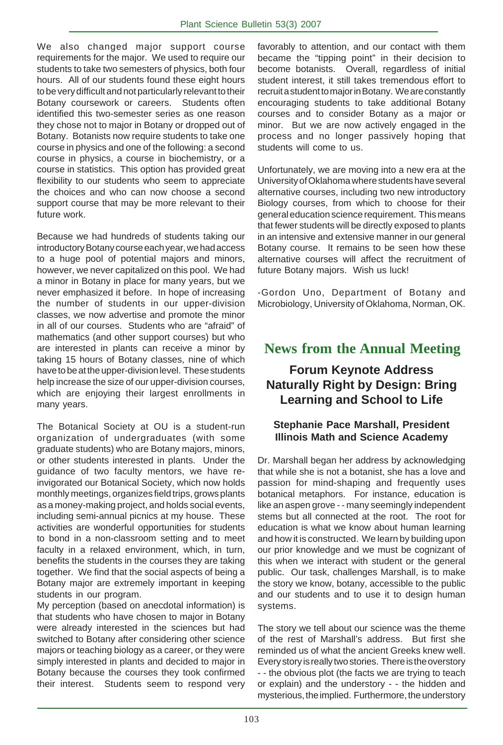We also changed major support course requirements for the major. We used to require our students to take two semesters of physics, both four hours. All of our students found these eight hours to be very difficult and not particularly relevant to their Botany coursework or careers. Students often identified this two-semester series as one reason they chose not to major in Botany or dropped out of Botany. Botanists now require students to take one course in physics and one of the following: a second course in physics, a course in biochemistry, or a course in statistics. This option has provided great flexibility to our students who seem to appreciate the choices and who can now choose a second support course that may be more relevant to their future work.

Because we had hundreds of students taking our introductory Botany course each year, we had access to a huge pool of potential majors and minors, however, we never capitalized on this pool. We had a minor in Botany in place for many years, but we never emphasized it before. In hope of increasing the number of students in our upper-division classes, we now advertise and promote the minor in all of our courses. Students who are "afraid" of mathematics (and other support courses) but who are interested in plants can receive a minor by taking 15 hours of Botany classes, nine of which have to be at the upper-division level. These students help increase the size of our upper-division courses, which are enjoying their largest enrollments in many years.

The Botanical Society at OU is a student-run organization of undergraduates (with some graduate students) who are Botany majors, minors, or other students interested in plants. Under the guidance of two faculty mentors, we have re-invigorated our Botanical Society, which now holds monthly meetings, organizes field trips, grows plants as a money-making project, and holds social events, including semi-annual picnics at my house. These activities are wonderful opportunities for students to bond in a non-classroom setting and to meet faculty in a relaxed environment, which, in turn, benefits the students in the courses they are taking together. We find that the social aspects of being a Botany major are extremely important in keeping students in our program.

My perception (based on anecdotal information) is that students who have chosen to major in Botany were already interested in the sciences but had switched to Botany after considering other science majors or teaching biology as a career, or they were simply interested in plants and decided to major in Botany because the courses they took confirmed their interest. Students seem to respond very favorably to attention, and our contact with them became the "tipping point" in their decision to become botanists. Overall, regardless of initial student interest, it still takes tremendous effort to recruit a student to major in Botany. We are constantly encouraging students to take additional Botany courses and to consider Botany as a major or minor. But we are now actively engaged in the process and no longer passively hoping that students will come to us.

Unfortunately, we are moving into a new era at the University of Oklahoma where students have several alternative courses, including two new introductory Biology courses, from which to choose for their general education science requirement. This means that fewer students will be directly exposed to plants in an intensive and extensive manner in our general Botany course. It remains to be seen how these alternative courses will affect the recruitment of future Botany majors. Wish us luck!

-Gordon Uno, Department of Botany and Microbiology, University of Oklahoma, Norman, OK.

# News from the Annual Meeting

## Forum Keynote Address Naturally Right by Design: Bring Learning and School to Life

### Stephanie Pace Marshall, President Illinois Math and Science Academy

Dr. Marshall began her address by acknowledging that while she is not a botanist, she has a love and passion for mind-shaping and frequently uses botanical metaphors. For instance, education is like an aspen grove - - many seemingly independent stems but all connected at the root. The root for education is what we know about human learning and how it is constructed. We learn by building upon our prior knowledge and we must be cognizant of this when we interact with student or the general public. Our task, challenges Marshall, is to make the story we know, botany, accessible to the public and our students and to use it to design human systems.

The story we tell about our science was the theme of the rest of Marshall's address. But first she reminded us of what the ancient Greeks knew well. Every story is really two stories. There is the overstory - - the obvious plot (the facts we are trying to teach or explain) and the understory - - the hidden and mysterious, the implied. Furthermore, the understory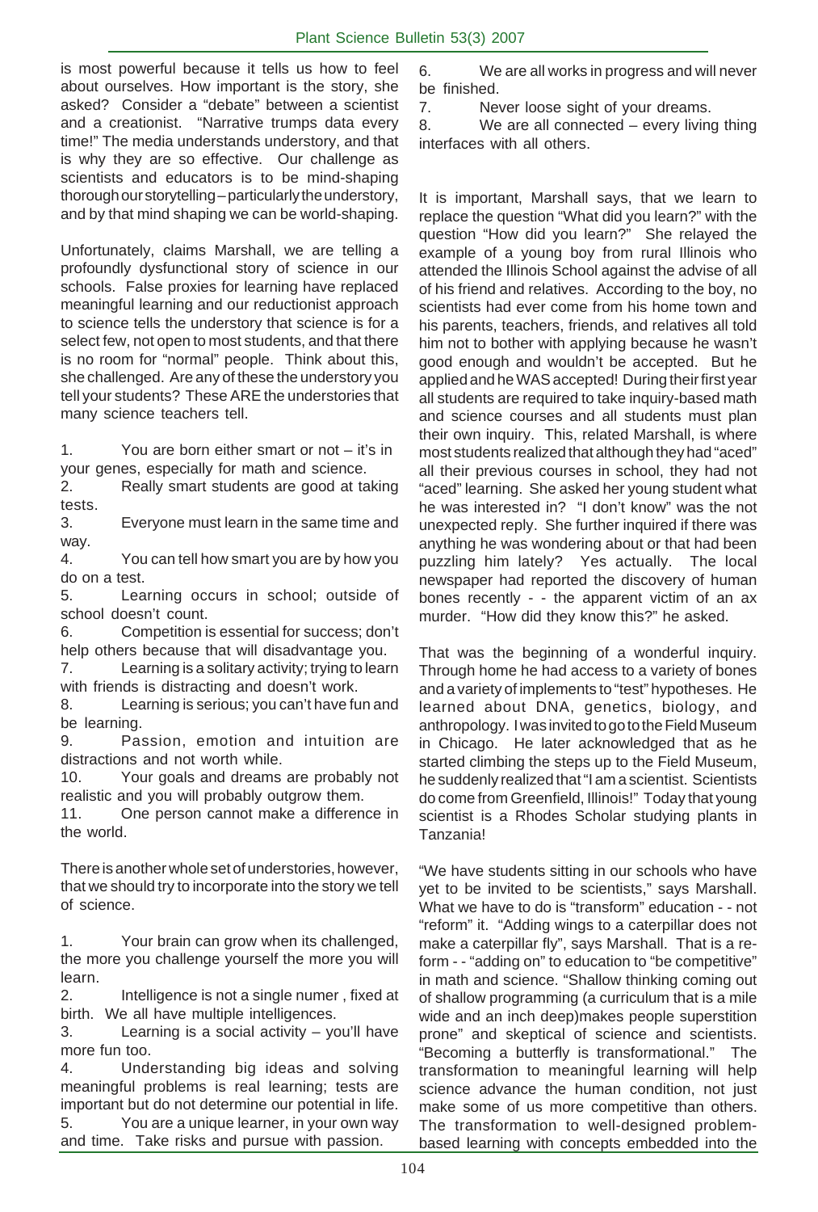is most powerful because it tells us how to feel about ourselves. How important is the story, she asked? Consider a "debate" between a scientist and a creationist. "Narrative trumps data every time!" The media understands understory, and that is why they are so effective. Our challenge as scientists and educators is to be mind-shaping thorough our storytelling – particularly the understory, and by that mind shaping we can be world-shaping.

Unfortunately, claims Marshall, we are telling a profoundly dysfunctional story of science in our schools. False proxies for learning have replaced meaningful learning and our reductionist approach to science tells the understory that science is for a select few, not open to most students, and that there is no room for "normal" people. Think about this, she challenged. Are any of these the understory you tell your students? These ARE the understories that many science teachers tell.

1. You are born either smart or not – it's in your genes, especially for math and science.
2. Really smart students are good at taking tests.
3. Everyone must learn in the same time and way.
4. You can tell how smart you are by how you do on a test.
5. Learning occurs in school; outside of school doesn't count.
6. Competition is essential for success; don't help others because that will disadvantage you.
7. Learning is a solitary activity; trying to learn with friends is distracting and doesn't work.
8. Learning is serious; you can't have fun and be learning.
9. Passion, emotion and intuition are distractions and not worth while.
10. Your goals and dreams are probably not realistic and you will probably outgrow them.
11. One person cannot make a difference in the world.

There is another whole set of understories, however, that we should try to incorporate into the story we tell of science.

1. Your brain can grow when its challenged, the more you challenge yourself the more you will learn.
2. Intelligence is not a single numer , fixed at birth. We all have multiple intelligences.
3. Learning is a social activity – you'll have more fun too.
4. Understanding big ideas and solving meaningful problems is real learning; tests are important but do not determine our potential in life.
5. You are a unique learner, in your own way and time. Take risks and pursue with passion.
6. We are all works in progress and will never be finished.
7. Never loose sight of your dreams.
8. We are all connected – every living thing interfaces with all others.

It is important, Marshall says, that we learn to replace the question "What did you learn?" with the question "How did you learn?" She relayed the example of a young boy from rural Illinois who attended the Illinois School against the advise of all of his friend and relatives. According to the boy, no scientists had ever come from his home town and his parents, teachers, friends, and relatives all told him not to bother with applying because he wasn't good enough and wouldn't be accepted. But he applied and he WAS accepted! During their first year all students are required to take inquiry-based math and science courses and all students must plan their own inquiry. This, related Marshall, is where most students realized that although they had "aced" all their previous courses in school, they had not "aced" learning. She asked her young student what he was interested in? "I don't know" was the not unexpected reply. She further inquired if there was anything he was wondering about or that had been puzzling him lately? Yes actually. The local newspaper had reported the discovery of human bones recently - - the apparent victim of an ax murder. "How did they know this?" he asked.

That was the beginning of a wonderful inquiry. Through home he had access to a variety of bones and a variety of implements to "test" hypotheses. He learned about DNA, genetics, biology, and anthropology. I was invited to go to the Field Museum in Chicago. He later acknowledged that as he started climbing the steps up to the Field Museum, he suddenly realized that "I am a scientist. Scientists do come from Greenfield, Illinois!" Today that young scientist is a Rhodes Scholar studying plants in Tanzania!

"We have students sitting in our schools who have yet to be invited to be scientists," says Marshall. What we have to do is "transform" education - - not "reform" it. "Adding wings to a caterpillar does not make a caterpillar fly", says Marshall. That is a re-form - - "adding on" to education to "be competitive" in math and science. "Shallow thinking coming out of shallow programming (a curriculum that is a mile wide and an inch deep)makes people superstition prone" and skeptical of science and scientists. "Becoming a butterfly is transformational." The transformation to meaningful learning will help science advance the human condition, not just make some of us more competitive than others. The transformation to well-designed problem-based learning with concepts embedded into the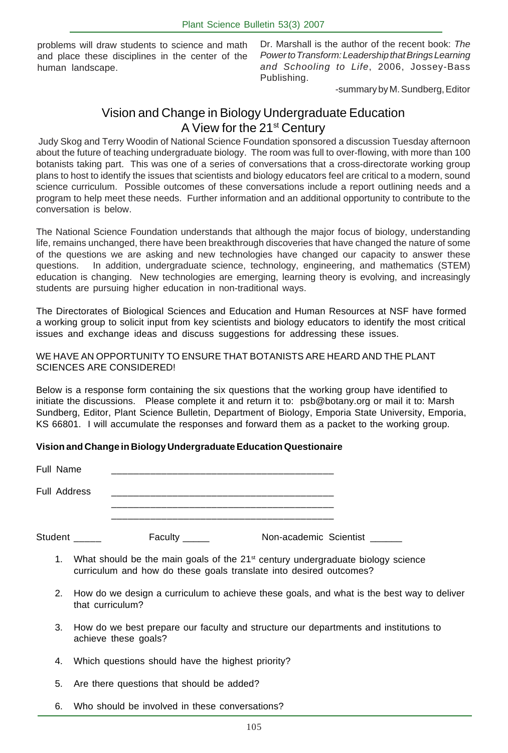problems will draw students to science and math and place these disciplines in the center of the human landscape.

Dr. Marshall is the author of the recent book: *The Power to Transform: Leadership that Brings Learning and Schooling to Life*, 2006, Jossey-Bass Publishing.

-summary by M. Sundberg, Editor

# Vision and Change in Biology Undergraduate Education A View for the 21st Century

Judy Skog and Terry Woodin of National Science Foundation sponsored a discussion Tuesday afternoon about the future of teaching undergraduate biology. The room was full to over-flowing, with more than 100 botanists taking part. This was one of a series of conversations that a cross-directorate working group plans to host to identify the issues that scientists and biology educators feel are critical to a modern, sound science curriculum. Possible outcomes of these conversations include a report outlining needs and a program to help meet these needs. Further information and an additional opportunity to contribute to the conversation is below.

The National Science Foundation understands that although the major focus of biology, understanding life, remains unchanged, there have been breakthrough discoveries that have changed the nature of some of the questions we are asking and new technologies have changed our capacity to answer these questions. In addition, undergraduate science, technology, engineering, and mathematics (STEM) education is changing. New technologies are emerging, learning theory is evolving, and increasingly students are pursuing higher education in non-traditional ways.

The Directorates of Biological Sciences and Education and Human Resources at NSF have formed a working group to solicit input from key scientists and biology educators to identify the most critical issues and exchange ideas and discuss suggestions for addressing these issues.

WE HAVE AN OPPORTUNITY TO ENSURE THAT BOTANISTS ARE HEARD AND THE PLANT SCIENCES ARE CONSIDERED!

Below is a response form containing the six questions that the working group have identified to initiate the discussions. Please complete it and return it to: psb@botany.org or mail it to: Marsh Sundberg, Editor, Plant Science Bulletin, Department of Biology, Emporia State University, Emporia, KS 66801. I will accumulate the responses and forward them as a packet to the working group.

**Vision and Change in Biology Undergraduate Education Questionaire**

Full Name ________________________________________

Full Address ________________________________________

________________________________________

________________________________________

Student _____ Faculty _____ Non-academic Scientist ______

1. What should be the main goals of the 21st century undergraduate biology science curriculum and how do these goals translate into desired outcomes?
2. How do we design a curriculum to achieve these goals, and what is the best way to deliver that curriculum?
3. How do we best prepare our faculty and structure our departments and institutions to achieve these goals?
4. Which questions should have the highest priority?
5. Are there questions that should be added?
6. Who should be involved in these conversations?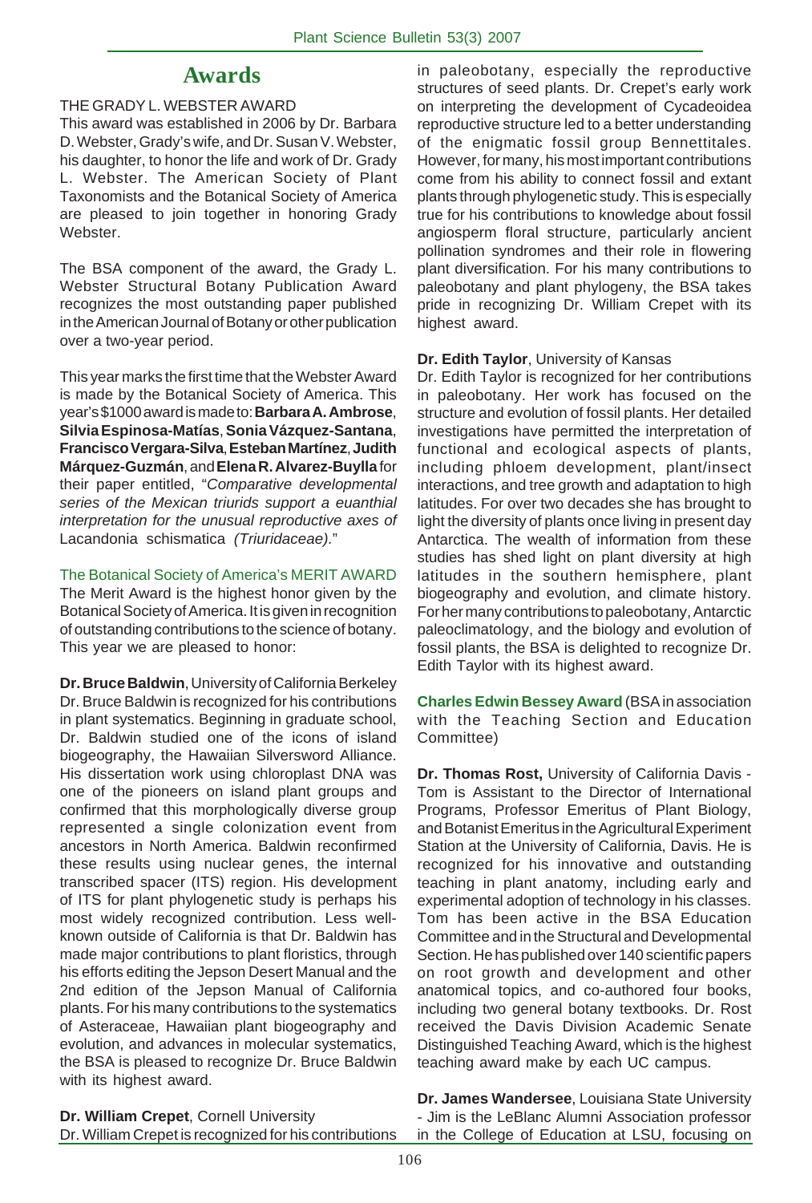# Awards

THE GRADY L. WEBSTER AWARD

This award was established in 2006 by Dr. Barbara D. Webster, Grady's wife, and Dr. Susan V. Webster, his daughter, to honor the life and work of Dr. Grady L. Webster. The American Society of Plant Taxonomists and the Botanical Society of America are pleased to join together in honoring Grady Webster.

The BSA component of the award, the Grady L. Webster Structural Botany Publication Award recognizes the most outstanding paper published in the American Journal of Botany or other publication over a two-year period.

This year marks the first time that the Webster Award is made by the Botanical Society of America. This year's $1000 award is made to: **Barbara A. Ambrose**, **Silvia Espinosa-Matías**, **Sonia Vázquez-Santana**, **Francisco Vergara-Silva**, **Esteban Martínez**, **Judith Márquez-Guzmán**, and **Elena R. Alvarez-Buylla** for their paper entitled, "*Comparative developmental series of the Mexican triurids support a euanthial interpretation for the unusual reproductive axes of* Lacandonia schismatica *(Triuridaceae).*"

The Botanical Society of America's MERIT AWARD

The Merit Award is the highest honor given by the Botanical Society of America. It is given in recognition of outstanding contributions to the science of botany. This year we are pleased to honor:

**Dr. Bruce Baldwin**, University of California Berkeley

Dr. Bruce Baldwin is recognized for his contributions in plant systematics. Beginning in graduate school, Dr. Baldwin studied one of the icons of island biogeography, the Hawaiian Silversword Alliance. His dissertation work using chloroplast DNA was one of the pioneers on island plant groups and confirmed that this morphologically diverse group represented a single colonization event from ancestors in North America. Baldwin reconfirmed these results using nuclear genes, the internal transcribed spacer (ITS) region. His development of ITS for plant phylogenetic study is perhaps his most widely recognized contribution. Less well-known outside of California is that Dr. Baldwin has made major contributions to plant floristics, through his efforts editing the Jepson Desert Manual and the 2nd edition of the Jepson Manual of California plants. For his many contributions to the systematics of Asteraceae, Hawaiian plant biogeography and evolution, and advances in molecular systematics, the BSA is pleased to recognize Dr. Bruce Baldwin with its highest award.

**Dr. William Crepet**, Cornell University

Dr. William Crepet is recognized for his contributions in paleobotany, especially the reproductive structures of seed plants. Dr. Crepet's early work on interpreting the development of Cycadeoidea reproductive structure led to a better understanding of the enigmatic fossil group Bennettitales. However, for many, his most important contributions come from his ability to connect fossil and extant plants through phylogenetic study. This is especially true for his contributions to knowledge about fossil angiosperm floral structure, particularly ancient pollination syndromes and their role in flowering plant diversification. For his many contributions to paleobotany and plant phylogeny, the BSA takes pride in recognizing Dr. William Crepet with its highest award.

**Dr. Edith Taylor**, University of Kansas

Dr. Edith Taylor is recognized for her contributions in paleobotany. Her work has focused on the structure and evolution of fossil plants. Her detailed investigations have permitted the interpretation of functional and ecological aspects of plants, including phloem development, plant/insect interactions, and tree growth and adaptation to high latitudes. For over two decades she has brought to light the diversity of plants once living in present day Antarctica. The wealth of information from these studies has shed light on plant diversity at high latitudes in the southern hemisphere, plant biogeography and evolution, and climate history. For her many contributions to paleobotany, Antarctic paleoclimatology, and the biology and evolution of fossil plants, the BSA is delighted to recognize Dr. Edith Taylor with its highest award.

**Charles Edwin Bessey Award** (BSA in association with the Teaching Section and Education Committee)

**Dr. Thomas Rost,** University of California Davis - Tom is Assistant to the Director of International Programs, Professor Emeritus of Plant Biology, and Botanist Emeritus in the Agricultural Experiment Station at the University of California, Davis. He is recognized for his innovative and outstanding teaching in plant anatomy, including early and experimental adoption of technology in his classes. Tom has been active in the BSA Education Committee and in the Structural and Developmental Section. He has published over 140 scientific papers on root growth and development and other anatomical topics, and co-authored four books, including two general botany textbooks. Dr. Rost received the Davis Division Academic Senate Distinguished Teaching Award, which is the highest teaching award make by each UC campus.

**Dr. James Wandersee**, Louisiana State University - Jim is the LeBlanc Alumni Association professor in the College of Education at LSU, focusing on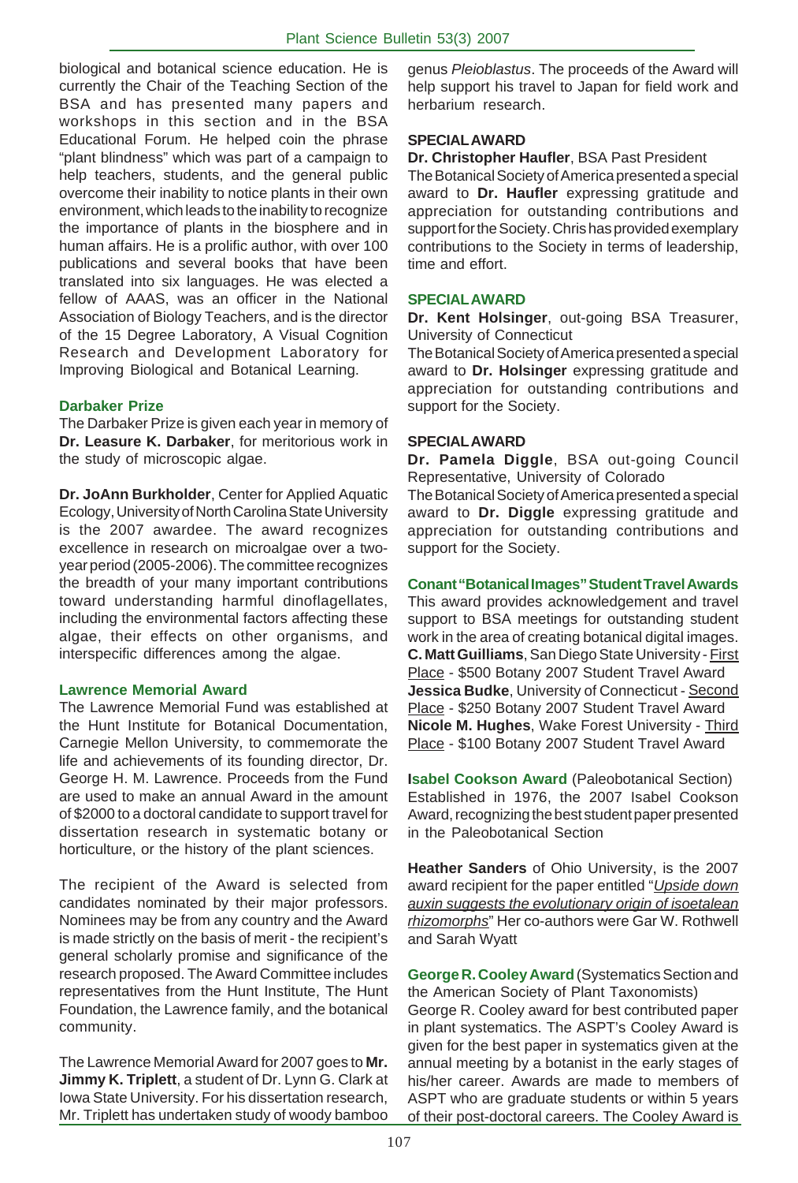biological and botanical science education. He is currently the Chair of the Teaching Section of the BSA and has presented many papers and workshops in this section and in the BSA Educational Forum. He helped coin the phrase "plant blindness" which was part of a campaign to help teachers, students, and the general public overcome their inability to notice plants in their own environment, which leads to the inability to recognize the importance of plants in the biosphere and in human affairs. He is a prolific author, with over 100 publications and several books that have been translated into six languages. He was elected a fellow of AAAS, was an officer in the National Association of Biology Teachers, and is the director of the 15 Degree Laboratory, A Visual Cognition Research and Development Laboratory for Improving Biological and Botanical Learning.

### Darbaker Prize

The Darbaker Prize is given each year in memory of **Dr. Leasure K. Darbaker**, for meritorious work in the study of microscopic algae.

**Dr. JoAnn Burkholder**, Center for Applied Aquatic Ecology, University of North Carolina State University is the 2007 awardee. The award recognizes excellence in research on microalgae over a two-year period (2005-2006). The committee recognizes the breadth of your many important contributions toward understanding harmful dinoflagellates, including the environmental factors affecting these algae, their effects on other organisms, and interspecific differences among the algae.

### Lawrence Memorial Award

The Lawrence Memorial Fund was established at the Hunt Institute for Botanical Documentation, Carnegie Mellon University, to commemorate the life and achievements of its founding director, Dr. George H. M. Lawrence. Proceeds from the Fund are used to make an annual Award in the amount of $2000 to a doctoral candidate to support travel for dissertation research in systematic botany or horticulture, or the history of the plant sciences.

The recipient of the Award is selected from candidates nominated by their major professors. Nominees may be from any country and the Award is made strictly on the basis of merit - the recipient's general scholarly promise and significance of the research proposed. The Award Committee includes representatives from the Hunt Institute, The Hunt Foundation, the Lawrence family, and the botanical community.

The Lawrence Memorial Award for 2007 goes to **Mr. Jimmy K. Triplett**, a student of Dr. Lynn G. Clark at Iowa State University. For his dissertation research, Mr. Triplett has undertaken study of woody bamboo genus *Pleioblastus*. The proceeds of the Award will help support his travel to Japan for field work and herbarium research.

### SPECIAL AWARD

**Dr. Christopher Haufler**, BSA Past President
The Botanical Society of America presented a special award to **Dr. Haufler** expressing gratitude and appreciation for outstanding contributions and support for the Society. Chris has provided exemplary contributions to the Society in terms of leadership, time and effort.

### SPECIAL AWARD

**Dr. Kent Holsinger**, out-going BSA Treasurer, University of Connecticut
The Botanical Society of America presented a special award to **Dr. Holsinger** expressing gratitude and appreciation for outstanding contributions and support for the Society.

### SPECIAL AWARD

**Dr. Pamela Diggle**, BSA out-going Council Representative, University of Colorado
The Botanical Society of America presented a special award to **Dr. Diggle** expressing gratitude and appreciation for outstanding contributions and support for the Society.

### Conant "Botanical Images" Student Travel Awards

This award provides acknowledgement and travel support to BSA meetings for outstanding student work in the area of creating botanical digital images.
**C. Matt Guilliams**, San Diego State University - First Place - $500 Botany 2007 Student Travel Award
**Jessica Budke**, University of Connecticut - Second Place - $250 Botany 2007 Student Travel Award
**Nicole M. Hughes**, Wake Forest University - Third Place - $100 Botany 2007 Student Travel Award

**Isabel Cookson Award** (Paleobotanical Section)
Established in 1976, the 2007 Isabel Cookson Award, recognizing the best student paper presented in the Paleobotanical Section

**Heather Sanders** of Ohio University, is the 2007 award recipient for the paper entitled "*Upside down auxin suggests the evolutionary origin of isoetalean rhizomorphs*" Her co-authors were Gar W. Rothwell and Sarah Wyatt

**George R. Cooley Award** (Systematics Section and the American Society of Plant Taxonomists)
George R. Cooley award for best contributed paper in plant systematics. The ASPT's Cooley Award is given for the best paper in systematics given at the annual meeting by a botanist in the early stages of his/her career. Awards are made to members of ASPT who are graduate students or within 5 years of their post-doctoral careers. The Cooley Award is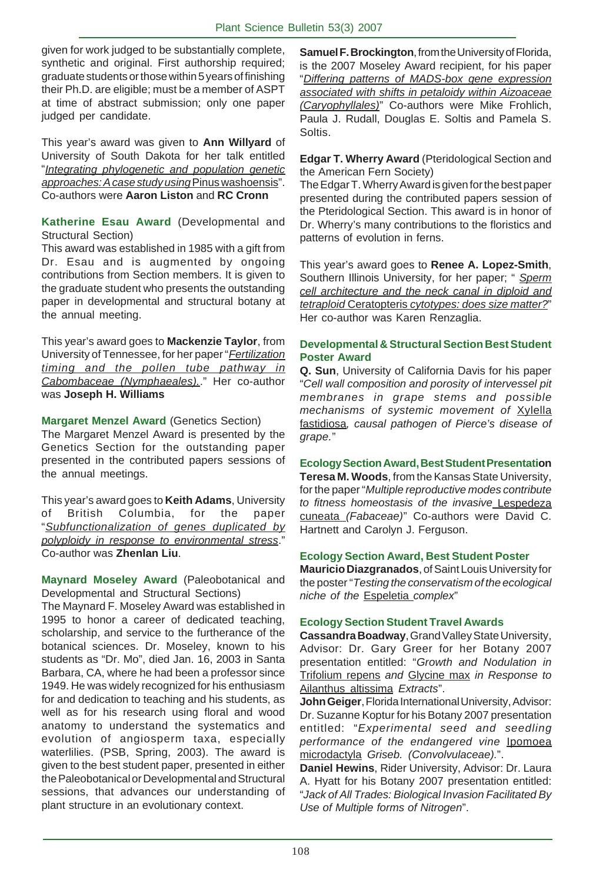given for work judged to be substantially complete, synthetic and original. First authorship required; graduate students or those within 5 years of finishing their Ph.D. are eligible; must be a member of ASPT at time of abstract submission; only one paper judged per candidate.

This year's award was given to **Ann Willyard** of University of South Dakota for her talk entitled "*Integrating phylogenetic and population genetic approaches: A case study using* Pinus washoensis". Co-authors were **Aaron Liston** and **RC Cronn**

**Katherine Esau Award** (Developmental and Structural Section)
This award was established in 1985 with a gift from Dr. Esau and is augmented by ongoing contributions from Section members. It is given to the graduate student who presents the outstanding paper in developmental and structural botany at the annual meeting.

This year's award goes to **Mackenzie Taylor**, from University of Tennessee, for her paper "*Fertilization timing and the pollen tube pathway in Cabombaceae (Nymphaeales).*." Her co-author was **Joseph H. Williams**

**Margaret Menzel Award** (Genetics Section)
The Margaret Menzel Award is presented by the Genetics Section for the outstanding paper presented in the contributed papers sessions of the annual meetings.

This year's award goes to **Keith Adams**, University of British Columbia, for the paper "*Subfunctionalization of genes duplicated by polyploidy in response to environmental stress*." Co-author was **Zhenlan Liu**.

**Maynard Moseley Award** (Paleobotanical and Developmental and Structural Sections)
The Maynard F. Moseley Award was established in 1995 to honor a career of dedicated teaching, scholarship, and service to the furtherance of the botanical sciences. Dr. Moseley, known to his students as "Dr. Mo", died Jan. 16, 2003 in Santa Barbara, CA, where he had been a professor since 1949. He was widely recognized for his enthusiasm for and dedication to teaching and his students, as well as for his research using floral and wood anatomy to understand the systematics and evolution of angiosperm taxa, especially waterlilies. (PSB, Spring, 2003). The award is given to the best student paper, presented in either the Paleobotanical or Developmental and Structural sessions, that advances our understanding of plant structure in an evolutionary context.

**Samuel F. Brockington**, from the University of Florida, is the 2007 Moseley Award recipient, for his paper "*Differing patterns of MADS-box gene expression associated with shifts in petaloidy within Aizoaceae (Caryophyllales)*" Co-authors were Mike Frohlich, Paula J. Rudall, Douglas E. Soltis and Pamela S. Soltis.

**Edgar T. Wherry Award** (Pteridological Section and the American Fern Society)
The Edgar T. Wherry Award is given for the best paper presented during the contributed papers session of the Pteridological Section. This award is in honor of Dr. Wherry's many contributions to the floristics and patterns of evolution in ferns.

This year's award goes to **Renee A. Lopez-Smith**, Southern Illinois University, for her paper; " *Sperm cell architecture and the neck canal in diploid and tetraploid* Ceratopteris *cytotypes: does size matter?*" Her co-author was Karen Renzaglia.

**Developmental & Structural Section Best Student Poster Award**
**Q. Sun**, University of California Davis for his paper "*Cell wall composition and porosity of intervessel pit membranes in grape stems and possible mechanisms of systemic movement of* Xylella fastidiosa*, causal pathogen of Pierce's disease of grape.*"

**Ecology Section Award, Best Student Presentation**
**Teresa M. Woods**, from the Kansas State University, for the paper "*Multiple reproductive modes contribute to fitness homeostasis of the invasive* Lespedeza cuneata *(Fabaceae)*" Co-authors were David C. Hartnett and Carolyn J. Ferguson.

**Ecology Section Award, Best Student Poster**
**Mauricio Diazgranados**, of Saint Louis University for the poster "*Testing the conservatism of the ecological niche of the* Espeletia *complex*"

**Ecology Section Student Travel Awards**
**Cassandra Boadway**, Grand Valley State University, Advisor: Dr. Gary Greer for her Botany 2007 presentation entitled: "*Growth and Nodulation in* Trifolium repens *and* Glycine max *in Response to* Ailanthus altissima *Extracts*".
**John Geiger**, Florida International University, Advisor: Dr. Suzanne Koptur for his Botany 2007 presentation entitled: "*Experimental seed and seedling performance of the endangered vine* Ipomoea microdactyla *Griseb. (Convolvulaceae).*".
**Daniel Hewins**, Rider University, Advisor: Dr. Laura A. Hyatt for his Botany 2007 presentation entitled: "*Jack of All Trades: Biological Invasion Facilitated By Use of Multiple forms of Nitrogen*".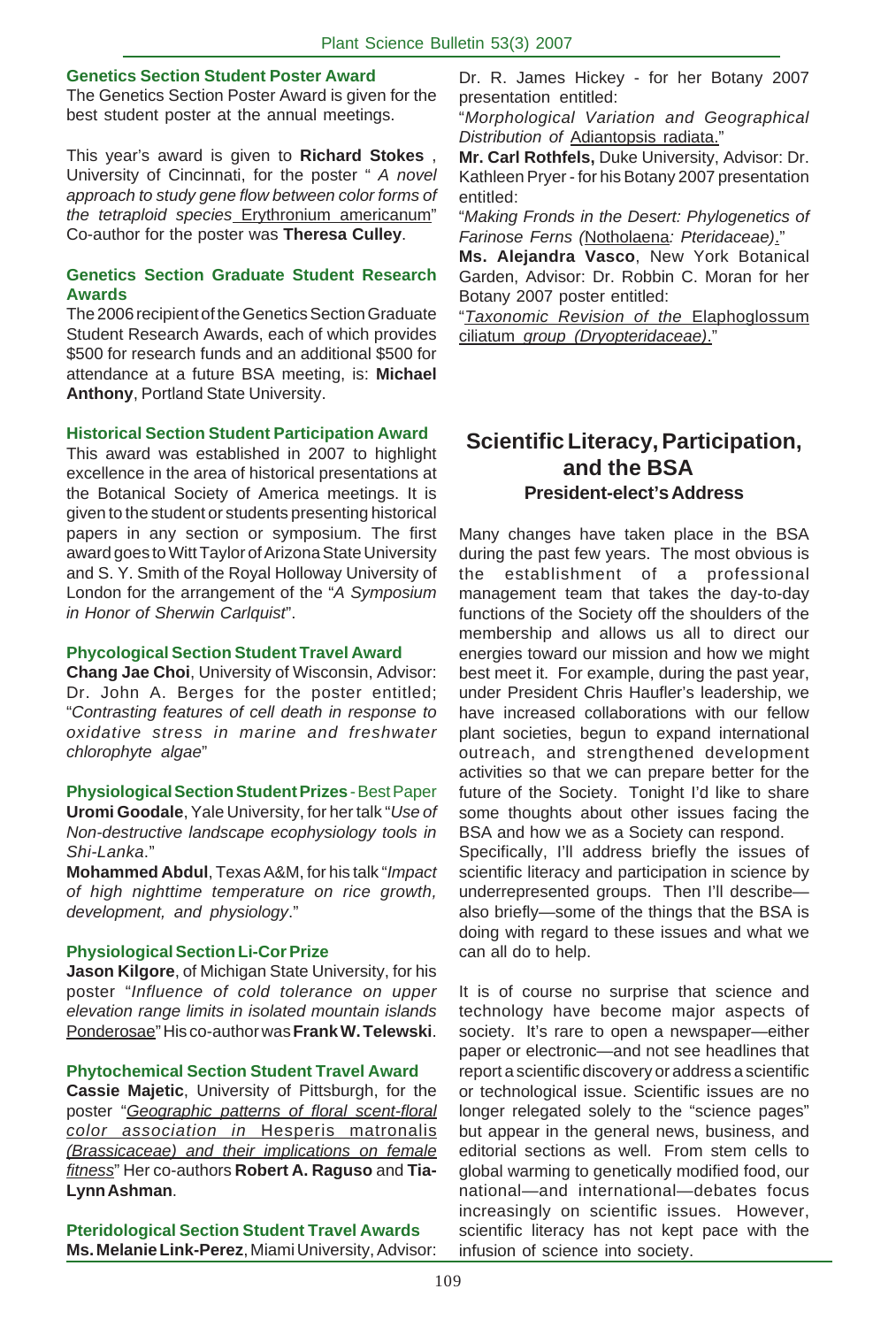### Genetics Section Student Poster Award

The Genetics Section Poster Award is given for the best student poster at the annual meetings.

This year's award is given to **Richard Stokes** , University of Cincinnati, for the poster " *A novel approach to study gene flow between color forms of the tetraploid species* Erythronium americanum" Co-author for the poster was **Theresa Culley**.

### Genetics Section Graduate Student Research Awards

The 2006 recipient of the Genetics Section Graduate Student Research Awards, each of which provides \$500 for research funds and an additional \$500 for attendance at a future BSA meeting, is: **Michael Anthony**, Portland State University.

### Historical Section Student Participation Award

This award was established in 2007 to highlight excellence in the area of historical presentations at the Botanical Society of America meetings. It is given to the student or students presenting historical papers in any section or symposium. The first award goes to Witt Taylor of Arizona State University and S. Y. Smith of the Royal Holloway University of London for the arrangement of the "*A Symposium in Honor of Sherwin Carlquist*".

### Phycological Section Student Travel Award

**Chang Jae Choi**, University of Wisconsin, Advisor: Dr. John A. Berges for the poster entitled; "*Contrasting features of cell death in response to oxidative stress in marine and freshwater chlorophyte algae*"

### Physiological Section Student Prizes - Best Paper

**Uromi Goodale**, Yale University, for her talk "*Use of Non-destructive landscape ecophysiology tools in Shi-Lanka*."

**Mohammed Abdul**, Texas A&M, for his talk "*Impact of high nighttime temperature on rice growth, development, and physiology*."

### Physiological Section Li-Cor Prize

**Jason Kilgore**, of Michigan State University, for his poster "*Influence of cold tolerance on upper elevation range limits in isolated mountain islands* Ponderosae" His co-author was **Frank W. Telewski**.

### Phytochemical Section Student Travel Award

**Cassie Majetic**, University of Pittsburgh, for the poster "*Geographic patterns of floral scent-floral color association in* Hesperis matronalis *(Brassicaceae) and their implications on female fitness*" Her co-authors **Robert A. Raguso** and **Tia-Lynn Ashman**.

### Pteridological Section Student Travel Awards

**Ms. Melanie Link-Perez**, Miami University, Advisor: Dr. R. James Hickey - for her Botany 2007 presentation entitled:

"*Morphological Variation and Geographical Distribution of* Adiantopsis radiata."

**Mr. Carl Rothfels,** Duke University, Advisor: Dr. Kathleen Pryer - for his Botany 2007 presentation entitled:

"*Making Fronds in the Desert: Phylogenetics of Farinose Ferns (*Notholaena*: Pteridaceae)*."

**Ms. Alejandra Vasco**, New York Botanical Garden, Advisor: Dr. Robbin C. Moran for her Botany 2007 poster entitled:

"*Taxonomic Revision of the* Elaphoglossum ciliatum *group (Dryopteridaceae)*."

## Scientific Literacy, Participation, and the BSA

### President-elect's Address

Many changes have taken place in the BSA during the past few years. The most obvious is the establishment of a professional management team that takes the day-to-day functions of the Society off the shoulders of the membership and allows us all to direct our energies toward our mission and how we might best meet it. For example, during the past year, under President Chris Haufler's leadership, we have increased collaborations with our fellow plant societies, begun to expand international outreach, and strengthened development activities so that we can prepare better for the future of the Society. Tonight I'd like to share some thoughts about other issues facing the BSA and how we as a Society can respond. Specifically, I'll address briefly the issues of scientific literacy and participation in science by underrepresented groups. Then I'll describe—also briefly—some of the things that the BSA is doing with regard to these issues and what we can all do to help.

It is of course no surprise that science and technology have become major aspects of society. It's rare to open a newspaper—either paper or electronic—and not see headlines that report a scientific discovery or address a scientific or technological issue. Scientific issues are no longer relegated solely to the "science pages" but appear in the general news, business, and editorial sections as well. From stem cells to global warming to genetically modified food, our national—and international—debates focus increasingly on scientific issues. However, scientific literacy has not kept pace with the infusion of science into society.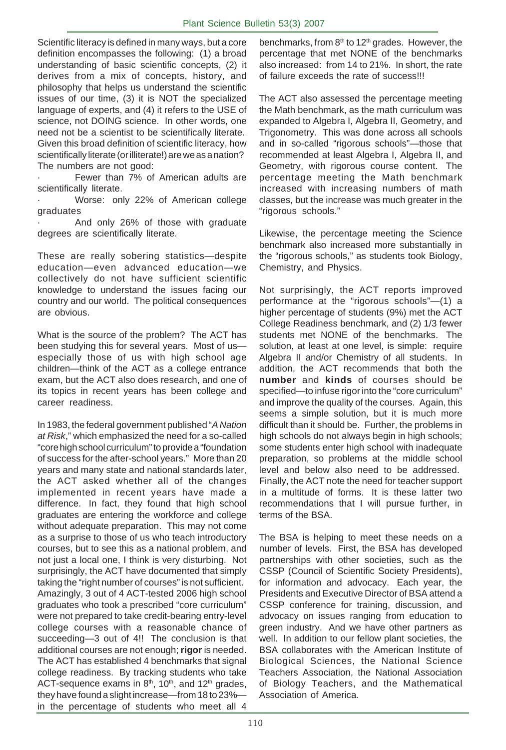Scientific literacy is defined in many ways, but a core definition encompasses the following: (1) a broad understanding of basic scientific concepts, (2) it derives from a mix of concepts, history, and philosophy that helps us understand the scientific issues of our time, (3) it is NOT the specialized language of experts, and (4) it refers to the USE of science, not DOING science. In other words, one need not be a scientist to be scientifically literate. Given this broad definition of scientific literacy, how scientifically literate (or illiterate!) are we as a nation? The numbers are not good:

- Fewer than 7% of American adults are scientifically literate.
- Worse: only 22% of American college graduates
- And only 26% of those with graduate degrees are scientifically literate.

These are really sobering statistics—despite education—even advanced education—we collectively do not have sufficient scientific knowledge to understand the issues facing our country and our world. The political consequences are obvious.

What is the source of the problem? The ACT has been studying this for several years. Most of us—especially those of us with high school age children—think of the ACT as a college entrance exam, but the ACT also does research, and one of its topics in recent years has been college and career readiness.

In 1983, the federal government published "*A Nation at Risk*," which emphasized the need for a so-called "core high school curriculum" to provide a "foundation of success for the after-school years." More than 20 years and many state and national standards later, the ACT asked whether all of the changes implemented in recent years have made a difference. In fact, they found that high school graduates are entering the workforce and college without adequate preparation. This may not come as a surprise to those of us who teach introductory courses, but to see this as a national problem, and not just a local one, I think is very disturbing. Not surprisingly, the ACT have documented that simply taking the "right number of courses" is not sufficient. Amazingly, 3 out of 4 ACT-tested 2006 high school graduates who took a prescribed "core curriculum" were not prepared to take credit-bearing entry-level college courses with a reasonable chance of succeeding—3 out of 4!! The conclusion is that additional courses are not enough; **rigor** is needed. The ACT has established 4 benchmarks that signal college readiness. By tracking students who take ACT-sequence exams in 8th, 10th, and 12th grades, they have found a slight increase—from 18 to 23%—in the percentage of students who meet all 4 benchmarks, from 8th to 12th grades. However, the percentage that met NONE of the benchmarks also increased: from 14 to 21%. In short, the rate of failure exceeds the rate of success!!!

The ACT also assessed the percentage meeting the Math benchmark, as the math curriculum was expanded to Algebra I, Algebra II, Geometry, and Trigonometry. This was done across all schools and in so-called "rigorous schools"—those that recommended at least Algebra I, Algebra II, and Geometry, with rigorous course content. The percentage meeting the Math benchmark increased with increasing numbers of math classes, but the increase was much greater in the "rigorous schools."

Likewise, the percentage meeting the Science benchmark also increased more substantially in the "rigorous schools," as students took Biology, Chemistry, and Physics.

Not surprisingly, the ACT reports improved performance at the "rigorous schools"—(1) a higher percentage of students (9%) met the ACT College Readiness benchmark, and (2) 1/3 fewer students met NONE of the benchmarks. The solution, at least at one level, is simple: require Algebra II and/or Chemistry of all students. In addition, the ACT recommends that both the **number** and **kinds** of courses should be specified—to infuse rigor into the "core curriculum" and improve the quality of the courses. Again, this seems a simple solution, but it is much more difficult than it should be. Further, the problems in high schools do not always begin in high schools; some students enter high school with inadequate preparation, so problems at the middle school level and below also need to be addressed. Finally, the ACT note the need for teacher support in a multitude of forms. It is these latter two recommendations that I will pursue further, in terms of the BSA.

The BSA is helping to meet these needs on a number of levels. First, the BSA has developed partnerships with other societies, such as the CSSP (Council of Scientific Society Presidents), for information and advocacy. Each year, the Presidents and Executive Director of BSA attend a CSSP conference for training, discussion, and advocacy on issues ranging from education to green industry. And we have other partners as well. In addition to our fellow plant societies, the BSA collaborates with the American Institute of Biological Sciences, the National Science Teachers Association, the National Association of Biology Teachers, and the Mathematical Association of America.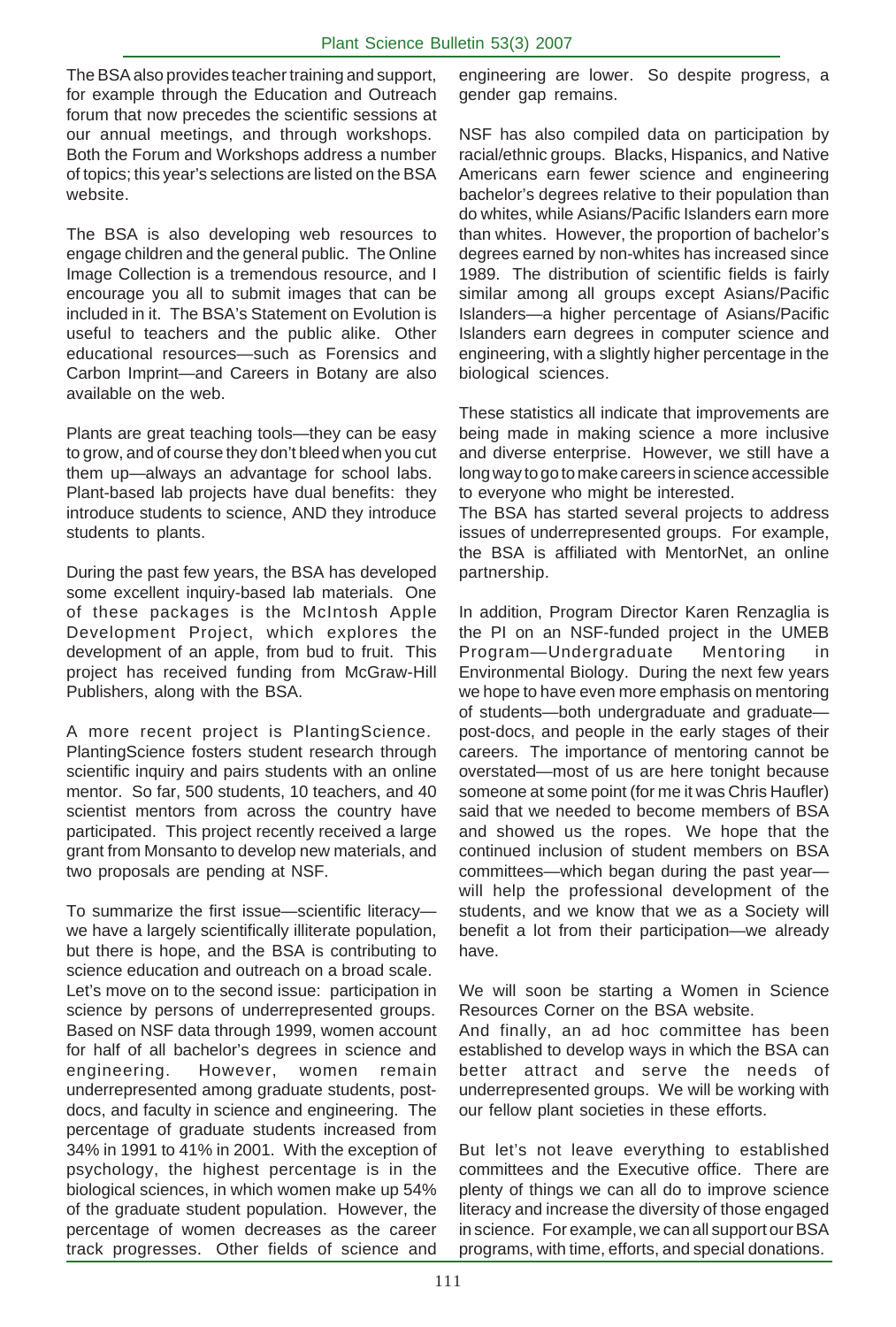The BSA also provides teacher training and support, for example through the Education and Outreach forum that now precedes the scientific sessions at our annual meetings, and through workshops. Both the Forum and Workshops address a number of topics; this year's selections are listed on the BSA website.

The BSA is also developing web resources to engage children and the general public. The Online Image Collection is a tremendous resource, and I encourage you all to submit images that can be included in it. The BSA's Statement on Evolution is useful to teachers and the public alike. Other educational resources—such as Forensics and Carbon Imprint—and Careers in Botany are also available on the web.

Plants are great teaching tools—they can be easy to grow, and of course they don't bleed when you cut them up—always an advantage for school labs. Plant-based lab projects have dual benefits: they introduce students to science, AND they introduce students to plants.

During the past few years, the BSA has developed some excellent inquiry-based lab materials. One of these packages is the McIntosh Apple Development Project, which explores the development of an apple, from bud to fruit. This project has received funding from McGraw-Hill Publishers, along with the BSA.

A more recent project is PlantingScience. PlantingScience fosters student research through scientific inquiry and pairs students with an online mentor. So far, 500 students, 10 teachers, and 40 scientist mentors from across the country have participated. This project recently received a large grant from Monsanto to develop new materials, and two proposals are pending at NSF.

To summarize the first issue—scientific literacy—we have a largely scientifically illiterate population, but there is hope, and the BSA is contributing to science education and outreach on a broad scale.
Let's move on to the second issue: participation in science by persons of underrepresented groups. Based on NSF data through 1999, women account for half of all bachelor's degrees in science and engineering. However, women remain underrepresented among graduate students, post-docs, and faculty in science and engineering. The percentage of graduate students increased from 34% in 1991 to 41% in 2001. With the exception of psychology, the highest percentage is in the biological sciences, in which women make up 54% of the graduate student population. However, the percentage of women decreases as the career track progresses. Other fields of science and engineering are lower. So despite progress, a gender gap remains.

NSF has also compiled data on participation by racial/ethnic groups. Blacks, Hispanics, and Native Americans earn fewer science and engineering bachelor's degrees relative to their population than do whites, while Asians/Pacific Islanders earn more than whites. However, the proportion of bachelor's degrees earned by non-whites has increased since 1989. The distribution of scientific fields is fairly similar among all groups except Asians/Pacific Islanders—a higher percentage of Asians/Pacific Islanders earn degrees in computer science and engineering, with a slightly higher percentage in the biological sciences.

These statistics all indicate that improvements are being made in making science a more inclusive and diverse enterprise. However, we still have a long way to go to make careers in science accessible to everyone who might be interested.
The BSA has started several projects to address issues of underrepresented groups. For example, the BSA is affiliated with MentorNet, an online partnership.

In addition, Program Director Karen Renzaglia is the PI on an NSF-funded project in the UMEB Program—Undergraduate Mentoring in Environmental Biology. During the next few years we hope to have even more emphasis on mentoring of students—both undergraduate and graduate—post-docs, and people in the early stages of their careers. The importance of mentoring cannot be overstated—most of us are here tonight because someone at some point (for me it was Chris Haufler) said that we needed to become members of BSA and showed us the ropes. We hope that the continued inclusion of student members on BSA committees—which began during the past year—will help the professional development of the students, and we know that we as a Society will benefit a lot from their participation—we already have.

We will soon be starting a Women in Science Resources Corner on the BSA website.
And finally, an ad hoc committee has been established to develop ways in which the BSA can better attract and serve the needs of underrepresented groups. We will be working with our fellow plant societies in these efforts.

But let's not leave everything to established committees and the Executive office. There are plenty of things we can all do to improve science literacy and increase the diversity of those engaged in science. For example, we can all support our BSA programs, with time, efforts, and special donations.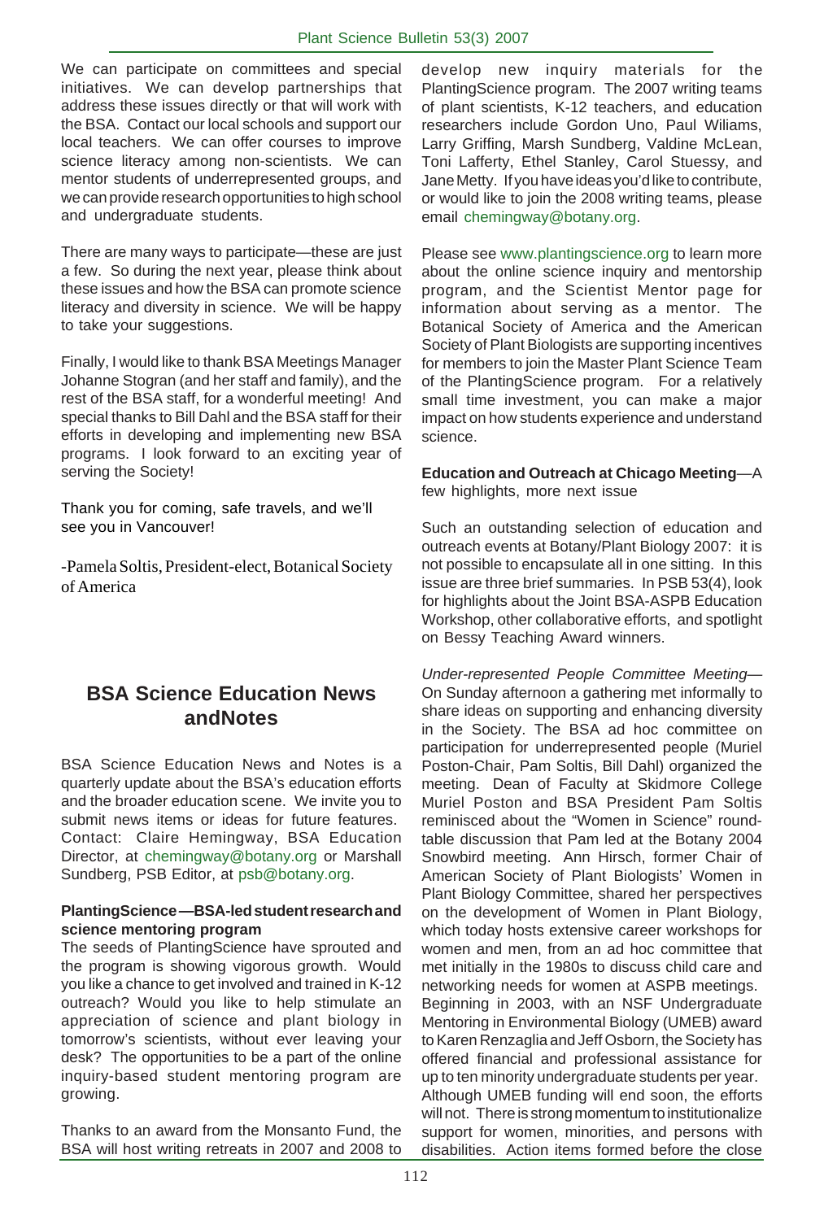We can participate on committees and special initiatives. We can develop partnerships that address these issues directly or that will work with the BSA. Contact our local schools and support our local teachers. We can offer courses to improve science literacy among non-scientists. We can mentor students of underrepresented groups, and we can provide research opportunities to high school and undergraduate students.

There are many ways to participate—these are just a few. So during the next year, please think about these issues and how the BSA can promote science literacy and diversity in science. We will be happy to take your suggestions.

Finally, I would like to thank BSA Meetings Manager Johanne Stogran (and her staff and family), and the rest of the BSA staff, for a wonderful meeting! And special thanks to Bill Dahl and the BSA staff for their efforts in developing and implementing new BSA programs. I look forward to an exciting year of serving the Society!

Thank you for coming, safe travels, and we'll see you in Vancouver!

-Pamela Soltis, President-elect, Botanical Society of America

## BSA Science Education News andNotes

BSA Science Education News and Notes is a quarterly update about the BSA's education efforts and the broader education scene. We invite you to submit news items or ideas for future features. Contact: Claire Hemingway, BSA Education Director, at chemingway@botany.org or Marshall Sundberg, PSB Editor, at psb@botany.org.

**PlantingScience—BSA-led student research and science mentoring program**

The seeds of PlantingScience have sprouted and the program is showing vigorous growth. Would you like a chance to get involved and trained in K-12 outreach? Would you like to help stimulate an appreciation of science and plant biology in tomorrow's scientists, without ever leaving your desk? The opportunities to be a part of the online inquiry-based student mentoring program are growing.

Thanks to an award from the Monsanto Fund, the BSA will host writing retreats in 2007 and 2008 to develop new inquiry materials for the PlantingScience program. The 2007 writing teams of plant scientists, K-12 teachers, and education researchers include Gordon Uno, Paul Wiliams, Larry Griffing, Marsh Sundberg, Valdine McLean, Toni Lafferty, Ethel Stanley, Carol Stuessy, and Jane Metty. If you have ideas you'd like to contribute, or would like to join the 2008 writing teams, please email chemingway@botany.org.

Please see www.plantingscience.org to learn more about the online science inquiry and mentorship program, and the Scientist Mentor page for information about serving as a mentor. The Botanical Society of America and the American Society of Plant Biologists are supporting incentives for members to join the Master Plant Science Team of the PlantingScience program. For a relatively small time investment, you can make a major impact on how students experience and understand science.

**Education and Outreach at Chicago Meeting**—A few highlights, more next issue

Such an outstanding selection of education and outreach events at Botany/Plant Biology 2007: it is not possible to encapsulate all in one sitting. In this issue are three brief summaries. In PSB 53(4), look for highlights about the Joint BSA-ASPB Education Workshop, other collaborative efforts, and spotlight on Bessy Teaching Award winners.

*Under-represented People Committee Meeting*—On Sunday afternoon a gathering met informally to share ideas on supporting and enhancing diversity in the Society. The BSA ad hoc committee on participation for underrepresented people (Muriel Poston-Chair, Pam Soltis, Bill Dahl) organized the meeting. Dean of Faculty at Skidmore College Muriel Poston and BSA President Pam Soltis reminisced about the "Women in Science" round-table discussion that Pam led at the Botany 2004 Snowbird meeting. Ann Hirsch, former Chair of American Society of Plant Biologists' Women in Plant Biology Committee, shared her perspectives on the development of Women in Plant Biology, which today hosts extensive career workshops for women and men, from an ad hoc committee that met initially in the 1980s to discuss child care and networking needs for women at ASPB meetings. Beginning in 2003, with an NSF Undergraduate Mentoring in Environmental Biology (UMEB) award to Karen Renzaglia and Jeff Osborn, the Society has offered financial and professional assistance for up to ten minority undergraduate students per year. Although UMEB funding will end soon, the efforts will not. There is strong momentum to institutionalize support for women, minorities, and persons with disabilities. Action items formed before the close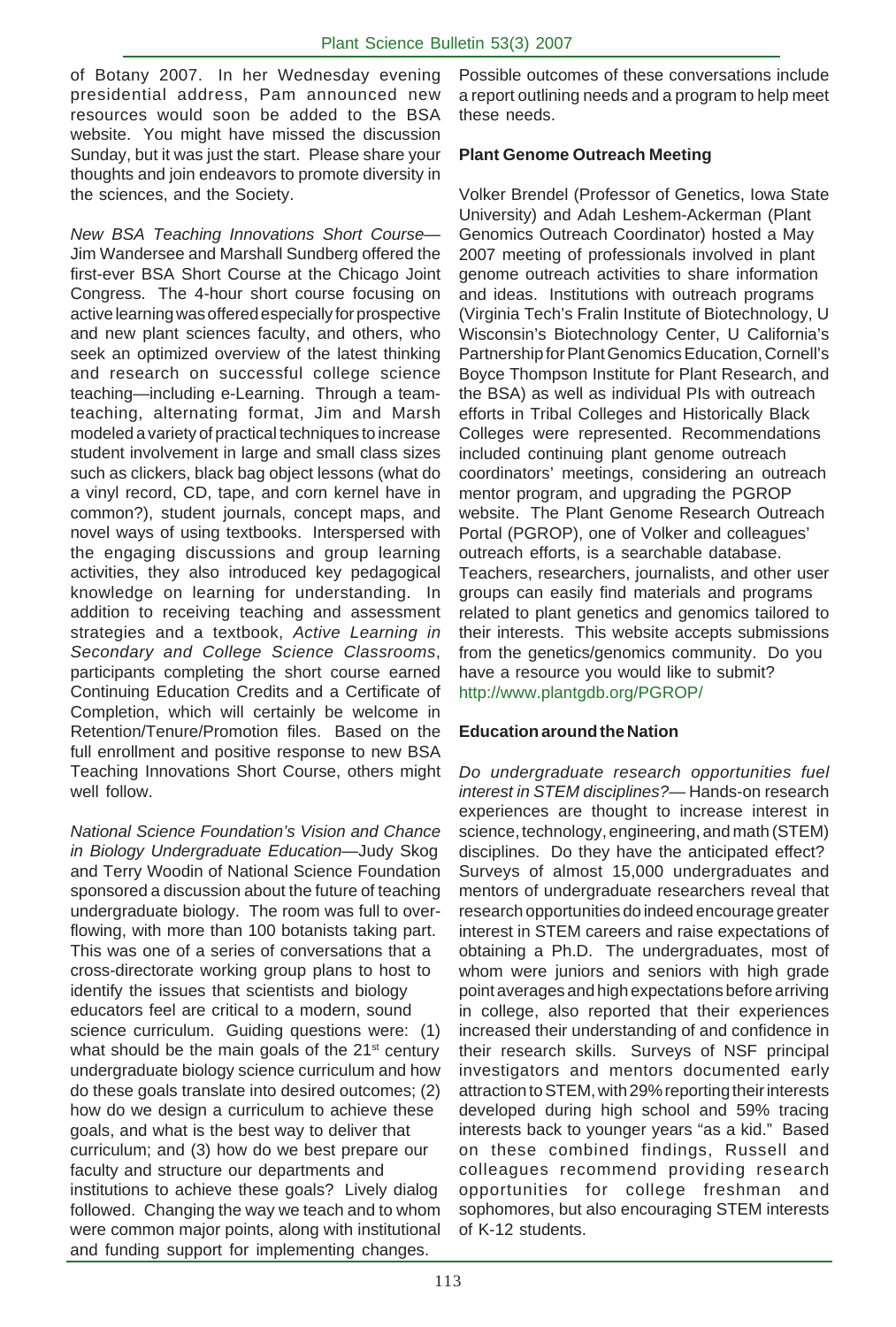of Botany 2007. In her Wednesday evening presidential address, Pam announced new resources would soon be added to the BSA website. You might have missed the discussion Sunday, but it was just the start. Please share your thoughts and join endeavors to promote diversity in the sciences, and the Society.

*New BSA Teaching Innovations Short Course*—Jim Wandersee and Marshall Sundberg offered the first-ever BSA Short Course at the Chicago Joint Congress. The 4-hour short course focusing on active learning was offered especially for prospective and new plant sciences faculty, and others, who seek an optimized overview of the latest thinking and research on successful college science teaching—including e-Learning. Through a team-teaching, alternating format, Jim and Marsh modeled a variety of practical techniques to increase student involvement in large and small class sizes such as clickers, black bag object lessons (what do a vinyl record, CD, tape, and corn kernel have in common?), student journals, concept maps, and novel ways of using textbooks. Interspersed with the engaging discussions and group learning activities, they also introduced key pedagogical knowledge on learning for understanding. In addition to receiving teaching and assessment strategies and a textbook, *Active Learning in Secondary and College Science Classrooms*, participants completing the short course earned Continuing Education Credits and a Certificate of Completion, which will certainly be welcome in Retention/Tenure/Promotion files. Based on the full enrollment and positive response to new BSA Teaching Innovations Short Course, others might well follow.

*National Science Foundation's Vision and Chance in Biology Undergraduate Education*—Judy Skog and Terry Woodin of National Science Foundation sponsored a discussion about the future of teaching undergraduate biology. The room was full to over-flowing, with more than 100 botanists taking part. This was one of a series of conversations that a cross-directorate working group plans to host to identify the issues that scientists and biology educators feel are critical to a modern, sound science curriculum. Guiding questions were: (1) what should be the main goals of the 21st century undergraduate biology science curriculum and how do these goals translate into desired outcomes; (2) how do we design a curriculum to achieve these goals, and what is the best way to deliver that curriculum; and (3) how do we best prepare our faculty and structure our departments and institutions to achieve these goals? Lively dialog followed. Changing the way we teach and to whom were common major points, along with institutional and funding support for implementing changes. Possible outcomes of these conversations include a report outlining needs and a program to help meet these needs.

**Plant Genome Outreach Meeting**

Volker Brendel (Professor of Genetics, Iowa State University) and Adah Leshem-Ackerman (Plant Genomics Outreach Coordinator) hosted a May 2007 meeting of professionals involved in plant genome outreach activities to share information and ideas. Institutions with outreach programs (Virginia Tech's Fralin Institute of Biotechnology, U Wisconsin's Biotechnology Center, U California's Partnership for Plant Genomics Education, Cornell's Boyce Thompson Institute for Plant Research, and the BSA) as well as individual PIs with outreach efforts in Tribal Colleges and Historically Black Colleges were represented. Recommendations included continuing plant genome outreach coordinators' meetings, considering an outreach mentor program, and upgrading the PGROP website. The Plant Genome Research Outreach Portal (PGROP), one of Volker and colleagues' outreach efforts, is a searchable database. Teachers, researchers, journalists, and other user groups can easily find materials and programs related to plant genetics and genomics tailored to their interests. This website accepts submissions from the genetics/genomics community. Do you have a resource you would like to submit? http://www.plantgdb.org/PGROP/

**Education around the Nation**

*Do undergraduate research opportunities fuel interest in STEM disciplines?*— Hands-on research experiences are thought to increase interest in science, technology, engineering, and math (STEM) disciplines. Do they have the anticipated effect? Surveys of almost 15,000 undergraduates and mentors of undergraduate researchers reveal that research opportunities do indeed encourage greater interest in STEM careers and raise expectations of obtaining a Ph.D. The undergraduates, most of whom were juniors and seniors with high grade point averages and high expectations before arriving in college, also reported that their experiences increased their understanding of and confidence in their research skills. Surveys of NSF principal investigators and mentors documented early attraction to STEM, with 29% reporting their interests developed during high school and 59% tracing interests back to younger years "as a kid." Based on these combined findings, Russell and colleagues recommend providing research opportunities for college freshman and sophomores, but also encouraging STEM interests of K-12 students.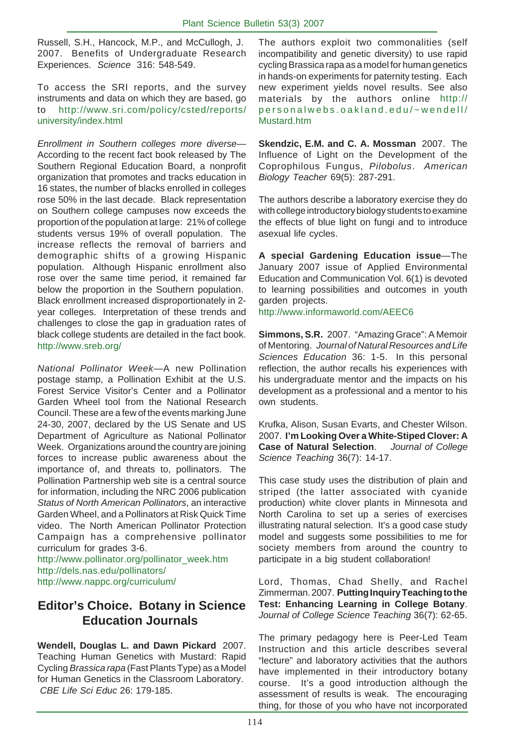Russell, S.H., Hancock, M.P., and McCullogh, J. 2007. Benefits of Undergraduate Research Experiences. *Science* 316: 548-549.

To access the SRI reports, and the survey instruments and data on which they are based, go to http://www.sri.com/policy/csted/reports/university/index.html

*Enrollment in Southern colleges more diverse*—According to the recent fact book released by The Southern Regional Education Board, a nonprofit organization that promotes and tracks education in 16 states, the number of blacks enrolled in colleges rose 50% in the last decade. Black representation on Southern college campuses now exceeds the proportion of the population at large: 21% of college students versus 19% of overall population. The increase reflects the removal of barriers and demographic shifts of a growing Hispanic population. Although Hispanic enrollment also rose over the same time period, it remained far below the proportion in the Southern population. Black enrollment increased disproportionately in 2-year colleges. Interpretation of these trends and challenges to close the gap in graduation rates of black college students are detailed in the fact book. http://www.sreb.org/

*National Pollinator Week*—A new Pollination postage stamp, a Pollination Exhibit at the U.S. Forest Service Visitor's Center and a Pollinator Garden Wheel tool from the National Research Council. These are a few of the events marking June 24-30, 2007, declared by the US Senate and US Department of Agriculture as National Pollinator Week. Organizations around the country are joining forces to increase public awareness about the importance of, and threats to, pollinators. The Pollination Partnership web site is a central source for information, including the NRC 2006 publication *Status of North American Pollinators*, an interactive Garden Wheel, and a Pollinators at Risk Quick Time video. The North American Pollinator Protection Campaign has a comprehensive pollinator curriculum for grades 3-6.
http://www.pollinator.org/pollinator_week.htm
http://dels.nas.edu/pollinators/
http://www.nappc.org/curriculum/

## Editor's Choice. Botany in Science Education Journals

**Wendell, Douglas L. and Dawn Pickard** 2007. Teaching Human Genetics with Mustard: Rapid Cycling *Brassica rapa* (Fast Plants Type) as a Model for Human Genetics in the Classroom Laboratory. *CBE Life Sci Educ* 26: 179-185.

The authors exploit two commonalities (self incompatibility and genetic diversity) to use rapid cycling Brassica rapa as a model for human genetics in hands-on experiments for paternity testing. Each new experiment yields novel results. See also materials by the authors online http://personalwebs.oakland.edu/~wendell/Mustard.htm

**Skendzic, E.M. and C. A. Mossman** 2007. The Influence of Light on the Development of the Coprophilous Fungus, *Pilobolus*. *American Biology Teacher* 69(5): 287-291.

The authors describe a laboratory exercise they do with college introductory biology students to examine the effects of blue light on fungi and to introduce asexual life cycles.

**A special Gardening Education issue**—The January 2007 issue of Applied Environmental Education and Communication Vol. 6(1) is devoted to learning possibilities and outcomes in youth garden projects.
http://www.informaworld.com/AEEC6

**Simmons, S.R.** 2007. "Amazing Grace": A Memoir of Mentoring. *Journal of Natural Resources and Life Sciences Education* 36: 1-5. In this personal reflection, the author recalls his experiences with his undergraduate mentor and the impacts on his development as a professional and a mentor to his own students.

Krufka, Alison, Susan Evarts, and Chester Wilson. 2007. **I'm Looking Over a White-Striped Clover: A Case of Natural Selection**. *Journal of College Science Teaching* 36(7): 14-17.

This case study uses the distribution of plain and striped (the latter associated with cyanide production) white clover plants in Minnesota and North Carolina to set up a series of exercises illustrating natural selection. It's a good case study model and suggests some possibilities to me for society members from around the country to participate in a big student collaboration!

Lord, Thomas, Chad Shelly, and Rachel Zimmerman. 2007. **Putting Inquiry Teaching to the Test: Enhancing Learning in College Botany**. *Journal of College Science Teaching* 36(7): 62-65.

The primary pedagogy here is Peer-Led Team Instruction and this article describes several "lecture" and laboratory activities that the authors have implemented in their introductory botany course. It's a good introduction although the assessment of results is weak. The encouraging thing, for those of you who have not incorporated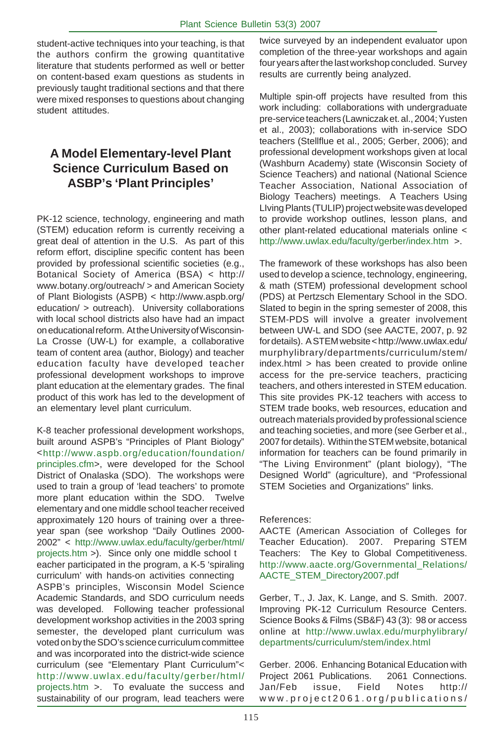student-active techniques into your teaching, is that the authors confirm the growing quantitative literature that students performed as well or better on content-based exam questions as students in previously taught traditional sections and that there were mixed responses to questions about changing student attitudes.

## A Model Elementary-level Plant Science Curriculum Based on ASBP's 'Plant Principles'

PK-12 science, technology, engineering and math (STEM) education reform is currently receiving a great deal of attention in the U.S. As part of this reform effort, discipline specific content has been provided by professional scientific societies (e.g., Botanical Society of America (BSA) < http://www.botany.org/outreach/ > and American Society of Plant Biologists (ASPB) < http://www.aspb.org/education/ > outreach). University collaborations with local school districts also have had an impact on educational reform. At the University of Wisconsin-La Crosse (UW-L) for example, a collaborative team of content area (author, Biology) and teacher education faculty have developed teacher professional development workshops to improve plant education at the elementary grades. The final product of this work has led to the development of an elementary level plant curriculum.

K-8 teacher professional development workshops, built around ASPB's "Principles of Plant Biology" <http://www.aspb.org/education/foundation/principles.cfm>, were developed for the School District of Onalaska (SDO). The workshops were used to train a group of 'lead teachers' to promote more plant education within the SDO. Twelve elementary and one middle school teacher received approximately 120 hours of training over a three-year span (see workshop "Daily Outlines 2000-2002" < http://www.uwlax.edu/faculty/gerber/html/projects.htm >). Since only one middle school teacher participated in the program, a K-5 'spiraling curriculum' with hands-on activities connecting ASPB's principles, Wisconsin Model Science Academic Standards, and SDO curriculum needs was developed. Following teacher professional development workshop activities in the 2003 spring semester, the developed plant curriculum was voted on by the SDO's science curriculum committee and was incorporated into the district-wide science curriculum (see "Elementary Plant Curriculum"< http://www.uwlax.edu/faculty/gerber/html/projects.htm >. To evaluate the success and sustainability of our program, lead teachers were twice surveyed by an independent evaluator upon completion of the three-year workshops and again four years after the last workshop concluded. Survey results are currently being analyzed.

Multiple spin-off projects have resulted from this work including: collaborations with undergraduate pre-service teachers (Lawniczak et. al., 2004; Yusten et al., 2003); collaborations with in-service SDO teachers (Stellflue et al., 2005; Gerber, 2006); and professional development workshops given at local (Washburn Academy) state (Wisconsin Society of Science Teachers) and national (National Science Teacher Association, National Association of Biology Teachers) meetings. A Teachers Using LIving Plants (TULIP) project website was developed to provide workshop outlines, lesson plans, and other plant-related educational materials online < http://www.uwlax.edu/faculty/gerber/index.htm >.

The framework of these workshops has also been used to develop a science, technology, engineering, & math (STEM) professional development school (PDS) at Pertzsch Elementary School in the SDO. Slated to begin in the spring semester of 2008, this STEM-PDS will involve a greater involvement between UW-L and SDO (see AACTE, 2007, p. 92 for details). A STEM website < http://www.uwlax.edu/murphylibrary/departments/curriculum/stem/index.html > has been created to provide online access for the pre-service teachers, practicing teachers, and others interested in STEM education. This site provides PK-12 teachers with access to STEM trade books, web resources, education and outreach materials provided by professional science and teaching societies, and more (see Gerber et al., 2007 for details). Within the STEM website, botanical information for teachers can be found primarily in "The Living Environment" (plant biology), "The Designed World" (agriculture), and "Professional STEM Societies and Organizations" links.

References:

AACTE (American Association of Colleges for Teacher Education). 2007. Preparing STEM Teachers: The Key to Global Competitiveness. http://www.aacte.org/Governmental_Relations/AACTE_STEM_Directory2007.pdf

Gerber, T., J. Jax, K. Lange, and S. Smith. 2007. Improving PK-12 Curriculum Resource Centers. Science Books & Films (SB&F) 43 (3): 98 or access online at http://www.uwlax.edu/murphylibrary/departments/curriculum/stem/index.html

Gerber. 2006. Enhancing Botanical Education with Project 2061 Publications. 2061 Connections. Jan/Feb issue, Field Notes http://www.project2061.org/publications/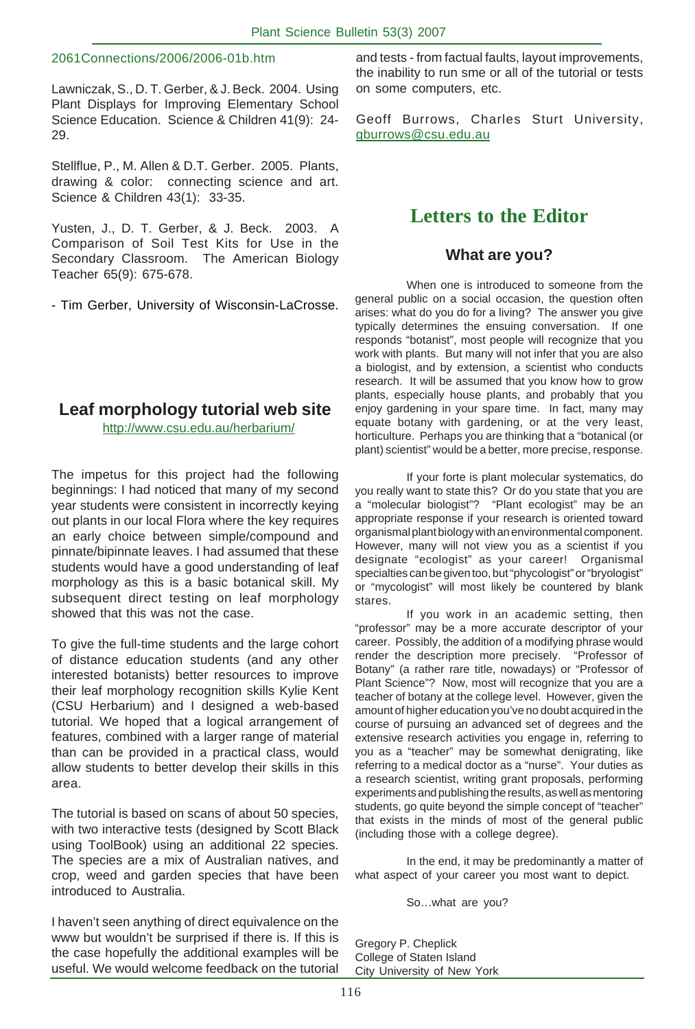2061Connections/2006/2006-01b.htm

Lawniczak, S., D. T. Gerber, & J. Beck. 2004. Using Plant Displays for Improving Elementary School Science Education. Science & Children 41(9): 24-29.

Stellflue, P., M. Allen & D.T. Gerber. 2005. Plants, drawing & color: connecting science and art. Science & Children 43(1): 33-35.

Yusten, J., D. T. Gerber, & J. Beck. 2003. A Comparison of Soil Test Kits for Use in the Secondary Classroom. The American Biology Teacher 65(9): 675-678.

- Tim Gerber, University of Wisconsin-LaCrosse.

## Leaf morphology tutorial web site

http://www.csu.edu.au/herbarium/

The impetus for this project had the following beginnings: I had noticed that many of my second year students were consistent in incorrectly keying out plants in our local Flora where the key requires an early choice between simple/compound and pinnate/bipinnate leaves. I had assumed that these students would have a good understanding of leaf morphology as this is a basic botanical skill. My subsequent direct testing on leaf morphology showed that this was not the case.

To give the full-time students and the large cohort of distance education students (and any other interested botanists) better resources to improve their leaf morphology recognition skills Kylie Kent (CSU Herbarium) and I designed a web-based tutorial. We hoped that a logical arrangement of features, combined with a larger range of material than can be provided in a practical class, would allow students to better develop their skills in this area.

The tutorial is based on scans of about 50 species, with two interactive tests (designed by Scott Black using ToolBook) using an additional 22 species. The species are a mix of Australian natives, and crop, weed and garden species that have been introduced to Australia.

I haven't seen anything of direct equivalence on the www but wouldn't be surprised if there is. If this is the case hopefully the additional examples will be useful. We would welcome feedback on the tutorial and tests - from factual faults, layout improvements, the inability to run sme or all of the tutorial or tests on some computers, etc.

Geoff Burrows, Charles Sturt University, gburrows@csu.edu.au

# Letters to the Editor

## What are you?

When one is introduced to someone from the general public on a social occasion, the question often arises: what do you do for a living? The answer you give typically determines the ensuing conversation. If one responds "botanist", most people will recognize that you work with plants. But many will not infer that you are also a biologist, and by extension, a scientist who conducts research. It will be assumed that you know how to grow plants, especially house plants, and probably that you enjoy gardening in your spare time. In fact, many may equate botany with gardening, or at the very least, horticulture. Perhaps you are thinking that a "botanical (or plant) scientist" would be a better, more precise, response.

If your forte is plant molecular systematics, do you really want to state this? Or do you state that you are a "molecular biologist"? "Plant ecologist" may be an appropriate response if your research is oriented toward organismal plant biology with an environmental component. However, many will not view you as a scientist if you designate "ecologist" as your career! Organismal specialties can be given too, but "phycologist" or "bryologist" or "mycologist" will most likely be countered by blank stares.

If you work in an academic setting, then "professor" may be a more accurate descriptor of your career. Possibly, the addition of a modifying phrase would render the description more precisely. "Professor of Botany" (a rather rare title, nowadays) or "Professor of Plant Science"? Now, most will recognize that you are a teacher of botany at the college level. However, given the amount of higher education you've no doubt acquired in the course of pursuing an advanced set of degrees and the extensive research activities you engage in, referring to you as a "teacher" may be somewhat denigrating, like referring to a medical doctor as a "nurse". Your duties as a research scientist, writing grant proposals, performing experiments and publishing the results, as well as mentoring students, go quite beyond the simple concept of "teacher" that exists in the minds of most of the general public (including those with a college degree).

In the end, it may be predominantly a matter of what aspect of your career you most want to depict.

So...what are you?

Gregory P. Cheplick
College of Staten Island
City University of New York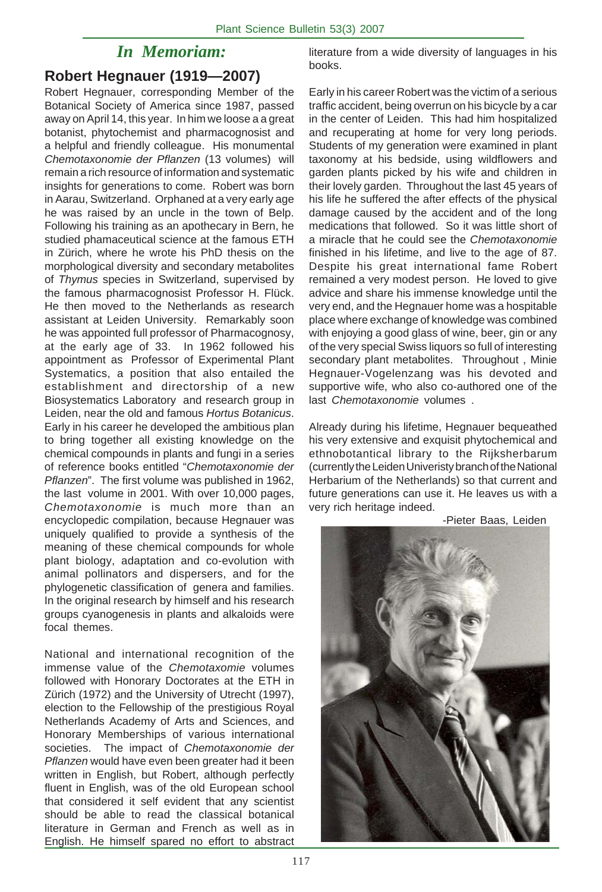## *In Memoriam:*

### Robert Hegnauer (1919—2007)

Robert Hegnauer, corresponding Member of the Botanical Society of America since 1987, passed away on April 14, this year. In him we loose a a great botanist, phytochemist and pharmacognosist and a helpful and friendly colleague. His monumental *Chemotaxonomie der Pflanzen* (13 volumes) will remain a rich resource of information and systematic insights for generations to come. Robert was born in Aarau, Switzerland. Orphaned at a very early age he was raised by an uncle in the town of Belp. Following his training as an apothecary in Bern, he studied phamaceutical science at the famous ETH in Zürich, where he wrote his PhD thesis on the morphological diversity and secondary metabolites of *Thymus* species in Switzerland, supervised by the famous pharmacognosist Professor H. Flück. He then moved to the Netherlands as research assistant at Leiden University. Remarkably soon he was appointed full professor of Pharmacognosy, at the early age of 33. In 1962 followed his appointment as Professor of Experimental Plant Systematics, a position that also entailed the establishment and directorship of a new Biosystematics Laboratory and research group in Leiden, near the old and famous *Hortus Botanicus*. Early in his career he developed the ambitious plan to bring together all existing knowledge on the chemical compounds in plants and fungi in a series of reference books entitled "*Chemotaxonomie der Pflanzen*". The first volume was published in 1962, the last volume in 2001. With over 10,000 pages, *Chemotaxonomie* is much more than an encyclopedic compilation, because Hegnauer was uniquely qualified to provide a synthesis of the meaning of these chemical compounds for whole plant biology, adaptation and co-evolution with animal pollinators and dispersers, and for the phylogenetic classification of genera and families. In the original research by himself and his research groups cyanogenesis in plants and alkaloids were focal themes.

National and international recognition of the immense value of the *Chemotaxomie* volumes followed with Honorary Doctorates at the ETH in Zürich (1972) and the University of Utrecht (1997), election to the Fellowship of the prestigious Royal Netherlands Academy of Arts and Sciences, and Honorary Memberships of various international societies. The impact of *Chemotaxonomie der Pflanzen* would have even been greater had it been written in English, but Robert, although perfectly fluent in English, was of the old European school that considered it self evident that any scientist should be able to read the classical botanical literature in German and French as well as in English. He himself spared no effort to abstract literature from a wide diversity of languages in his books.

Early in his career Robert was the victim of a serious traffic accident, being overrun on his bicycle by a car in the center of Leiden. This had him hospitalized and recuperating at home for very long periods. Students of my generation were examined in plant taxonomy at his bedside, using wildflowers and garden plants picked by his wife and children in their lovely garden. Throughout the last 45 years of his life he suffered the after effects of the physical damage caused by the accident and of the long medications that followed. So it was little short of a miracle that he could see the *Chemotaxonomie* finished in his lifetime, and live to the age of 87. Despite his great international fame Robert remained a very modest person. He loved to give advice and share his immense knowledge until the very end, and the Hegnauer home was a hospitable place where exchange of knowledge was combined with enjoying a good glass of wine, beer, gin or any of the very special Swiss liquors so full of interesting secondary plant metabolites. Throughout , Minie Hegnauer-Vogelenzang was his devoted and supportive wife, who also co-authored one of the last *Chemotaxonomie* volumes .

Already during his lifetime, Hegnauer bequeathed his very extensive and exquisit phytochemical and ethnobotantical library to the Rijksherbarum (currently the Leiden Univeristy branch of the National Herbarium of the Netherlands) so that current and future generations can use it. He leaves us with a very rich heritage indeed.

-Pieter Baas, Leiden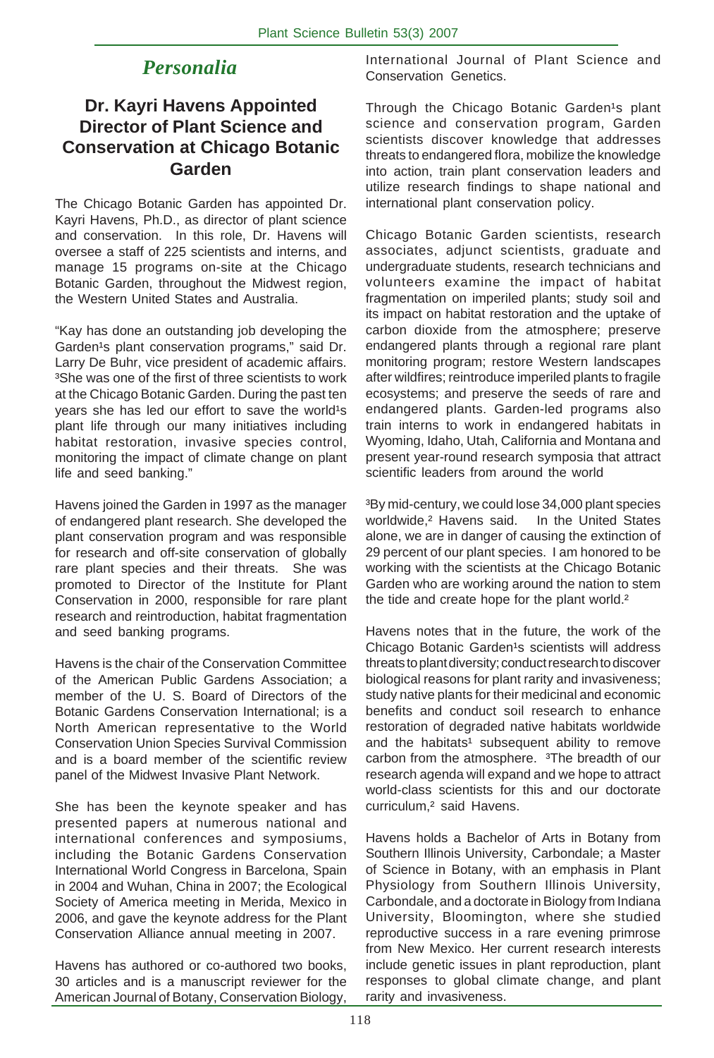# *Personalia*

## Dr. Kayri Havens Appointed Director of Plant Science and Conservation at Chicago Botanic Garden

The Chicago Botanic Garden has appointed Dr. Kayri Havens, Ph.D., as director of plant science and conservation. In this role, Dr. Havens will oversee a staff of 225 scientists and interns, and manage 15 programs on-site at the Chicago Botanic Garden, throughout the Midwest region, the Western United States and Australia.

"Kay has done an outstanding job developing the Garden¹s plant conservation programs," said Dr. Larry De Buhr, vice president of academic affairs. ³She was one of the first of three scientists to work at the Chicago Botanic Garden. During the past ten years she has led our effort to save the world¹s plant life through our many initiatives including habitat restoration, invasive species control, monitoring the impact of climate change on plant life and seed banking."

Havens joined the Garden in 1997 as the manager of endangered plant research. She developed the plant conservation program and was responsible for research and off-site conservation of globally rare plant species and their threats. She was promoted to Director of the Institute for Plant Conservation in 2000, responsible for rare plant research and reintroduction, habitat fragmentation and seed banking programs.

Havens is the chair of the Conservation Committee of the American Public Gardens Association; a member of the U. S. Board of Directors of the Botanic Gardens Conservation International; is a North American representative to the World Conservation Union Species Survival Commission and is a board member of the scientific review panel of the Midwest Invasive Plant Network.

She has been the keynote speaker and has presented papers at numerous national and international conferences and symposiums, including the Botanic Gardens Conservation International World Congress in Barcelona, Spain in 2004 and Wuhan, China in 2007; the Ecological Society of America meeting in Merida, Mexico in 2006, and gave the keynote address for the Plant Conservation Alliance annual meeting in 2007.

Havens has authored or co-authored two books, 30 articles and is a manuscript reviewer for the American Journal of Botany, Conservation Biology, International Journal of Plant Science and Conservation Genetics.

Through the Chicago Botanic Garden¹s plant science and conservation program, Garden scientists discover knowledge that addresses threats to endangered flora, mobilize the knowledge into action, train plant conservation leaders and utilize research findings to shape national and international plant conservation policy.

Chicago Botanic Garden scientists, research associates, adjunct scientists, graduate and undergraduate students, research technicians and volunteers examine the impact of habitat fragmentation on imperiled plants; study soil and its impact on habitat restoration and the uptake of carbon dioxide from the atmosphere; preserve endangered plants through a regional rare plant monitoring program; restore Western landscapes after wildfires; reintroduce imperiled plants to fragile ecosystems; and preserve the seeds of rare and endangered plants. Garden-led programs also train interns to work in endangered habitats in Wyoming, Idaho, Utah, California and Montana and present year-round research symposia that attract scientific leaders from around the world

³By mid-century, we could lose 34,000 plant species worldwide,² Havens said. In the United States alone, we are in danger of causing the extinction of 29 percent of our plant species. I am honored to be working with the scientists at the Chicago Botanic Garden who are working around the nation to stem the tide and create hope for the plant world.²

Havens notes that in the future, the work of the Chicago Botanic Garden¹s scientists will address threats to plant diversity; conduct research to discover biological reasons for plant rarity and invasiveness; study native plants for their medicinal and economic benefits and conduct soil research to enhance restoration of degraded native habitats worldwide and the habitats¹ subsequent ability to remove carbon from the atmosphere. ³The breadth of our research agenda will expand and we hope to attract world-class scientists for this and our doctorate curriculum,² said Havens.

Havens holds a Bachelor of Arts in Botany from Southern Illinois University, Carbondale; a Master of Science in Botany, with an emphasis in Plant Physiology from Southern Illinois University, Carbondale, and a doctorate in Biology from Indiana University, Bloomington, where she studied reproductive success in a rare evening primrose from New Mexico. Her current research interests include genetic issues in plant reproduction, plant responses to global climate change, and plant rarity and invasiveness.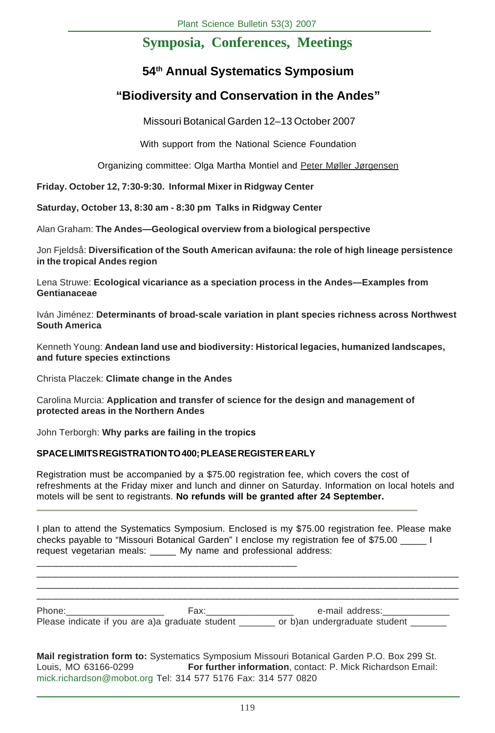# Symposia, Conferences, Meetings

## 54th Annual Systematics Symposium

## "Biodiversity and Conservation in the Andes"

Missouri Botanical Garden 12–13 October 2007

With support from the National Science Foundation

Organizing committee: Olga Martha Montiel and Peter Møller Jørgensen

**Friday. October 12, 7:30-9:30. Informal Mixer in Ridgway Center**

**Saturday, October 13, 8:30 am - 8:30 pm Talks in Ridgway Center**

Alan Graham: **The Andes—Geological overview from a biological perspective**

Jon Fjeldså: **Diversification of the South American avifauna: the role of high lineage persistence in the tropical Andes region**

Lena Struwe: **Ecological vicariance as a speciation process in the Andes—Examples from Gentianaceae**

Iván Jiménez: **Determinants of broad-scale variation in plant species richness across Northwest South America**

Kenneth Young: **Andean land use and biodiversity: Historical legacies, humanized landscapes, and future species extinctions**

Christa Placzek: **Climate change in the Andes**

Carolina Murcia: **Application and transfer of science for the design and management of protected areas in the Northern Andes**

John Terborgh: **Why parks are failing in the tropics**

**SPACE LIMITS REGISTRATION TO 400; PLEASE REGISTER EARLY**

Registration must be accompanied by a $75.00 registration fee, which covers the cost of refreshments at the Friday mixer and lunch and dinner on Saturday. Information on local hotels and motels will be sent to registrants. **No refunds will be granted after 24 September.**

---

I plan to attend the Systematics Symposium. Enclosed is my $75.00 registration fee. Please make checks payable to "Missouri Botanical Garden" I enclose my registration fee of $75.00 _____ I request vegetarian meals: _____ My name and professional address:

___________________________________________________

_____________________________________________________________________________

_____________________________________________________________________________

_____________________________________________________________________________

Phone:___________________ Fax:_________________ e-mail address:_____________

Please indicate if you are a)a graduate student _______ or b)an undergraduate student _______

**Mail registration form to:** Systematics Symposium Missouri Botanical Garden P.O. Box 299 St. Louis, MO 63166-0299 **For further information**, contact: P. Mick Richardson Email: mick.richardson@mobot.org Tel: 314 577 5176 Fax: 314 577 0820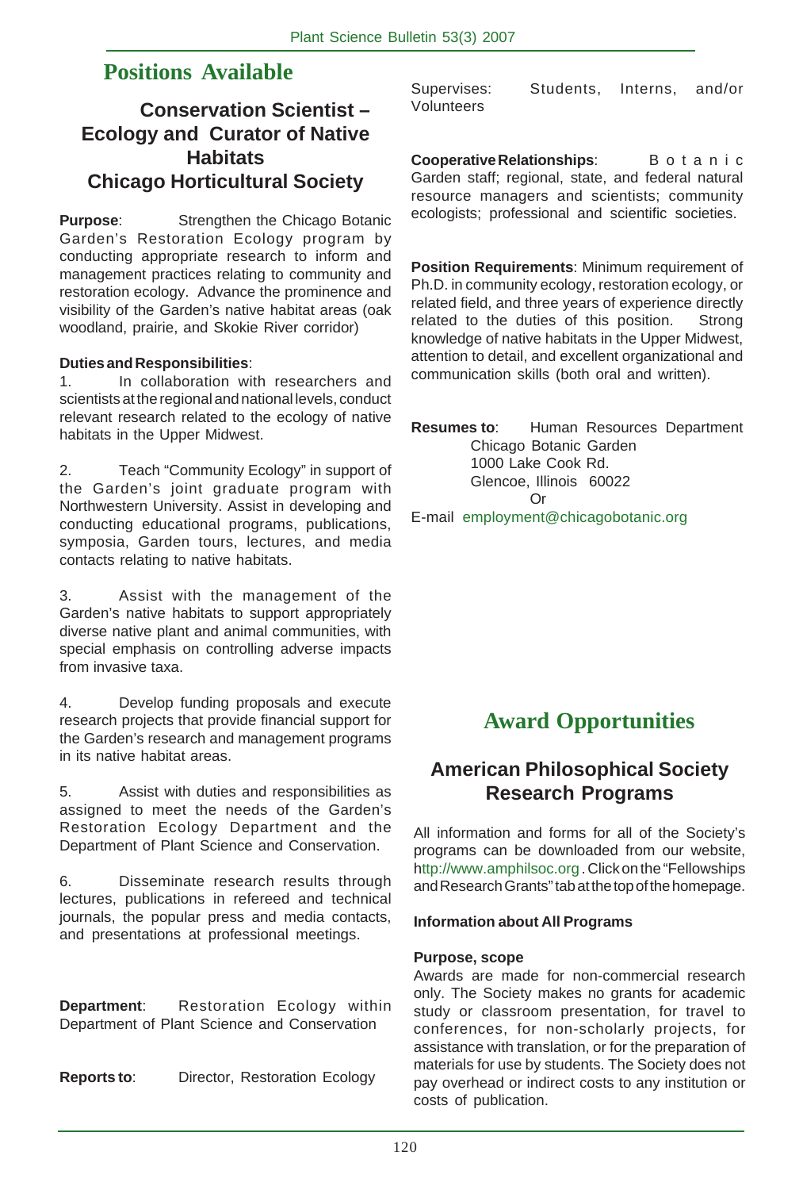# Positions Available

## Conservation Scientist – Ecology and Curator of Native Habitats
## Chicago Horticultural Society

**Purpose**: Strengthen the Chicago Botanic Garden's Restoration Ecology program by conducting appropriate research to inform and management practices relating to community and restoration ecology. Advance the prominence and visibility of the Garden's native habitat areas (oak woodland, prairie, and Skokie River corridor)

**Duties and Responsibilities**:

1. In collaboration with researchers and scientists at the regional and national levels, conduct relevant research related to the ecology of native habitats in the Upper Midwest.

2. Teach "Community Ecology" in support of the Garden's joint graduate program with Northwestern University. Assist in developing and conducting educational programs, publications, symposia, Garden tours, lectures, and media contacts relating to native habitats.

3. Assist with the management of the Garden's native habitats to support appropriately diverse native plant and animal communities, with special emphasis on controlling adverse impacts from invasive taxa.

4. Develop funding proposals and execute research projects that provide financial support for the Garden's research and management programs in its native habitat areas.

5. Assist with duties and responsibilities as assigned to meet the needs of the Garden's Restoration Ecology Department and the Department of Plant Science and Conservation.

6. Disseminate research results through lectures, publications in refereed and technical journals, the popular press and media contacts, and presentations at professional meetings.

**Department**: Restoration Ecology within Department of Plant Science and Conservation

**Reports to**: Director, Restoration Ecology

Supervises: Students, Interns, and/or Volunteers

**Cooperative Relationships**: Botanic Garden staff; regional, state, and federal natural resource managers and scientists; community ecologists; professional and scientific societies.

**Position Requirements**: Minimum requirement of Ph.D. in community ecology, restoration ecology, or related field, and three years of experience directly related to the duties of this position. Strong knowledge of native habitats in the Upper Midwest, attention to detail, and excellent organizational and communication skills (both oral and written).

**Resumes to**: Human Resources Department
Chicago Botanic Garden
1000 Lake Cook Rd.
Glencoe, Illinois 60022
Or
E-mail employment@chicagobotanic.org

# Award Opportunities

## American Philosophical Society Research Programs

All information and forms for all of the Society's programs can be downloaded from our website, http://www.amphilsoc.org . Click on the "Fellowships and Research Grants" tab at the top of the homepage.

**Information about All Programs**

**Purpose, scope**

Awards are made for non-commercial research only. The Society makes no grants for academic study or classroom presentation, for travel to conferences, for non-scholarly projects, for assistance with translation, or for the preparation of materials for use by students. The Society does not pay overhead or indirect costs to any institution or costs of publication.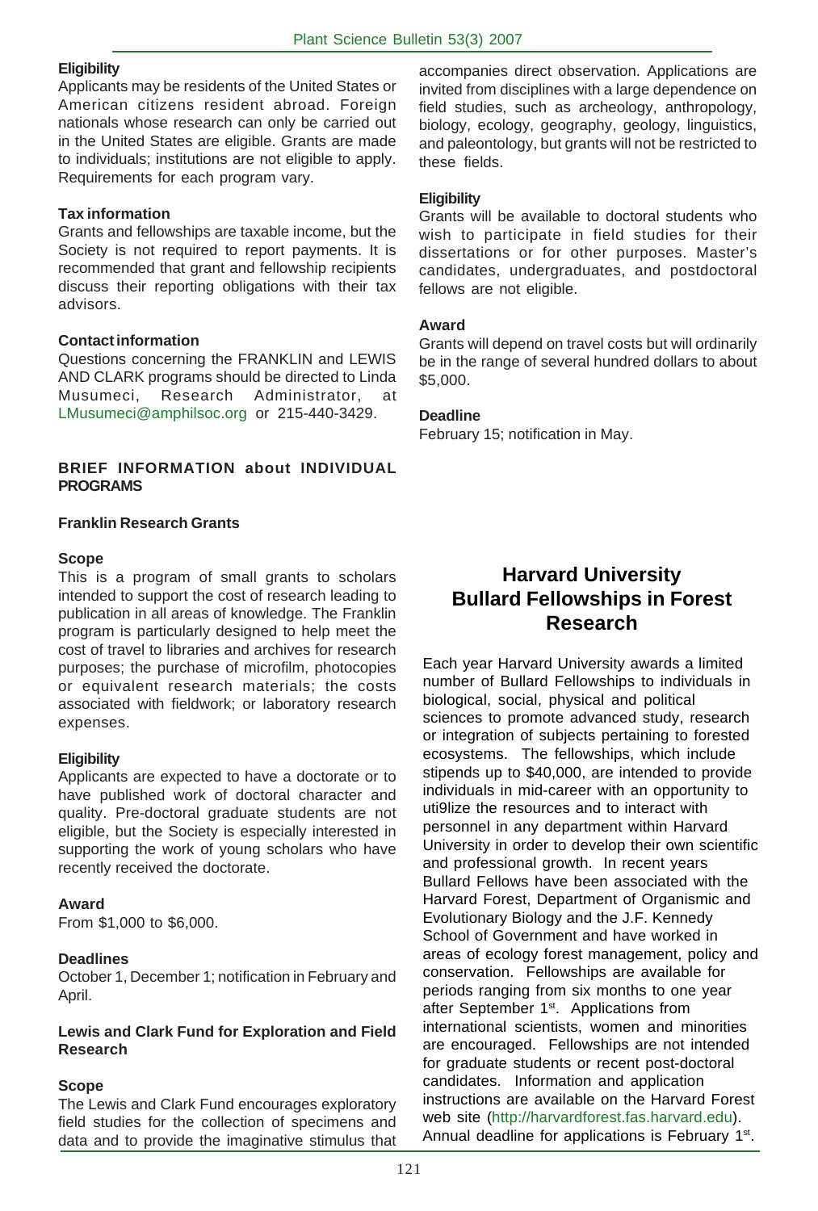**Eligibility**

Applicants may be residents of the United States or American citizens resident abroad. Foreign nationals whose research can only be carried out in the United States are eligible. Grants are made to individuals; institutions are not eligible to apply. Requirements for each program vary.

**Tax information**

Grants and fellowships are taxable income, but the Society is not required to report payments. It is recommended that grant and fellowship recipients discuss their reporting obligations with their tax advisors.

**Contact information**

Questions concerning the FRANKLIN and LEWIS AND CLARK programs should be directed to Linda Musumeci, Research Administrator, at LMusumeci@amphilsoc.org or 215-440-3429.

**BRIEF INFORMATION about INDIVIDUAL PROGRAMS**

**Franklin Research Grants**

**Scope**

This is a program of small grants to scholars intended to support the cost of research leading to publication in all areas of knowledge. The Franklin program is particularly designed to help meet the cost of travel to libraries and archives for research purposes; the purchase of microfilm, photocopies or equivalent research materials; the costs associated with fieldwork; or laboratory research expenses.

**Eligibility**

Applicants are expected to have a doctorate or to have published work of doctoral character and quality. Pre-doctoral graduate students are not eligible, but the Society is especially interested in supporting the work of young scholars who have recently received the doctorate.

**Award**

From $1,000 to $6,000.

**Deadlines**

October 1, December 1; notification in February and April.

**Lewis and Clark Fund for Exploration and Field Research**

**Scope**

The Lewis and Clark Fund encourages exploratory field studies for the collection of specimens and data and to provide the imaginative stimulus that accompanies direct observation. Applications are invited from disciplines with a large dependence on field studies, such as archeology, anthropology, biology, ecology, geography, geology, linguistics, and paleontology, but grants will not be restricted to these fields.

**Eligibility**

Grants will be available to doctoral students who wish to participate in field studies for their dissertations or for other purposes. Master's candidates, undergraduates, and postdoctoral fellows are not eligible.

**Award**

Grants will depend on travel costs but will ordinarily be in the range of several hundred dollars to about $5,000.

**Deadline**

February 15; notification in May.

## Harvard University Bullard Fellowships in Forest Research

Each year Harvard University awards a limited number of Bullard Fellowships to individuals in biological, social, physical and political sciences to promote advanced study, research or integration of subjects pertaining to forested ecosystems. The fellowships, which include stipends up to $40,000, are intended to provide individuals in mid-career with an opportunity to uti9lize the resources and to interact with personnel in any department within Harvard University in order to develop their own scientific and professional growth. In recent years Bullard Fellows have been associated with the Harvard Forest, Department of Organismic and Evolutionary Biology and the J.F. Kennedy School of Government and have worked in areas of ecology forest management, policy and conservation. Fellowships are available for periods ranging from six months to one year after September 1st. Applications from international scientists, women and minorities are encouraged. Fellowships are not intended for graduate students or recent post-doctoral candidates. Information and application instructions are available on the Harvard Forest web site (http://harvardforest.fas.harvard.edu). Annual deadline for applications is February 1st.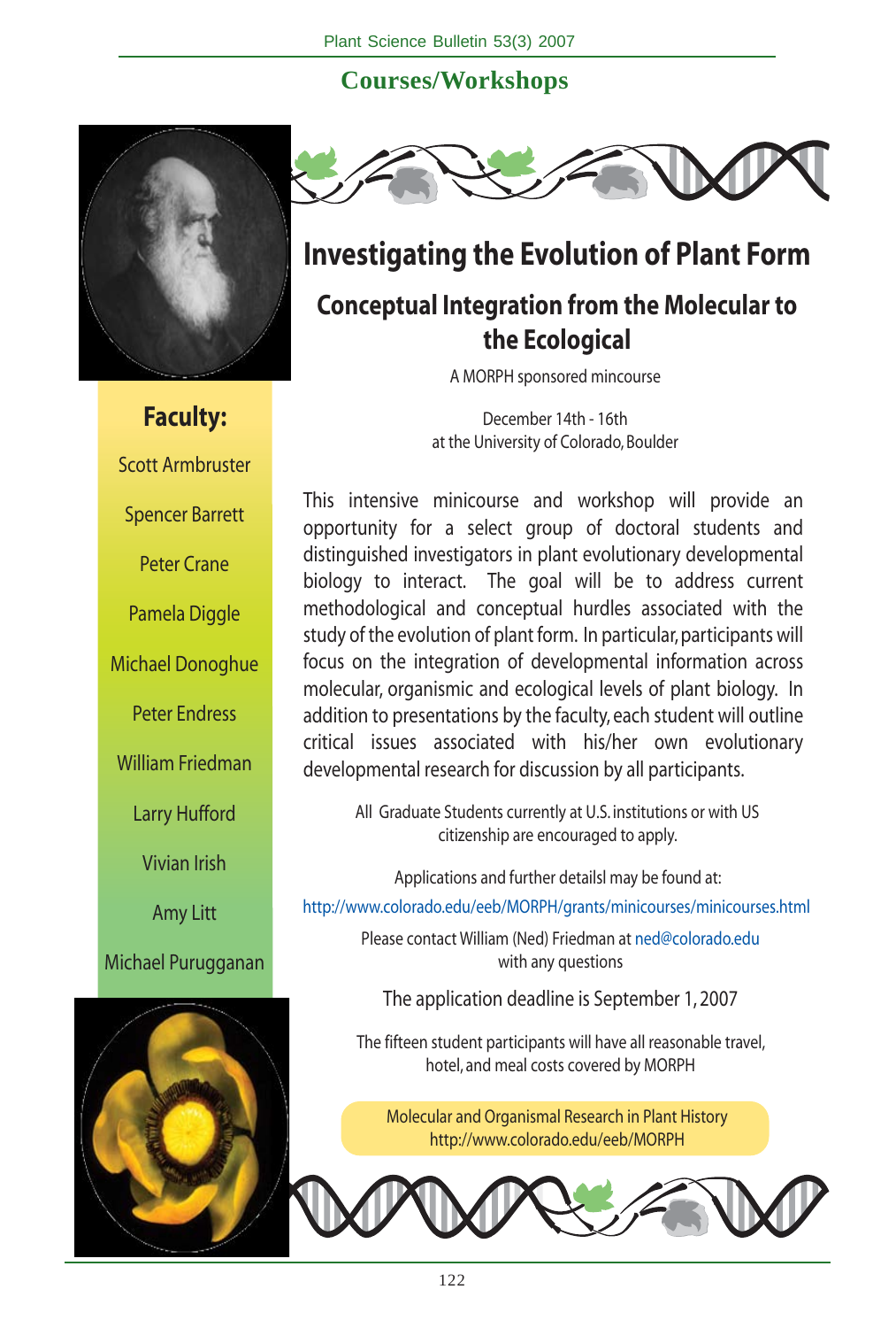## Courses/Workshops

# Investigating the Evolution of Plant Form

## Conceptual Integration from the Molecular to the Ecological

A MORPH sponsored mincourse

December 14th - 16th
at the University of Colorado, Boulder

This intensive minicourse and workshop will provide an opportunity for a select group of doctoral students and distinguished investigators in plant evolutionary developmental biology to interact. The goal will be to address current methodological and conceptual hurdles associated with the study of the evolution of plant form. In particular, participants will focus on the integration of developmental information across molecular, organismic and ecological levels of plant biology. In addition to presentations by the faculty, each student will outline critical issues associated with his/her own evolutionary developmental research for discussion by all participants.

All Graduate Students currently at U.S. institutions or with US citizenship are encouraged to apply.

Applications and further detailsl may be found at:
http://www.colorado.edu/eeb/MORPH/grants/minicourses/minicourses.html

Please contact William (Ned) Friedman at ned@colorado.edu
with any questions

The application deadline is September 1, 2007

The fifteen student participants will have all reasonable travel, hotel, and meal costs covered by MORPH

Molecular and Organismal Research in Plant History
http://www.colorado.edu/eeb/MORPH

### Faculty:

Scott Armbruster

Spencer Barrett

Peter Crane

Pamela Diggle

Michael Donoghue

Peter Endress

William Friedman

Larry Hufford

Vivian Irish

Amy Litt

Michael Purugganan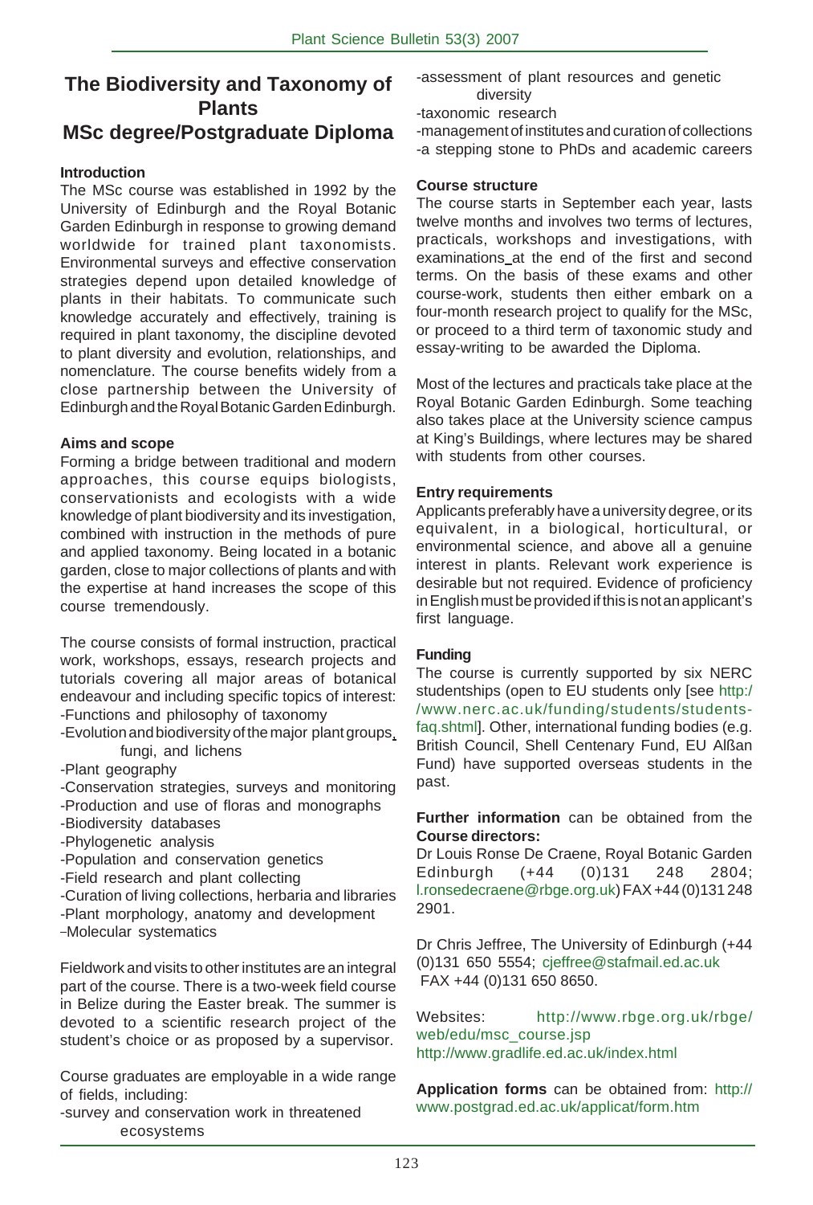# The Biodiversity and Taxonomy of Plants
# MSc degree/Postgraduate Diploma

**Introduction**

The MSc course was established in 1992 by the University of Edinburgh and the Royal Botanic Garden Edinburgh in response to growing demand worldwide for trained plant taxonomists. Environmental surveys and effective conservation strategies depend upon detailed knowledge of plants in their habitats. To communicate such knowledge accurately and effectively, training is required in plant taxonomy, the discipline devoted to plant diversity and evolution, relationships, and nomenclature. The course benefits widely from a close partnership between the University of Edinburgh and the Royal Botanic Garden Edinburgh.

**Aims and scope**

Forming a bridge between traditional and modern approaches, this course equips biologists, conservationists and ecologists with a wide knowledge of plant biodiversity and its investigation, combined with instruction in the methods of pure and applied taxonomy. Being located in a botanic garden, close to major collections of plants and with the expertise at hand increases the scope of this course tremendously.

The course consists of formal instruction, practical work, workshops, essays, research projects and tutorials covering all major areas of botanical endeavour and including specific topics of interest:

- Functions and philosophy of taxonomy
- Evolution and biodiversity of the major plant groups, fungi, and lichens
- Plant geography
- Conservation strategies, surveys and monitoring
- Production and use of floras and monographs
- Biodiversity databases
- Phylogenetic analysis
- Population and conservation genetics
- Field research and plant collecting
- Curation of living collections, herbaria and libraries
- Plant morphology, anatomy and development
- Molecular systematics

Fieldwork and visits to other institutes are an integral part of the course. There is a two-week field course in Belize during the Easter break. The summer is devoted to a scientific research project of the student's choice or as proposed by a supervisor.

Course graduates are employable in a wide range of fields, including:

- survey and conservation work in threatened ecosystems
- assessment of plant resources and genetic diversity
- taxonomic research
- management of institutes and curation of collections
- a stepping stone to PhDs and academic careers

**Course structure**

The course starts in September each year, lasts twelve months and involves two terms of lectures, practicals, workshops and investigations, with examinations at the end of the first and second terms. On the basis of these exams and other course-work, students then either embark on a four-month research project to qualify for the MSc, or proceed to a third term of taxonomic study and essay-writing to be awarded the Diploma.

Most of the lectures and practicals take place at the Royal Botanic Garden Edinburgh. Some teaching also takes place at the University science campus at King's Buildings, where lectures may be shared with students from other courses.

**Entry requirements**

Applicants preferably have a university degree, or its equivalent, in a biological, horticultural, or environmental science, and above all a genuine interest in plants. Relevant work experience is desirable but not required. Evidence of proficiency in English must be provided if this is not an applicant's first language.

**Funding**

The course is currently supported by six NERC studentships (open to EU students only [see http://www.nerc.ac.uk/funding/students/students-faq.shtml]. Other, international funding bodies (e.g. British Council, Shell Centenary Fund, EU Alßan Fund) have supported overseas students in the past.

**Further information** can be obtained from the **Course directors:**

Dr Louis Ronse De Craene, Royal Botanic Garden Edinburgh (+44 (0)131 248 2804; l.ronsedecraene@rbge.org.uk) FAX +44 (0)131 248 2901.

Dr Chris Jeffree, The University of Edinburgh (+44 (0)131 650 5554; cjeffree@stafmail.ed.ac.uk FAX +44 (0)131 650 8650.

Websites: http://www.rbge.org.uk/rbge/web/edu/msc_course.jsp
http://www.gradlife.ed.ac.uk/index.html

**Application forms** can be obtained from: http://www.postgrad.ed.ac.uk/applicat/form.htm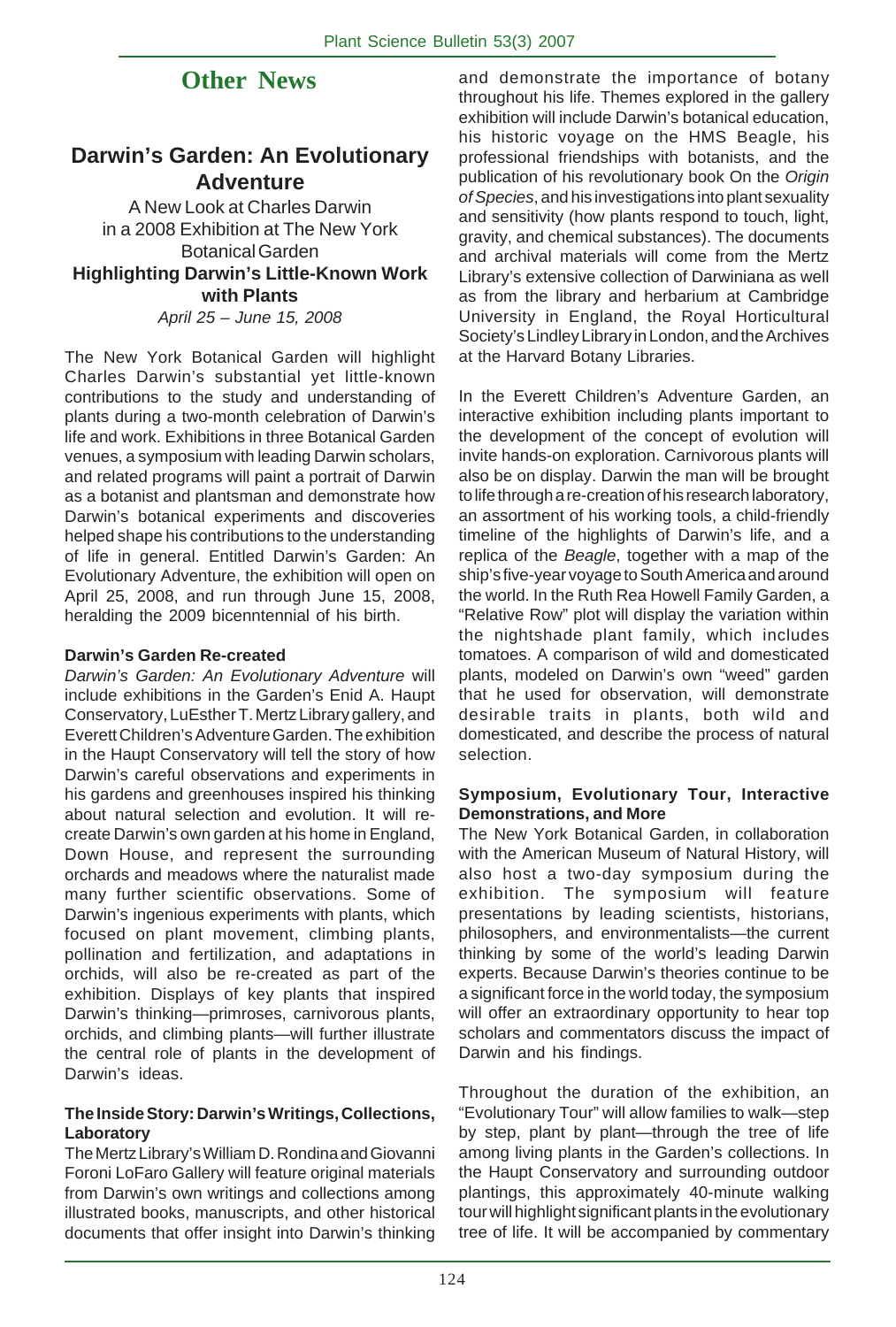# Other News

## Darwin's Garden: An Evolutionary Adventure

A New Look at Charles Darwin
in a 2008 Exhibition at The New York Botanical Garden

**Highlighting Darwin's Little-Known Work with Plants**

*April 25 – June 15, 2008*

The New York Botanical Garden will highlight Charles Darwin's substantial yet little-known contributions to the study and understanding of plants during a two-month celebration of Darwin's life and work. Exhibitions in three Botanical Garden venues, a symposium with leading Darwin scholars, and related programs will paint a portrait of Darwin as a botanist and plantsman and demonstrate how Darwin's botanical experiments and discoveries helped shape his contributions to the understanding of life in general. Entitled Darwin's Garden: An Evolutionary Adventure, the exhibition will open on April 25, 2008, and run through June 15, 2008, heralding the 2009 bicenntennial of his birth.

**Darwin's Garden Re-created**

*Darwin's Garden: An Evolutionary Adventure* will include exhibitions in the Garden's Enid A. Haupt Conservatory, LuEsther T. Mertz Library gallery, and Everett Children's Adventure Garden. The exhibition in the Haupt Conservatory will tell the story of how Darwin's careful observations and experiments in his gardens and greenhouses inspired his thinking about natural selection and evolution. It will re-create Darwin's own garden at his home in England, Down House, and represent the surrounding orchards and meadows where the naturalist made many further scientific observations. Some of Darwin's ingenious experiments with plants, which focused on plant movement, climbing plants, pollination and fertilization, and adaptations in orchids, will also be re-created as part of the exhibition. Displays of key plants that inspired Darwin's thinking—primroses, carnivorous plants, orchids, and climbing plants—will further illustrate the central role of plants in the development of Darwin's ideas.

**The Inside Story: Darwin's Writings, Collections, Laboratory**

The Mertz Library's William D. Rondina and Giovanni Foroni LoFaro Gallery will feature original materials from Darwin's own writings and collections among illustrated books, manuscripts, and other historical documents that offer insight into Darwin's thinking and demonstrate the importance of botany throughout his life. Themes explored in the gallery exhibition will include Darwin's botanical education, his historic voyage on the HMS Beagle, his professional friendships with botanists, and the publication of his revolutionary book On the *Origin of Species*, and his investigations into plant sexuality and sensitivity (how plants respond to touch, light, gravity, and chemical substances). The documents and archival materials will come from the Mertz Library's extensive collection of Darwiniana as well as from the library and herbarium at Cambridge University in England, the Royal Horticultural Society's Lindley Library in London, and the Archives at the Harvard Botany Libraries.

In the Everett Children's Adventure Garden, an interactive exhibition including plants important to the development of the concept of evolution will invite hands-on exploration. Carnivorous plants will also be on display. Darwin the man will be brought to life through a re-creation of his research laboratory, an assortment of his working tools, a child-friendly timeline of the highlights of Darwin's life, and a replica of the *Beagle*, together with a map of the ship's five-year voyage to South America and around the world. In the Ruth Rea Howell Family Garden, a "Relative Row" plot will display the variation within the nightshade plant family, which includes tomatoes. A comparison of wild and domesticated plants, modeled on Darwin's own "weed" garden that he used for observation, will demonstrate desirable traits in plants, both wild and domesticated, and describe the process of natural selection.

**Symposium, Evolutionary Tour, Interactive Demonstrations, and More**

The New York Botanical Garden, in collaboration with the American Museum of Natural History, will also host a two-day symposium during the exhibition. The symposium will feature presentations by leading scientists, historians, philosophers, and environmentalists—the current thinking by some of the world's leading Darwin experts. Because Darwin's theories continue to be a significant force in the world today, the symposium will offer an extraordinary opportunity to hear top scholars and commentators discuss the impact of Darwin and his findings.

Throughout the duration of the exhibition, an "Evolutionary Tour" will allow families to walk—step by step, plant by plant—through the tree of life among living plants in the Garden's collections. In the Haupt Conservatory and surrounding outdoor plantings, this approximately 40-minute walking tour will highlight significant plants in the evolutionary tree of life. It will be accompanied by commentary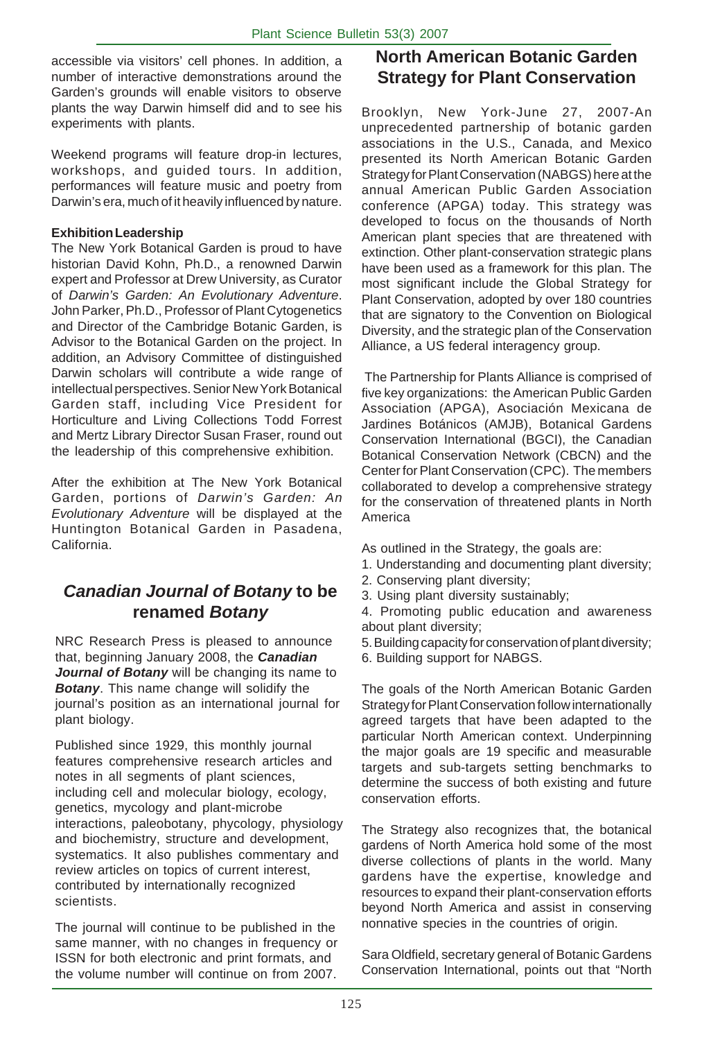accessible via visitors' cell phones. In addition, a number of interactive demonstrations around the Garden's grounds will enable visitors to observe plants the way Darwin himself did and to see his experiments with plants.

Weekend programs will feature drop-in lectures, workshops, and guided tours. In addition, performances will feature music and poetry from Darwin's era, much of it heavily influenced by nature.

**Exhibition Leadership**

The New York Botanical Garden is proud to have historian David Kohn, Ph.D., a renowned Darwin expert and Professor at Drew University, as Curator of *Darwin's Garden: An Evolutionary Adventure*. John Parker, Ph.D., Professor of Plant Cytogenetics and Director of the Cambridge Botanic Garden, is Advisor to the Botanical Garden on the project. In addition, an Advisory Committee of distinguished Darwin scholars will contribute a wide range of intellectual perspectives. Senior New York Botanical Garden staff, including Vice President for Horticulture and Living Collections Todd Forrest and Mertz Library Director Susan Fraser, round out the leadership of this comprehensive exhibition.

After the exhibition at The New York Botanical Garden, portions of *Darwin's Garden: An Evolutionary Adventure* will be displayed at the Huntington Botanical Garden in Pasadena, California.

## *Canadian Journal of Botany* to be renamed *Botany*

NRC Research Press is pleased to announce that, beginning January 2008, the ***Canadian Journal of Botany*** will be changing its name to ***Botany***. This name change will solidify the journal's position as an international journal for plant biology.

Published since 1929, this monthly journal features comprehensive research articles and notes in all segments of plant sciences, including cell and molecular biology, ecology, genetics, mycology and plant-microbe interactions, paleobotany, phycology, physiology and biochemistry, structure and development, systematics. It also publishes commentary and review articles on topics of current interest, contributed by internationally recognized scientists.

The journal will continue to be published in the same manner, with no changes in frequency or ISSN for both electronic and print formats, and the volume number will continue on from 2007.

## North American Botanic Garden Strategy for Plant Conservation

Brooklyn, New York-June 27, 2007-An unprecedented partnership of botanic garden associations in the U.S., Canada, and Mexico presented its North American Botanic Garden Strategy for Plant Conservation (NABGS) here at the annual American Public Garden Association conference (APGA) today. This strategy was developed to focus on the thousands of North American plant species that are threatened with extinction. Other plant-conservation strategic plans have been used as a framework for this plan. The most significant include the Global Strategy for Plant Conservation, adopted by over 180 countries that are signatory to the Convention on Biological Diversity, and the strategic plan of the Conservation Alliance, a US federal interagency group.

The Partnership for Plants Alliance is comprised of five key organizations: the American Public Garden Association (APGA), Asociación Mexicana de Jardines Botánicos (AMJB), Botanical Gardens Conservation International (BGCI), the Canadian Botanical Conservation Network (CBCN) and the Center for Plant Conservation (CPC). The members collaborated to develop a comprehensive strategy for the conservation of threatened plants in North America

As outlined in the Strategy, the goals are:

1. Understanding and documenting plant diversity;
2. Conserving plant diversity;
3. Using plant diversity sustainably;
4. Promoting public education and awareness about plant diversity;
5. Building capacity for conservation of plant diversity;
6. Building support for NABGS.

The goals of the North American Botanic Garden Strategy for Plant Conservation follow internationally agreed targets that have been adapted to the particular North American context. Underpinning the major goals are 19 specific and measurable targets and sub-targets setting benchmarks to determine the success of both existing and future conservation efforts.

The Strategy also recognizes that, the botanical gardens of North America hold some of the most diverse collections of plants in the world. Many gardens have the expertise, knowledge and resources to expand their plant-conservation efforts beyond North America and assist in conserving nonnative species in the countries of origin.

Sara Oldfield, secretary general of Botanic Gardens Conservation International, points out that "North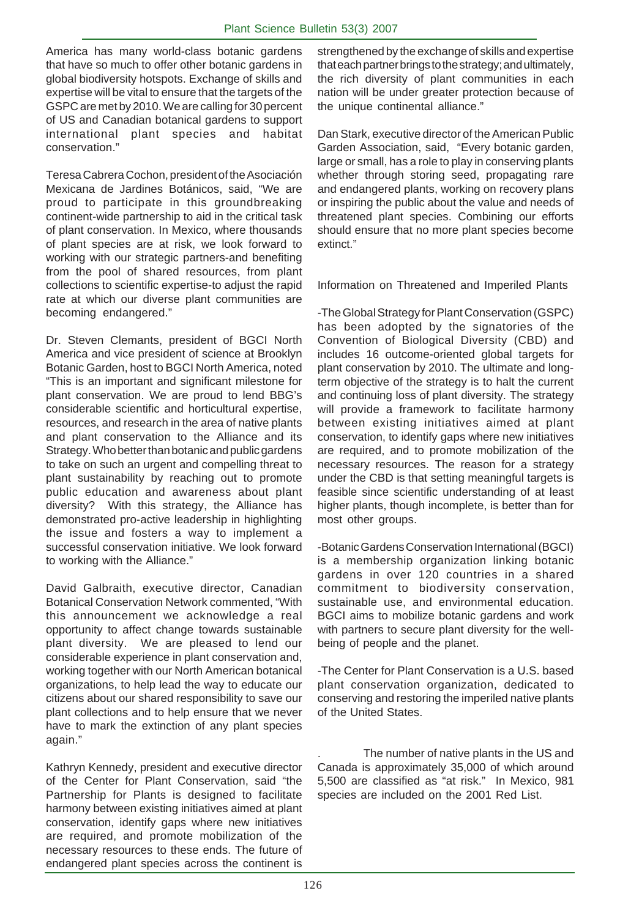America has many world-class botanic gardens that have so much to offer other botanic gardens in global biodiversity hotspots. Exchange of skills and expertise will be vital to ensure that the targets of the GSPC are met by 2010. We are calling for 30 percent of US and Canadian botanical gardens to support international plant species and habitat conservation."

Teresa Cabrera Cochon, president of the Asociación Mexicana de Jardines Botánicos, said, "We are proud to participate in this groundbreaking continent-wide partnership to aid in the critical task of plant conservation. In Mexico, where thousands of plant species are at risk, we look forward to working with our strategic partners-and benefiting from the pool of shared resources, from plant collections to scientific expertise-to adjust the rapid rate at which our diverse plant communities are becoming endangered."

Dr. Steven Clemants, president of BGCI North America and vice president of science at Brooklyn Botanic Garden, host to BGCI North America, noted "This is an important and significant milestone for plant conservation. We are proud to lend BBG's considerable scientific and horticultural expertise, resources, and research in the area of native plants and plant conservation to the Alliance and its Strategy. Who better than botanic and public gardens to take on such an urgent and compelling threat to plant sustainability by reaching out to promote public education and awareness about plant diversity? With this strategy, the Alliance has demonstrated pro-active leadership in highlighting the issue and fosters a way to implement a successful conservation initiative. We look forward to working with the Alliance."

David Galbraith, executive director, Canadian Botanical Conservation Network commented, "With this announcement we acknowledge a real opportunity to affect change towards sustainable plant diversity. We are pleased to lend our considerable experience in plant conservation and, working together with our North American botanical organizations, to help lead the way to educate our citizens about our shared responsibility to save our plant collections and to help ensure that we never have to mark the extinction of any plant species again."

Kathryn Kennedy, president and executive director of the Center for Plant Conservation, said "the Partnership for Plants is designed to facilitate harmony between existing initiatives aimed at plant conservation, identify gaps where new initiatives are required, and promote mobilization of the necessary resources to these ends. The future of endangered plant species across the continent is strengthened by the exchange of skills and expertise that each partner brings to the strategy; and ultimately, the rich diversity of plant communities in each nation will be under greater protection because of the unique continental alliance."

Dan Stark, executive director of the American Public Garden Association, said, "Every botanic garden, large or small, has a role to play in conserving plants whether through storing seed, propagating rare and endangered plants, working on recovery plans or inspiring the public about the value and needs of threatened plant species. Combining our efforts should ensure that no more plant species become extinct."

Information on Threatened and Imperiled Plants

-The Global Strategy for Plant Conservation (GSPC) has been adopted by the signatories of the Convention of Biological Diversity (CBD) and includes 16 outcome-oriented global targets for plant conservation by 2010. The ultimate and long-term objective of the strategy is to halt the current and continuing loss of plant diversity. The strategy will provide a framework to facilitate harmony between existing initiatives aimed at plant conservation, to identify gaps where new initiatives are required, and to promote mobilization of the necessary resources. The reason for a strategy under the CBD is that setting meaningful targets is feasible since scientific understanding of at least higher plants, though incomplete, is better than for most other groups.

-Botanic Gardens Conservation International (BGCI) is a membership organization linking botanic gardens in over 120 countries in a shared commitment to biodiversity conservation, sustainable use, and environmental education. BGCI aims to mobilize botanic gardens and work with partners to secure plant diversity for the well-being of people and the planet.

-The Center for Plant Conservation is a U.S. based plant conservation organization, dedicated to conserving and restoring the imperiled native plants of the United States.

. The number of native plants in the US and Canada is approximately 35,000 of which around 5,500 are classified as "at risk." In Mexico, 981 species are included on the 2001 Red List.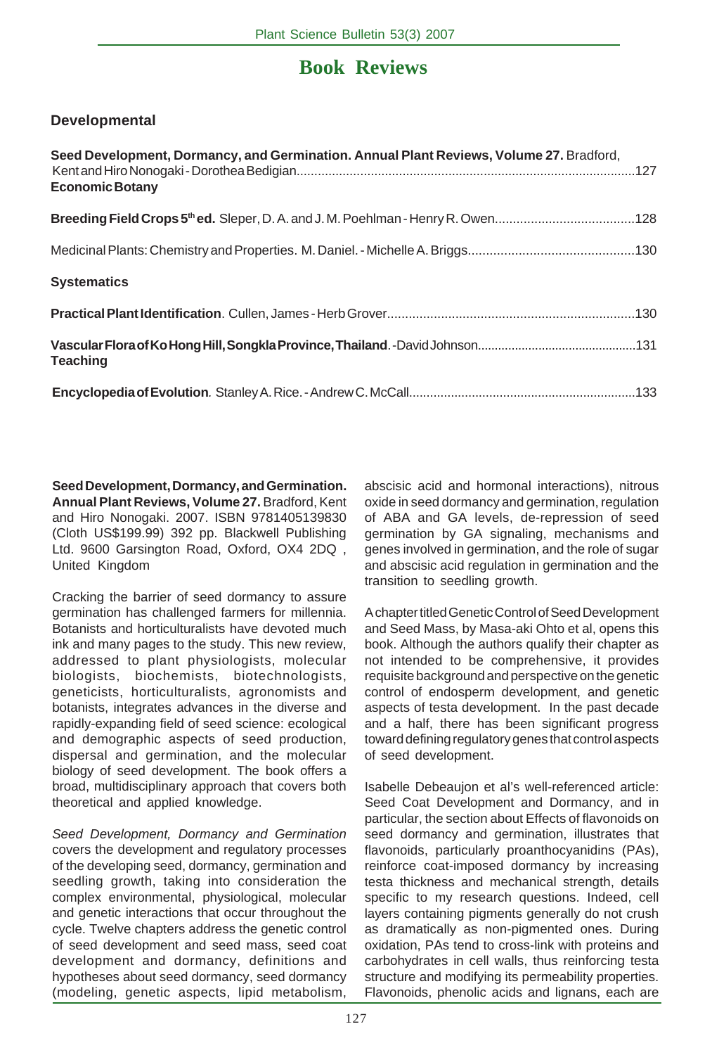# Book Reviews

### Developmental

**Seed Development, Dormancy, and Germination. Annual Plant Reviews, Volume 27.** Bradford, Kent and Hiro Nonogaki - Dorothea Bedigian................................................................................................127

### Economic Botany

**Breeding Field Crops 5th ed.** Sleper, D. A. and J. M. Poehlman - Henry R. Owen.......................................128

Medicinal Plants: Chemistry and Properties. M. Daniel. - Michelle A. Briggs..............................................130

### Systematics

**Practical Plant Identification**. Cullen, James - Herb Grover....................................................................130

**Vascular Flora of Ko Hong Hill, Songkla Province, Thailand**. -David Johnson..............................................131

### Teaching

**Encyclopedia of Evolution**. Stanley A. Rice. - Andrew C. McCall.................................................................133

**Seed Development, Dormancy, and Germination. Annual Plant Reviews, Volume 27.** Bradford, Kent and Hiro Nonogaki. 2007. ISBN 9781405139830 (Cloth US$199.99) 392 pp. Blackwell Publishing Ltd. 9600 Garsington Road, Oxford, OX4 2DQ , United Kingdom

Cracking the barrier of seed dormancy to assure germination has challenged farmers for millennia. Botanists and horticulturalists have devoted much ink and many pages to the study. This new review, addressed to plant physiologists, molecular biologists, biochemists, biotechnologists, geneticists, horticulturalists, agronomists and botanists, integrates advances in the diverse and rapidly-expanding field of seed science: ecological and demographic aspects of seed production, dispersal and germination, and the molecular biology of seed development. The book offers a broad, multidisciplinary approach that covers both theoretical and applied knowledge.

*Seed Development, Dormancy and Germination* covers the development and regulatory processes of the developing seed, dormancy, germination and seedling growth, taking into consideration the complex environmental, physiological, molecular and genetic interactions that occur throughout the cycle. Twelve chapters address the genetic control of seed development and seed mass, seed coat development and dormancy, definitions and hypotheses about seed dormancy, seed dormancy (modeling, genetic aspects, lipid metabolism, abscisic acid and hormonal interactions), nitrous oxide in seed dormancy and germination, regulation of ABA and GA levels, de-repression of seed germination by GA signaling, mechanisms and genes involved in germination, and the role of sugar and abscisic acid regulation in germination and the transition to seedling growth.

A chapter titled Genetic Control of Seed Development and Seed Mass, by Masa-aki Ohto et al, opens this book. Although the authors qualify their chapter as not intended to be comprehensive, it provides requisite background and perspective on the genetic control of endosperm development, and genetic aspects of testa development. In the past decade and a half, there has been significant progress toward defining regulatory genes that control aspects of seed development.

Isabelle Debeaujon et al's well-referenced article: Seed Coat Development and Dormancy, and in particular, the section about Effects of flavonoids on seed dormancy and germination, illustrates that flavonoids, particularly proanthocyanidins (PAs), reinforce coat-imposed dormancy by increasing testa thickness and mechanical strength, details specific to my research questions. Indeed, cell layers containing pigments generally do not crush as dramatically as non-pigmented ones. During oxidation, PAs tend to cross-link with proteins and carbohydrates in cell walls, thus reinforcing testa structure and modifying its permeability properties. Flavonoids, phenolic acids and lignans, each are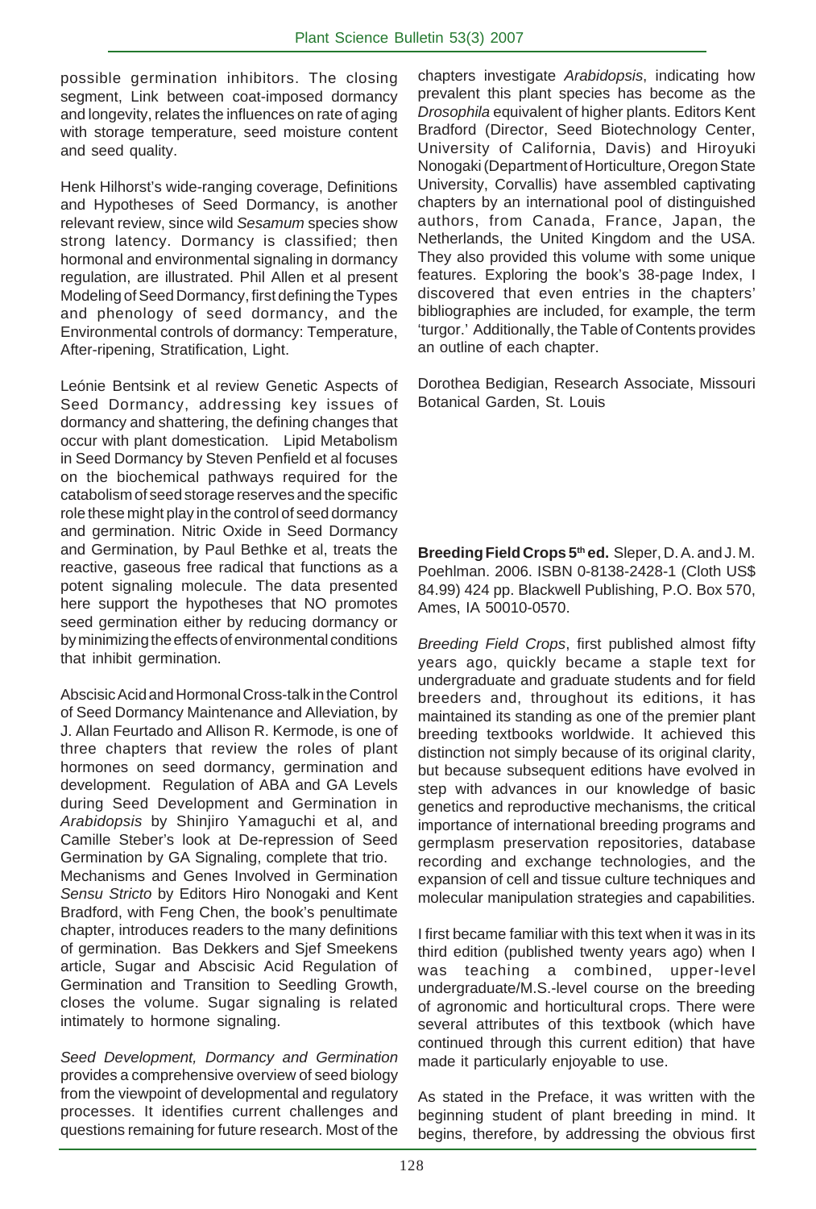possible germination inhibitors. The closing segment, Link between coat-imposed dormancy and longevity, relates the influences on rate of aging with storage temperature, seed moisture content and seed quality.

Henk Hilhorst's wide-ranging coverage, Definitions and Hypotheses of Seed Dormancy, is another relevant review, since wild *Sesamum* species show strong latency. Dormancy is classified; then hormonal and environmental signaling in dormancy regulation, are illustrated. Phil Allen et al present Modeling of Seed Dormancy, first defining the Types and phenology of seed dormancy, and the Environmental controls of dormancy: Temperature, After-ripening, Stratification, Light.

Leónie Bentsink et al review Genetic Aspects of Seed Dormancy, addressing key issues of dormancy and shattering, the defining changes that occur with plant domestication. Lipid Metabolism in Seed Dormancy by Steven Penfield et al focuses on the biochemical pathways required for the catabolism of seed storage reserves and the specific role these might play in the control of seed dormancy and germination. Nitric Oxide in Seed Dormancy and Germination, by Paul Bethke et al, treats the reactive, gaseous free radical that functions as a potent signaling molecule. The data presented here support the hypotheses that NO promotes seed germination either by reducing dormancy or by minimizing the effects of environmental conditions that inhibit germination.

Abscisic Acid and Hormonal Cross-talk in the Control of Seed Dormancy Maintenance and Alleviation, by J. Allan Feurtado and Allison R. Kermode, is one of three chapters that review the roles of plant hormones on seed dormancy, germination and development. Regulation of ABA and GA Levels during Seed Development and Germination in *Arabidopsis* by Shinjiro Yamaguchi et al, and Camille Steber's look at De-repression of Seed Germination by GA Signaling, complete that trio. Mechanisms and Genes Involved in Germination *Sensu Stricto* by Editors Hiro Nonogaki and Kent Bradford, with Feng Chen, the book's penultimate chapter, introduces readers to the many definitions of germination. Bas Dekkers and Sjef Smeekens article, Sugar and Abscisic Acid Regulation of Germination and Transition to Seedling Growth, closes the volume. Sugar signaling is related intimately to hormone signaling.

*Seed Development, Dormancy and Germination* provides a comprehensive overview of seed biology from the viewpoint of developmental and regulatory processes. It identifies current challenges and questions remaining for future research. Most of the chapters investigate *Arabidopsis*, indicating how prevalent this plant species has become as the *Drosophila* equivalent of higher plants. Editors Kent Bradford (Director, Seed Biotechnology Center, University of California, Davis) and Hiroyuki Nonogaki (Department of Horticulture, Oregon State University, Corvallis) have assembled captivating chapters by an international pool of distinguished authors, from Canada, France, Japan, the Netherlands, the United Kingdom and the USA. They also provided this volume with some unique features. Exploring the book's 38-page Index, I discovered that even entries in the chapters' bibliographies are included, for example, the term 'turgor.' Additionally, the Table of Contents provides an outline of each chapter.

Dorothea Bedigian, Research Associate, Missouri Botanical Garden, St. Louis

**Breeding Field Crops 5th ed.** Sleper, D. A. and J. M. Poehlman. 2006. ISBN 0-8138-2428-1 (Cloth US$ 84.99) 424 pp. Blackwell Publishing, P.O. Box 570, Ames, IA 50010-0570.

*Breeding Field Crops*, first published almost fifty years ago, quickly became a staple text for undergraduate and graduate students and for field breeders and, throughout its editions, it has maintained its standing as one of the premier plant breeding textbooks worldwide. It achieved this distinction not simply because of its original clarity, but because subsequent editions have evolved in step with advances in our knowledge of basic genetics and reproductive mechanisms, the critical importance of international breeding programs and germplasm preservation repositories, database recording and exchange technologies, and the expansion of cell and tissue culture techniques and molecular manipulation strategies and capabilities.

I first became familiar with this text when it was in its third edition (published twenty years ago) when I was teaching a combined, upper-level undergraduate/M.S.-level course on the breeding of agronomic and horticultural crops. There were several attributes of this textbook (which have continued through this current edition) that have made it particularly enjoyable to use.

As stated in the Preface, it was written with the beginning student of plant breeding in mind. It begins, therefore, by addressing the obvious first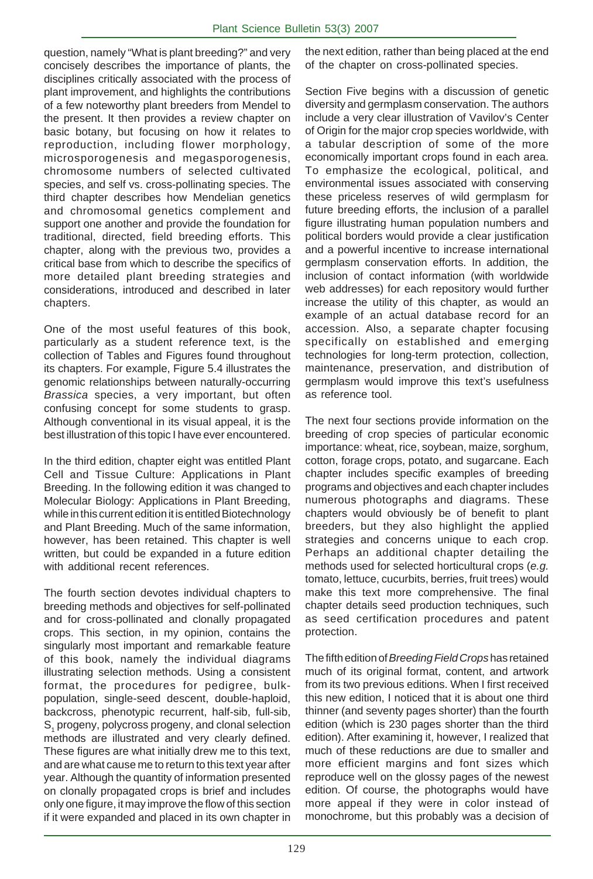question, namely "What is plant breeding?" and very concisely describes the importance of plants, the disciplines critically associated with the process of plant improvement, and highlights the contributions of a few noteworthy plant breeders from Mendel to the present. It then provides a review chapter on basic botany, but focusing on how it relates to reproduction, including flower morphology, microsporogenesis and megasporogenesis, chromosome numbers of selected cultivated species, and self vs. cross-pollinating species. The third chapter describes how Mendelian genetics and chromosomal genetics complement and support one another and provide the foundation for traditional, directed, field breeding efforts. This chapter, along with the previous two, provides a critical base from which to describe the specifics of more detailed plant breeding strategies and considerations, introduced and described in later chapters.

One of the most useful features of this book, particularly as a student reference text, is the collection of Tables and Figures found throughout its chapters. For example, Figure 5.4 illustrates the genomic relationships between naturally-occurring *Brassica* species, a very important, but often confusing concept for some students to grasp. Although conventional in its visual appeal, it is the best illustration of this topic I have ever encountered.

In the third edition, chapter eight was entitled Plant Cell and Tissue Culture: Applications in Plant Breeding. In the following edition it was changed to Molecular Biology: Applications in Plant Breeding, while in this current edition it is entitled Biotechnology and Plant Breeding. Much of the same information, however, has been retained. This chapter is well written, but could be expanded in a future edition with additional recent references.

The fourth section devotes individual chapters to breeding methods and objectives for self-pollinated and for cross-pollinated and clonally propagated crops. This section, in my opinion, contains the singularly most important and remarkable feature of this book, namely the individual diagrams illustrating selection methods. Using a consistent format, the procedures for pedigree, bulk-population, single-seed descent, double-haploid, backcross, phenotypic recurrent, half-sib, full-sib, $S_1$ progeny, polycross progeny, and clonal selection methods are illustrated and very clearly defined. These figures are what initially drew me to this text, and are what cause me to return to this text year after year. Although the quantity of information presented on clonally propagated crops is brief and includes only one figure, it may improve the flow of this section if it were expanded and placed in its own chapter in the next edition, rather than being placed at the end of the chapter on cross-pollinated species.

Section Five begins with a discussion of genetic diversity and germplasm conservation. The authors include a very clear illustration of Vavilov's Center of Origin for the major crop species worldwide, with a tabular description of some of the more economically important crops found in each area. To emphasize the ecological, political, and environmental issues associated with conserving these priceless reserves of wild germplasm for future breeding efforts, the inclusion of a parallel figure illustrating human population numbers and political borders would provide a clear justification and a powerful incentive to increase international germplasm conservation efforts. In addition, the inclusion of contact information (with worldwide web addresses) for each repository would further increase the utility of this chapter, as would an example of an actual database record for an accession. Also, a separate chapter focusing specifically on established and emerging technologies for long-term protection, collection, maintenance, preservation, and distribution of germplasm would improve this text's usefulness as reference tool.

The next four sections provide information on the breeding of crop species of particular economic importance: wheat, rice, soybean, maize, sorghum, cotton, forage crops, potato, and sugarcane. Each chapter includes specific examples of breeding programs and objectives and each chapter includes numerous photographs and diagrams. These chapters would obviously be of benefit to plant breeders, but they also highlight the applied strategies and concerns unique to each crop. Perhaps an additional chapter detailing the methods used for selected horticultural crops (*e.g.* tomato, lettuce, cucurbits, berries, fruit trees) would make this text more comprehensive. The final chapter details seed production techniques, such as seed certification procedures and patent protection.

The fifth edition of *Breeding Field Crops* has retained much of its original format, content, and artwork from its two previous editions. When I first received this new edition, I noticed that it is about one third thinner (and seventy pages shorter) than the fourth edition (which is 230 pages shorter than the third edition). After examining it, however, I realized that much of these reductions are due to smaller and more efficient margins and font sizes which reproduce well on the glossy pages of the newest edition. Of course, the photographs would have more appeal if they were in color instead of monochrome, but this probably was a decision of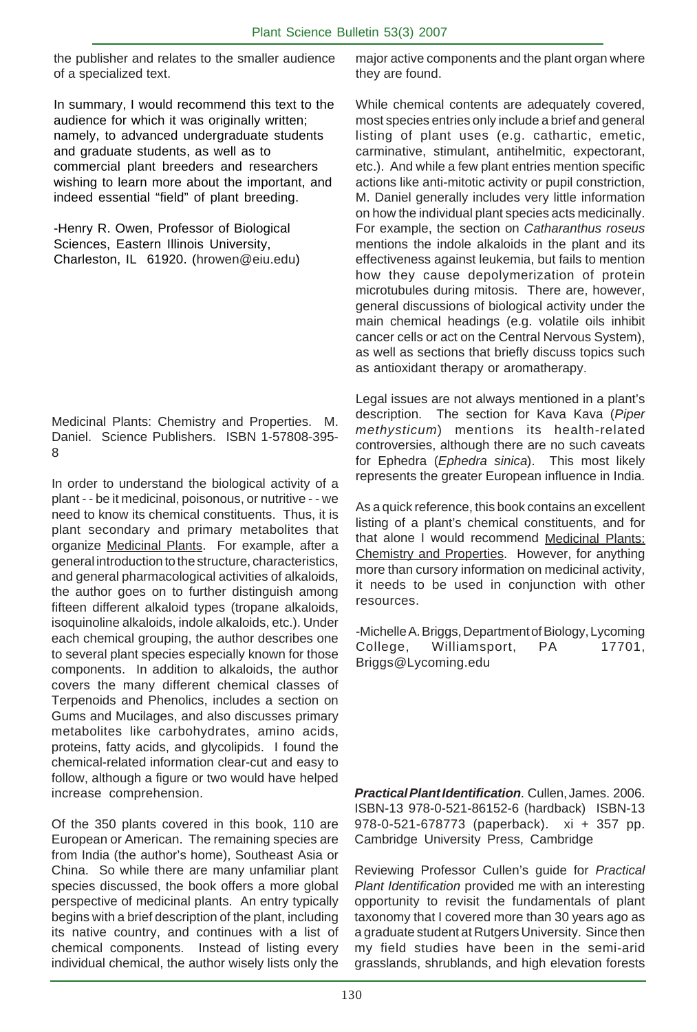the publisher and relates to the smaller audience of a specialized text.

In summary, I would recommend this text to the audience for which it was originally written; namely, to advanced undergraduate students and graduate students, as well as to commercial plant breeders and researchers wishing to learn more about the important, and indeed essential "field" of plant breeding.

-Henry R. Owen, Professor of Biological Sciences, Eastern Illinois University, Charleston, IL 61920. (hrowen@eiu.edu)

Medicinal Plants: Chemistry and Properties. M. Daniel. Science Publishers. ISBN 1-57808-395-8

In order to understand the biological activity of a plant - - be it medicinal, poisonous, or nutritive - - we need to know its chemical constituents. Thus, it is plant secondary and primary metabolites that organize Medicinal Plants. For example, after a general introduction to the structure, characteristics, and general pharmacological activities of alkaloids, the author goes on to further distinguish among fifteen different alkaloid types (tropane alkaloids, isoquinoline alkaloids, indole alkaloids, etc.). Under each chemical grouping, the author describes one to several plant species especially known for those components. In addition to alkaloids, the author covers the many different chemical classes of Terpenoids and Phenolics, includes a section on Gums and Mucilages, and also discusses primary metabolites like carbohydrates, amino acids, proteins, fatty acids, and glycolipids. I found the chemical-related information clear-cut and easy to follow, although a figure or two would have helped increase comprehension.

Of the 350 plants covered in this book, 110 are European or American. The remaining species are from India (the author's home), Southeast Asia or China. So while there are many unfamiliar plant species discussed, the book offers a more global perspective of medicinal plants. An entry typically begins with a brief description of the plant, including its native country, and continues with a list of chemical components. Instead of listing every individual chemical, the author wisely lists only the major active components and the plant organ where they are found.

While chemical contents are adequately covered, most species entries only include a brief and general listing of plant uses (e.g. cathartic, emetic, carminative, stimulant, antihelmitic, expectorant, etc.). And while a few plant entries mention specific actions like anti-mitotic activity or pupil constriction, M. Daniel generally includes very little information on how the individual plant species acts medicinally. For example, the section on *Catharanthus roseus* mentions the indole alkaloids in the plant and its effectiveness against leukemia, but fails to mention how they cause depolymerization of protein microtubules during mitosis. There are, however, general discussions of biological activity under the main chemical headings (e.g. volatile oils inhibit cancer cells or act on the Central Nervous System), as well as sections that briefly discuss topics such as antioxidant therapy or aromatherapy.

Legal issues are not always mentioned in a plant's description. The section for Kava Kava (*Piper methysticum*) mentions its health-related controversies, although there are no such caveats for Ephedra (*Ephedra sinica*). This most likely represents the greater European influence in India.

As a quick reference, this book contains an excellent listing of a plant's chemical constituents, and for that alone I would recommend Medicinal Plants: Chemistry and Properties. However, for anything more than cursory information on medicinal activity, it needs to be used in conjunction with other resources.

-Michelle A. Briggs, Department of Biology, Lycoming College, Williamsport, PA 17701, Briggs@Lycoming.edu

***Practical Plant Identification***. Cullen, James. 2006. ISBN-13 978-0-521-86152-6 (hardback) ISBN-13 978-0-521-678773 (paperback). xi + 357 pp. Cambridge University Press, Cambridge

Reviewing Professor Cullen's guide for *Practical Plant Identification* provided me with an interesting opportunity to revisit the fundamentals of plant taxonomy that I covered more than 30 years ago as a graduate student at Rutgers University. Since then my field studies have been in the semi-arid grasslands, shrublands, and high elevation forests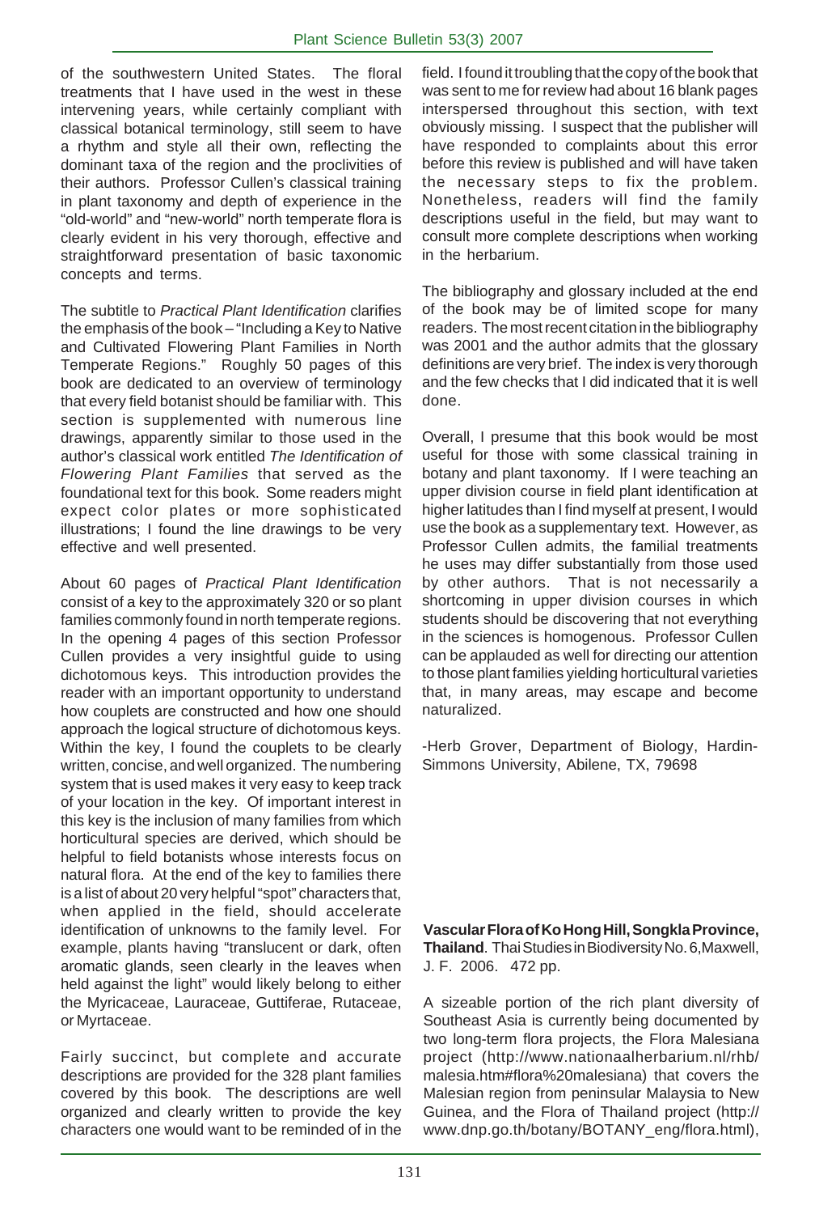of the southwestern United States. The floral treatments that I have used in the west in these intervening years, while certainly compliant with classical botanical terminology, still seem to have a rhythm and style all their own, reflecting the dominant taxa of the region and the proclivities of their authors. Professor Cullen's classical training in plant taxonomy and depth of experience in the "old-world" and "new-world" north temperate flora is clearly evident in his very thorough, effective and straightforward presentation of basic taxonomic concepts and terms.

The subtitle to *Practical Plant Identification* clarifies the emphasis of the book – "Including a Key to Native and Cultivated Flowering Plant Families in North Temperate Regions." Roughly 50 pages of this book are dedicated to an overview of terminology that every field botanist should be familiar with. This section is supplemented with numerous line drawings, apparently similar to those used in the author's classical work entitled *The Identification of Flowering Plant Families* that served as the foundational text for this book. Some readers might expect color plates or more sophisticated illustrations; I found the line drawings to be very effective and well presented.

About 60 pages of *Practical Plant Identification* consist of a key to the approximately 320 or so plant families commonly found in north temperate regions. In the opening 4 pages of this section Professor Cullen provides a very insightful guide to using dichotomous keys. This introduction provides the reader with an important opportunity to understand how couplets are constructed and how one should approach the logical structure of dichotomous keys. Within the key, I found the couplets to be clearly written, concise, and well organized. The numbering system that is used makes it very easy to keep track of your location in the key. Of important interest in this key is the inclusion of many families from which horticultural species are derived, which should be helpful to field botanists whose interests focus on natural flora. At the end of the key to families there is a list of about 20 very helpful "spot" characters that, when applied in the field, should accelerate identification of unknowns to the family level. For example, plants having "translucent or dark, often aromatic glands, seen clearly in the leaves when held against the light" would likely belong to either the Myricaceae, Lauraceae, Guttiferae, Rutaceae, or Myrtaceae.

Fairly succinct, but complete and accurate descriptions are provided for the 328 plant families covered by this book. The descriptions are well organized and clearly written to provide the key characters one would want to be reminded of in the field. I found it troubling that the copy of the book that was sent to me for review had about 16 blank pages interspersed throughout this section, with text obviously missing. I suspect that the publisher will have responded to complaints about this error before this review is published and will have taken the necessary steps to fix the problem. Nonetheless, readers will find the family descriptions useful in the field, but may want to consult more complete descriptions when working in the herbarium.

The bibliography and glossary included at the end of the book may be of limited scope for many readers. The most recent citation in the bibliography was 2001 and the author admits that the glossary definitions are very brief. The index is very thorough and the few checks that I did indicated that it is well done.

Overall, I presume that this book would be most useful for those with some classical training in botany and plant taxonomy. If I were teaching an upper division course in field plant identification at higher latitudes than I find myself at present, I would use the book as a supplementary text. However, as Professor Cullen admits, the familial treatments he uses may differ substantially from those used by other authors. That is not necessarily a shortcoming in upper division courses in which students should be discovering that not everything in the sciences is homogenous. Professor Cullen can be applauded as well for directing our attention to those plant families yielding horticultural varieties that, in many areas, may escape and become naturalized.

-Herb Grover, Department of Biology, Hardin-Simmons University, Abilene, TX, 79698

**Vascular Flora of Ko Hong Hill, Songkla Province, Thailand**. Thai Studies in Biodiversity No. 6, Maxwell, J. F. 2006. 472 pp.

A sizeable portion of the rich plant diversity of Southeast Asia is currently being documented by two long-term flora projects, the Flora Malesiana project (http://www.nationaalherbarium.nl/rhb/malesia.htm#flora%20malesiana) that covers the Malesian region from peninsular Malaysia to New Guinea, and the Flora of Thailand project (http://www.dnp.go.th/botany/BOTANY_eng/flora.html),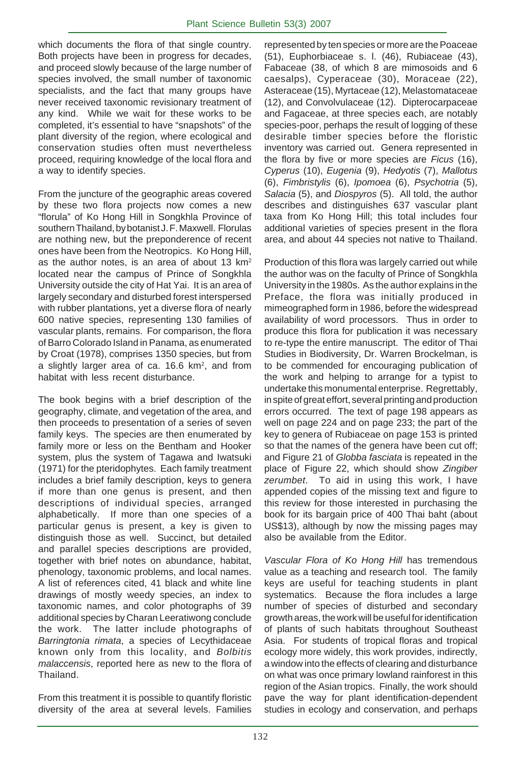which documents the flora of that single country. Both projects have been in progress for decades, and proceed slowly because of the large number of species involved, the small number of taxonomic specialists, and the fact that many groups have never received taxonomic revisionary treatment of any kind. While we wait for these works to be completed, it's essential to have "snapshots" of the plant diversity of the region, where ecological and conservation studies often must nevertheless proceed, requiring knowledge of the local flora and a way to identify species.

From the juncture of the geographic areas covered by these two flora projects now comes a new "florula" of Ko Hong Hill in Songkhla Province of southern Thailand, by botanist J. F. Maxwell. Florulas are nothing new, but the preponderence of recent ones have been from the Neotropics. Ko Hong Hill, as the author notes, is an area of about 13 km$^2$ located near the campus of Prince of Songkhla University outside the city of Hat Yai. It is an area of largely secondary and disturbed forest interspersed with rubber plantations, yet a diverse flora of nearly 600 native species, representing 130 families of vascular plants, remains. For comparison, the flora of Barro Colorado Island in Panama, as enumerated by Croat (1978), comprises 1350 species, but from a slightly larger area of ca. 16.6 km$^2$, and from habitat with less recent disturbance.

The book begins with a brief description of the geography, climate, and vegetation of the area, and then proceeds to presentation of a series of seven family keys. The species are then enumerated by family more or less on the Bentham and Hooker system, plus the system of Tagawa and Iwatsuki (1971) for the pteridophytes. Each family treatment includes a brief family description, keys to genera if more than one genus is present, and then descriptions of individual species, arranged alphabetically. If more than one species of a particular genus is present, a key is given to distinguish those as well. Succinct, but detailed and parallel species descriptions are provided, together with brief notes on abundance, habitat, phenology, taxonomic problems, and local names. A list of references cited, 41 black and white line drawings of mostly weedy species, an index to taxonomic names, and color photographs of 39 additional species by Charan Leeratiwong conclude the work. The latter include photographs of *Barringtonia rimata*, a species of Lecythidaceae known only from this locality, and *Bolbitis malaccensis*, reported here as new to the flora of Thailand.

From this treatment it is possible to quantify floristic diversity of the area at several levels. Families represented by ten species or more are the Poaceae (51), Euphorbiaceae s. l. (46), Rubiaceae (43), Fabaceae (38, of which 8 are mimosoids and 6 caesalps), Cyperaceae (30), Moraceae (22), Asteraceae (15), Myrtaceae (12), Melastomataceae (12), and Convolvulaceae (12). Dipterocarpaceae and Fagaceae, at three species each, are notably species-poor, perhaps the result of logging of these desirable timber species before the floristic inventory was carried out. Genera represented in the flora by five or more species are *Ficus* (16), *Cyperus* (10), *Eugenia* (9), *Hedyotis* (7), *Mallotus* (6), *Fimbristylis* (6), *Ipomoea* (6), *Psychotria* (5), *Salacia* (5), and *Diospyros* (5). All told, the author describes and distinguishes 637 vascular plant taxa from Ko Hong Hill; this total includes four additional varieties of species present in the flora area, and about 44 species not native to Thailand.

Production of this flora was largely carried out while the author was on the faculty of Prince of Songkhla University in the 1980s. As the author explains in the Preface, the flora was initially produced in mimeographed form in 1986, before the widespread availability of word processors. Thus in order to produce this flora for publication it was necessary to re-type the entire manuscript. The editor of Thai Studies in Biodiversity, Dr. Warren Brockelman, is to be commended for encouraging publication of the work and helping to arrange for a typist to undertake this monumental enterprise. Regrettably, in spite of great effort, several printing and production errors occurred. The text of page 198 appears as well on page 224 and on page 233; the part of the key to genera of Rubiaceae on page 153 is printed so that the names of the genera have been cut off; and Figure 21 of *Globba fasciata* is repeated in the place of Figure 22, which should show *Zingiber zerumbet*. To aid in using this work, I have appended copies of the missing text and figure to this review for those interested in purchasing the book for its bargain price of 400 Thai baht (about US$13), although by now the missing pages may also be available from the Editor.

*Vascular Flora of Ko Hong Hill* has tremendous value as a teaching and research tool. The family keys are useful for teaching students in plant systematics. Because the flora includes a large number of species of disturbed and secondary growth areas, the work will be useful for identification of plants of such habitats throughout Southeast Asia. For students of tropical floras and tropical ecology more widely, this work provides, indirectly, a window into the effects of clearing and disturbance on what was once primary lowland rainforest in this region of the Asian tropics. Finally, the work should pave the way for plant identification-dependent studies in ecology and conservation, and perhaps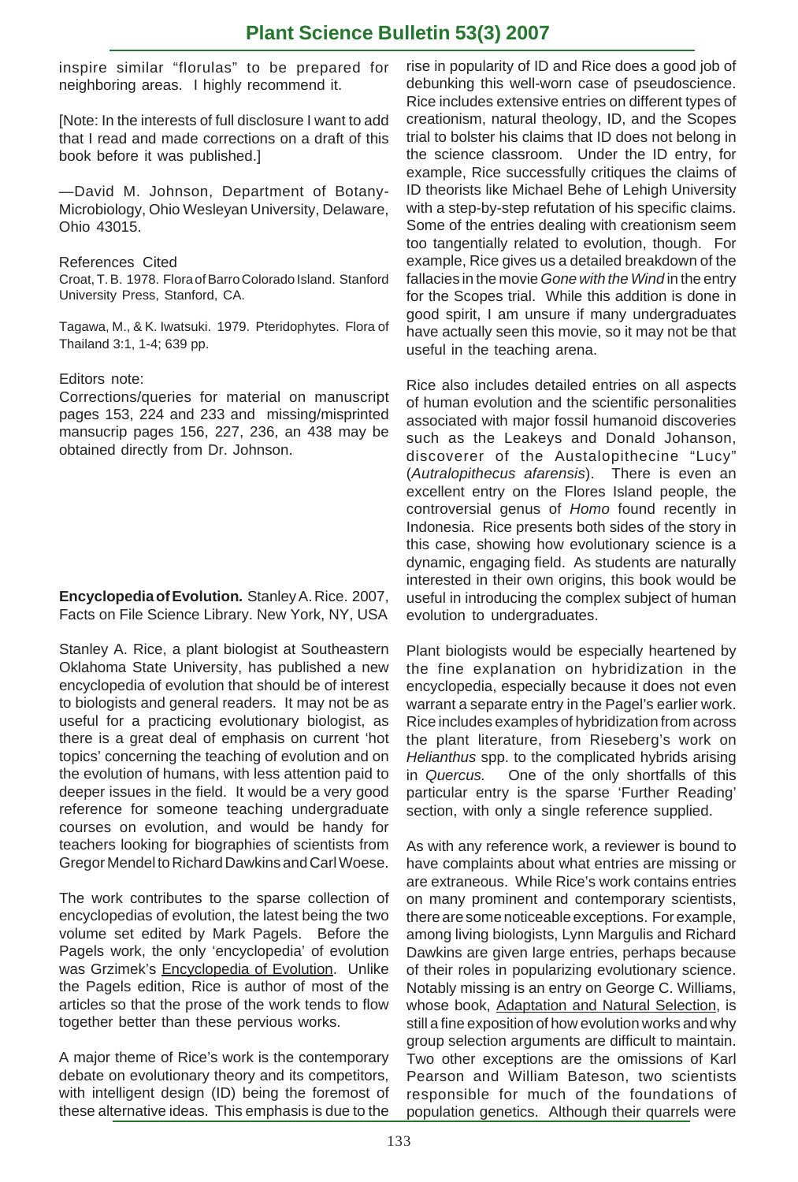inspire similar "florulas" to be prepared for neighboring areas. I highly recommend it.

[Note: In the interests of full disclosure I want to add that I read and made corrections on a draft of this book before it was published.]

—David M. Johnson, Department of Botany-Microbiology, Ohio Wesleyan University, Delaware, Ohio 43015.

References Cited

Croat, T. B. 1978. Flora of Barro Colorado Island. Stanford University Press, Stanford, CA.

Tagawa, M., & K. Iwatsuki. 1979. Pteridophytes. Flora of Thailand 3:1, 1-4; 639 pp.

Editors note:

Corrections/queries for material on manuscript pages 153, 224 and 233 and missing/misprinted mansucrip pages 156, 227, 236, an 438 may be obtained directly from Dr. Johnson.

**Encyclopedia of Evolution.** Stanley A. Rice. 2007, Facts on File Science Library. New York, NY, USA

Stanley A. Rice, a plant biologist at Southeastern Oklahoma State University, has published a new encyclopedia of evolution that should be of interest to biologists and general readers. It may not be as useful for a practicing evolutionary biologist, as there is a great deal of emphasis on current 'hot topics' concerning the teaching of evolution and on the evolution of humans, with less attention paid to deeper issues in the field. It would be a very good reference for someone teaching undergraduate courses on evolution, and would be handy for teachers looking for biographies of scientists from Gregor Mendel to Richard Dawkins and Carl Woese.

The work contributes to the sparse collection of encyclopedias of evolution, the latest being the two volume set edited by Mark Pagels. Before the Pagels work, the only 'encyclopedia' of evolution was Grzimek's Encyclopedia of Evolution. Unlike the Pagels edition, Rice is author of most of the articles so that the prose of the work tends to flow together better than these pervious works.

A major theme of Rice's work is the contemporary debate on evolutionary theory and its competitors, with intelligent design (ID) being the foremost of these alternative ideas. This emphasis is due to the rise in popularity of ID and Rice does a good job of debunking this well-worn case of pseudoscience. Rice includes extensive entries on different types of creationism, natural theology, ID, and the Scopes trial to bolster his claims that ID does not belong in the science classroom. Under the ID entry, for example, Rice successfully critiques the claims of ID theorists like Michael Behe of Lehigh University with a step-by-step refutation of his specific claims. Some of the entries dealing with creationism seem too tangentially related to evolution, though. For example, Rice gives us a detailed breakdown of the fallacies in the movie *Gone with the Wind* in the entry for the Scopes trial. While this addition is done in good spirit, I am unsure if many undergraduates have actually seen this movie, so it may not be that useful in the teaching arena.

Rice also includes detailed entries on all aspects of human evolution and the scientific personalities associated with major fossil humanoid discoveries such as the Leakeys and Donald Johanson, discoverer of the Austalopithecine "Lucy" (*Autralopithecus afarensis*). There is even an excellent entry on the Flores Island people, the controversial genus of *Homo* found recently in Indonesia. Rice presents both sides of the story in this case, showing how evolutionary science is a dynamic, engaging field. As students are naturally interested in their own origins, this book would be useful in introducing the complex subject of human evolution to undergraduates.

Plant biologists would be especially heartened by the fine explanation on hybridization in the encyclopedia, especially because it does not even warrant a separate entry in the Pagel's earlier work. Rice includes examples of hybridization from across the plant literature, from Rieseberg's work on *Helianthus* spp. to the complicated hybrids arising in *Quercus.* One of the only shortfalls of this particular entry is the sparse 'Further Reading' section, with only a single reference supplied.

As with any reference work, a reviewer is bound to have complaints about what entries are missing or are extraneous. While Rice's work contains entries on many prominent and contemporary scientists, there are some noticeable exceptions. For example, among living biologists, Lynn Margulis and Richard Dawkins are given large entries, perhaps because of their roles in popularizing evolutionary science. Notably missing is an entry on George C. Williams, whose book, Adaptation and Natural Selection, is still a fine exposition of how evolution works and why group selection arguments are difficult to maintain. Two other exceptions are the omissions of Karl Pearson and William Bateson, two scientists responsible for much of the foundations of population genetics. Although their quarrels were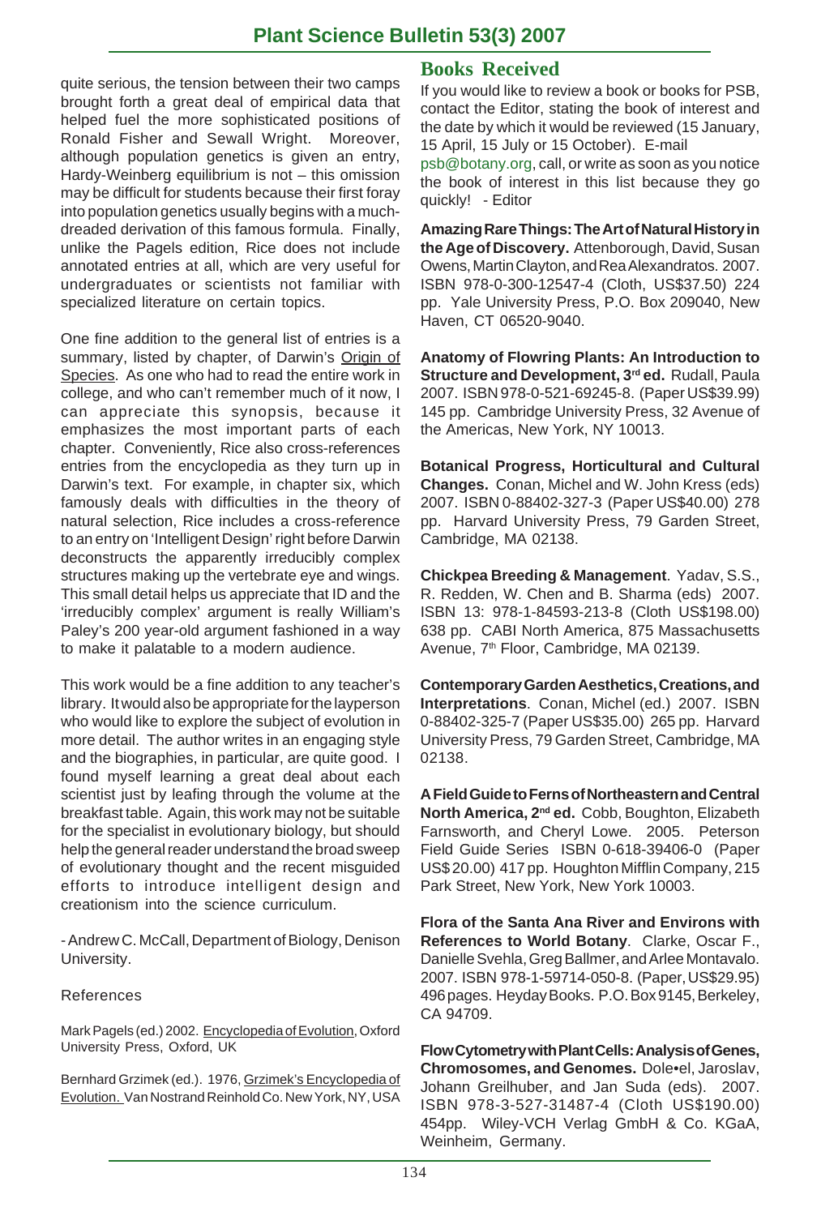quite serious, the tension between their two camps brought forth a great deal of empirical data that helped fuel the more sophisticated positions of Ronald Fisher and Sewall Wright. Moreover, although population genetics is given an entry, Hardy-Weinberg equilibrium is not – this omission may be difficult for students because their first foray into population genetics usually begins with a much-dreaded derivation of this famous formula. Finally, unlike the Pagels edition, Rice does not include annotated entries at all, which are very useful for undergraduates or scientists not familiar with specialized literature on certain topics.

One fine addition to the general list of entries is a summary, listed by chapter, of Darwin's Origin of Species. As one who had to read the entire work in college, and who can't remember much of it now, I can appreciate this synopsis, because it emphasizes the most important parts of each chapter. Conveniently, Rice also cross-references entries from the encyclopedia as they turn up in Darwin's text. For example, in chapter six, which famously deals with difficulties in the theory of natural selection, Rice includes a cross-reference to an entry on 'Intelligent Design' right before Darwin deconstructs the apparently irreducibly complex structures making up the vertebrate eye and wings. This small detail helps us appreciate that ID and the 'irreducibly complex' argument is really William's Paley's 200 year-old argument fashioned in a way to make it palatable to a modern audience.

This work would be a fine addition to any teacher's library. It would also be appropriate for the layperson who would like to explore the subject of evolution in more detail. The author writes in an engaging style and the biographies, in particular, are quite good. I found myself learning a great deal about each scientist just by leafing through the volume at the breakfast table. Again, this work may not be suitable for the specialist in evolutionary biology, but should help the general reader understand the broad sweep of evolutionary thought and the recent misguided efforts to introduce intelligent design and creationism into the science curriculum.

- Andrew C. McCall, Department of Biology, Denison University.

References

Mark Pagels (ed.) 2002. Encyclopedia of Evolution, Oxford University Press, Oxford, UK

Bernhard Grzimek (ed.). 1976, Grzimek's Encyclopedia of Evolution. Van Nostrand Reinhold Co. New York, NY, USA

## Books Received

If you would like to review a book or books for PSB, contact the Editor, stating the book of interest and the date by which it would be reviewed (15 January, 15 April, 15 July or 15 October). E-mail psb@botany.org, call, or write as soon as you notice the book of interest in this list because they go quickly! - Editor

**Amazing Rare Things: The Art of Natural History in the Age of Discovery.** Attenborough, David, Susan Owens, Martin Clayton, and Rea Alexandratos. 2007. ISBN 978-0-300-12547-4 (Cloth, US$37.50) 224 pp. Yale University Press, P.O. Box 209040, New Haven, CT 06520-9040.

**Anatomy of Flowring Plants: An Introduction to Structure and Development, 3rd ed.** Rudall, Paula 2007. ISBN 978-0-521-69245-8. (Paper US$39.99) 145 pp. Cambridge University Press, 32 Avenue of the Americas, New York, NY 10013.

**Botanical Progress, Horticultural and Cultural Changes.** Conan, Michel and W. John Kress (eds) 2007. ISBN 0-88402-327-3 (Paper US$40.00) 278 pp. Harvard University Press, 79 Garden Street, Cambridge, MA 02138.

**Chickpea Breeding & Management**. Yadav, S.S., R. Redden, W. Chen and B. Sharma (eds) 2007. ISBN 13: 978-1-84593-213-8 (Cloth US$198.00) 638 pp. CABI North America, 875 Massachusetts Avenue, 7th Floor, Cambridge, MA 02139.

**Contemporary Garden Aesthetics, Creations, and Interpretations**. Conan, Michel (ed.) 2007. ISBN 0-88402-325-7 (Paper US$35.00) 265 pp. Harvard University Press, 79 Garden Street, Cambridge, MA 02138.

**A Field Guide to Ferns of Northeastern and Central North America, 2nd ed.** Cobb, Boughton, Elizabeth Farnsworth, and Cheryl Lowe. 2005. Peterson Field Guide Series ISBN 0-618-39406-0 (Paper US$ 20.00) 417 pp. Houghton Mifflin Company, 215 Park Street, New York, New York 10003.

**Flora of the Santa Ana River and Environs with References to World Botany**. Clarke, Oscar F., Danielle Svehla, Greg Ballmer, and Arlee Montavalo. 2007. ISBN 978-1-59714-050-8. (Paper, US$29.95) 496 pages. Heyday Books. P.O. Box 9145, Berkeley, CA 94709.

**Flow Cytometry with Plant Cells: Analysis of Genes, Chromosomes, and Genomes.** Dole•el, Jaroslav, Johann Greilhuber, and Jan Suda (eds). 2007. ISBN 978-3-527-31487-4 (Cloth US$190.00) 454pp. Wiley-VCH Verlag GmbH & Co. KGaA, Weinheim, Germany.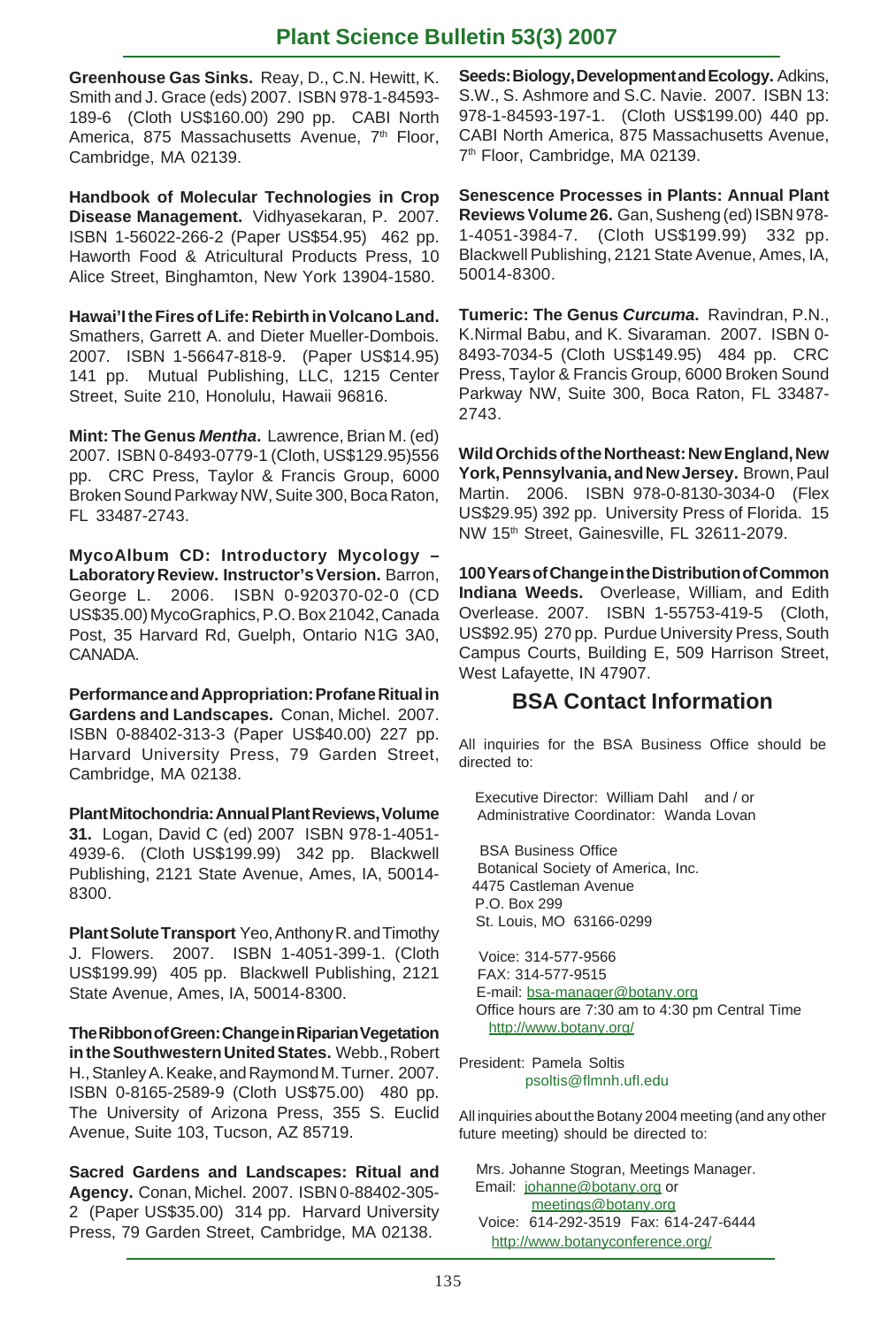**Greenhouse Gas Sinks.** Reay, D., C.N. Hewitt, K. Smith and J. Grace (eds) 2007. ISBN 978-1-84593-189-6 (Cloth US$160.00) 290 pp. CABI North America, 875 Massachusetts Avenue, 7th Floor, Cambridge, MA 02139.

**Handbook of Molecular Technologies in Crop Disease Management.** Vidhyasekaran, P. 2007. ISBN 1-56022-266-2 (Paper US$54.95) 462 pp. Haworth Food & Atricultural Products Press, 10 Alice Street, Binghamton, New York 13904-1580.

**Hawai'I the Fires of Life: Rebirth in Volcano Land.** Smathers, Garrett A. and Dieter Mueller-Dombois. 2007. ISBN 1-56647-818-9. (Paper US$14.95) 141 pp. Mutual Publishing, LLC, 1215 Center Street, Suite 210, Honolulu, Hawaii 96816.

**Mint: The Genus *Mentha*.** Lawrence, Brian M. (ed) 2007. ISBN 0-8493-0779-1 (Cloth, US$129.95)556 pp. CRC Press, Taylor & Francis Group, 6000 Broken Sound Parkway NW, Suite 300, Boca Raton, FL 33487-2743.

**MycoAlbum CD: Introductory Mycology – Laboratory Review. Instructor's Version.** Barron, George L. 2006. ISBN 0-920370-02-0 (CD US$35.00) MycoGraphics, P.O. Box 21042, Canada Post, 35 Harvard Rd, Guelph, Ontario N1G 3A0, CANADA.

**Performance and Appropriation: Profane Ritual in Gardens and Landscapes.** Conan, Michel. 2007. ISBN 0-88402-313-3 (Paper US$40.00) 227 pp. Harvard University Press, 79 Garden Street, Cambridge, MA 02138.

**Plant Mitochondria: Annual Plant Reviews, Volume 31.** Logan, David C (ed) 2007 ISBN 978-1-4051-4939-6. (Cloth US$199.99) 342 pp. Blackwell Publishing, 2121 State Avenue, Ames, IA, 50014-8300.

**Plant Solute Transport** Yeo, Anthony R. and Timothy J. Flowers. 2007. ISBN 1-4051-399-1. (Cloth US$199.99) 405 pp. Blackwell Publishing, 2121 State Avenue, Ames, IA, 50014-8300.

**The Ribbon of Green: Change in Riparian Vegetation in the Southwestern United States.** Webb., Robert H., Stanley A. Keake, and Raymond M. Turner. 2007. ISBN 0-8165-2589-9 (Cloth US$75.00) 480 pp. The University of Arizona Press, 355 S. Euclid Avenue, Suite 103, Tucson, AZ 85719.

**Sacred Gardens and Landscapes: Ritual and Agency.** Conan, Michel. 2007. ISBN 0-88402-305-2 (Paper US$35.00) 314 pp. Harvard University Press, 79 Garden Street, Cambridge, MA 02138.

**Seeds: Biology, Development and Ecology.** Adkins, S.W., S. Ashmore and S.C. Navie. 2007. ISBN 13: 978-1-84593-197-1. (Cloth US$199.00) 440 pp. CABI North America, 875 Massachusetts Avenue, 7th Floor, Cambridge, MA 02139.

**Senescence Processes in Plants: Annual Plant Reviews Volume 26.** Gan, Susheng (ed) ISBN 978-1-4051-3984-7. (Cloth US$199.99) 332 pp. Blackwell Publishing, 2121 State Avenue, Ames, IA, 50014-8300.

**Tumeric: The Genus *Curcuma*.** Ravindran, P.N., K.Nirmal Babu, and K. Sivaraman. 2007. ISBN 0-8493-7034-5 (Cloth US$149.95) 484 pp. CRC Press, Taylor & Francis Group, 6000 Broken Sound Parkway NW, Suite 300, Boca Raton, FL 33487-2743.

**Wild Orchids of the Northeast: New England, New York, Pennsylvania, and New Jersey.** Brown, Paul Martin. 2006. ISBN 978-0-8130-3034-0 (Flex US$29.95) 392 pp. University Press of Florida. 15 NW 15th Street, Gainesville, FL 32611-2079.

**100 Years of Change in the Distribution of Common Indiana Weeds.** Overlease, William, and Edith Overlease. 2007. ISBN 1-55753-419-5 (Cloth, US$92.95) 270 pp. Purdue University Press, South Campus Courts, Building E, 509 Harrison Street, West Lafayette, IN 47907.

## BSA Contact Information

All inquiries for the BSA Business Office should be directed to:

Executive Director: William Dahl and / or
Administrative Coordinator: Wanda Lovan

BSA Business Office
Botanical Society of America, Inc.
4475 Castleman Avenue
P.O. Box 299
St. Louis, MO 63166-0299

Voice: 314-577-9566
FAX: 314-577-9515
E-mail: bsa-manager@botany.org
Office hours are 7:30 am to 4:30 pm Central Time
http://www.botany.org/

President: Pamela Soltis
psoltis@flmnh.ufl.edu

All inquiries about the Botany 2004 meeting (and any other future meeting) should be directed to:

Mrs. Johanne Stogran, Meetings Manager.
Email: johanne@botany.org or
meetings@botany.org
Voice: 614-292-3519 Fax: 614-247-6444
http://www.botanyconference.org/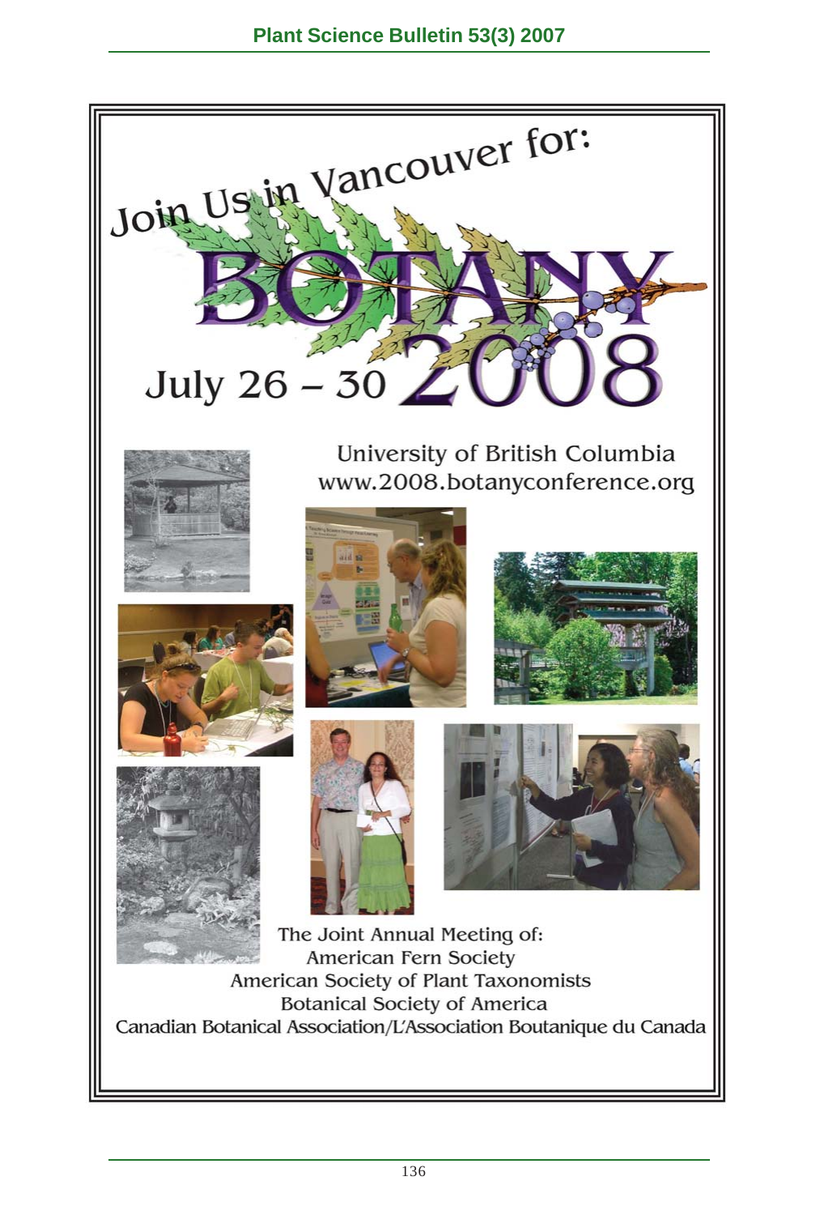Join Us in Vancouver for:

# BOTANY 2008

July 26 – 30

University of British Columbia
www.2008.botanyconference.org

The Joint Annual Meeting of:
American Fern Society
American Society of Plant Taxonomists
Botanical Society of America
Canadian Botanical Association/L'Association Boutanique du Canada